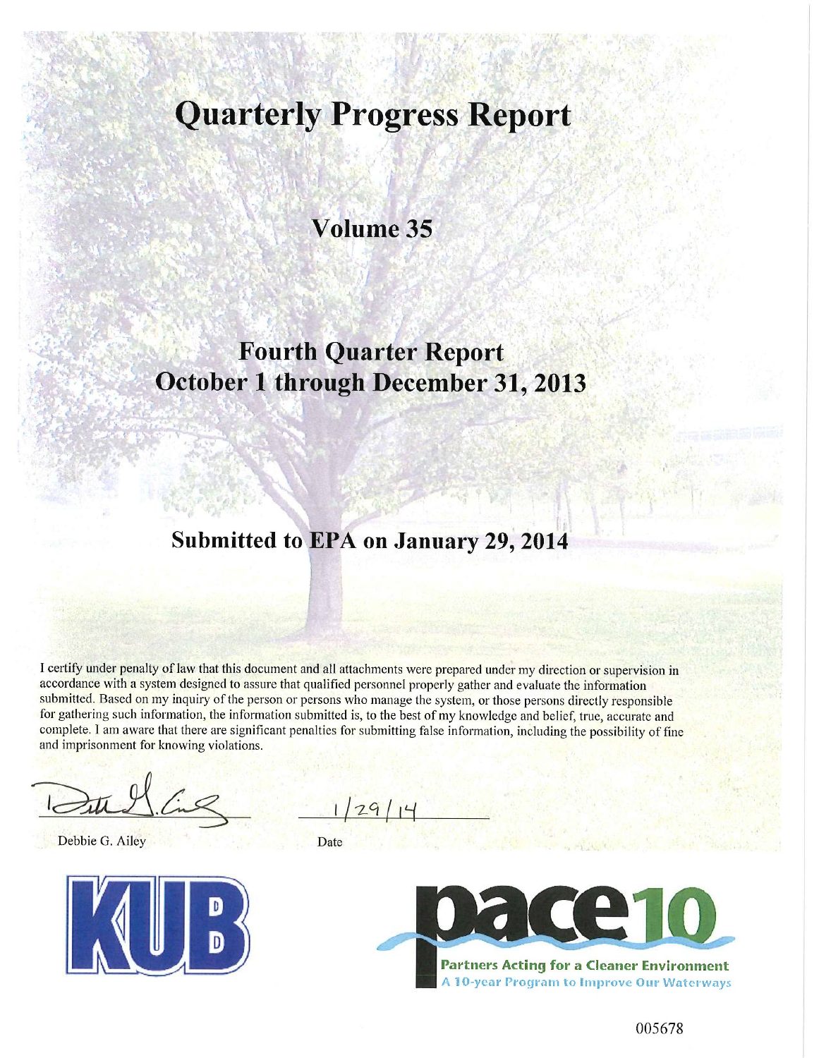# Quarterly Progress Report

## Volume 35

## Fourth Quarter Report
## October 1 through December 31, 2013

## Submitted to EPA on January 29, 2014

I certify under penalty of law that this document and all attachments were prepared under my direction or supervision in accordance with a system designed to assure that qualified personnel properly gather and evaluate the information submitted. Based on my inquiry of the person or persons who manage the system, or those persons directly responsible for gathering such information, the information submitted is, to the best of my knowledge and belief, true, accurate and complete. I am aware that there are significant penalties for submitting false information, including the possibility of fine and imprisonment for knowing violations.

Debbie G. Ailey

Date: 1/29/14

KUB

pace10
Partners Acting for a Cleaner Environment
A 10-year Program to Improve Our Waterways

005678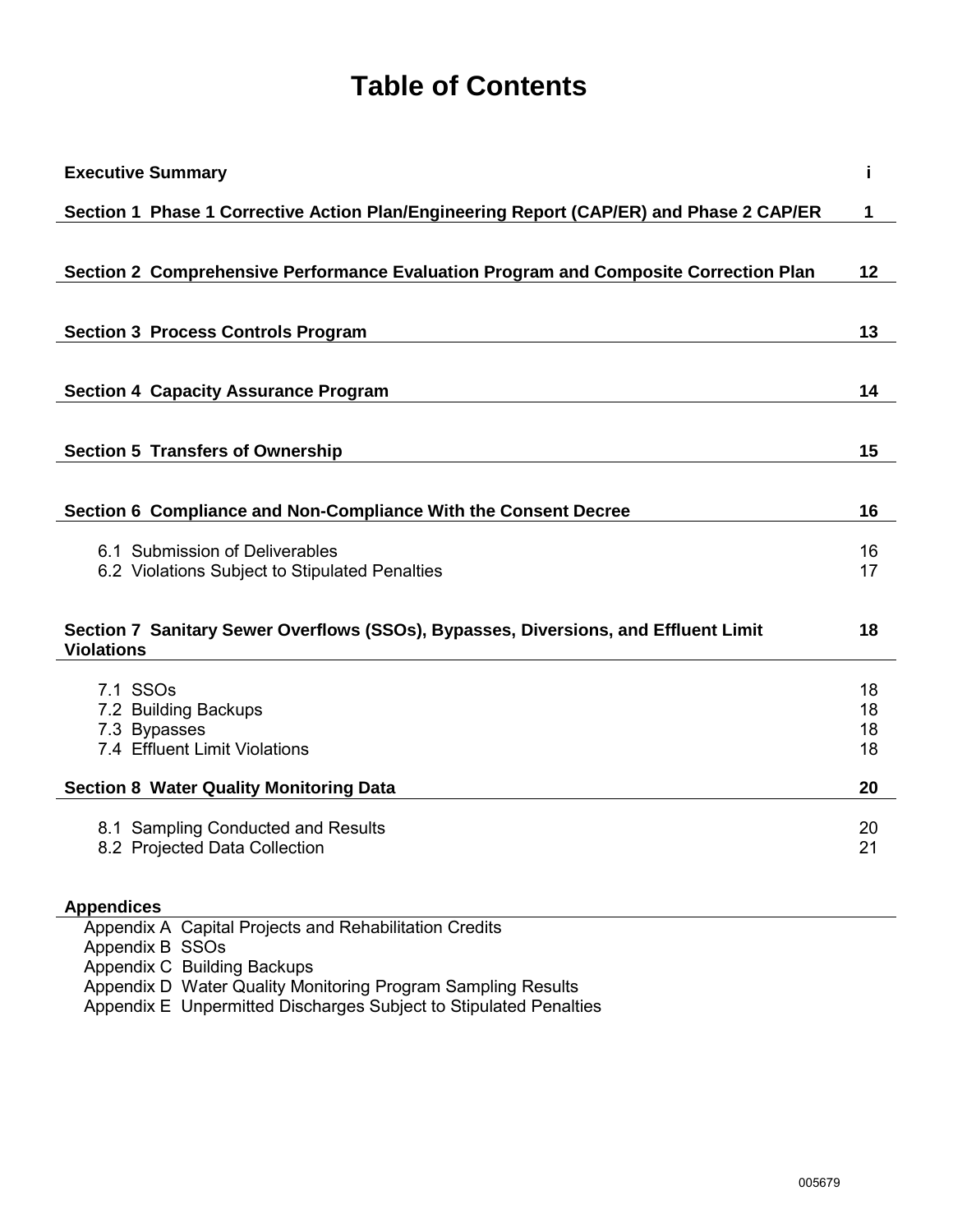# Table of Contents

| | |
|---|---|
| **Executive Summary** | **i** |
| **Section 1 Phase 1 Corrective Action Plan/Engineering Report (CAP/ER) and Phase 2 CAP/ER** | **1** |
| **Section 2 Comprehensive Performance Evaluation Program and Composite Correction Plan** | **12** |
| **Section 3 Process Controls Program** | **13** |
| **Section 4 Capacity Assurance Program** | **14** |
| **Section 5 Transfers of Ownership** | **15** |
| **Section 6 Compliance and Non-Compliance With the Consent Decree** | **16** |
| 6.1 Submission of Deliverables | 16 |
| 6.2 Violations Subject to Stipulated Penalties | 17 |
| **Section 7 Sanitary Sewer Overflows (SSOs), Bypasses, Diversions, and Effluent Limit Violations** | **18** |
| 7.1 SSOs | 18 |
| 7.2 Building Backups | 18 |
| 7.3 Bypasses | 18 |
| 7.4 Effluent Limit Violations | 18 |
| **Section 8 Water Quality Monitoring Data** | **20** |
| 8.1 Sampling Conducted and Results | 20 |
| 8.2 Projected Data Collection | 21 |

**Appendices**

- Appendix A Capital Projects and Rehabilitation Credits
- Appendix B SSOs
- Appendix C Building Backups
- Appendix D Water Quality Monitoring Program Sampling Results
- Appendix E Unpermitted Discharges Subject to Stipulated Penalties

005679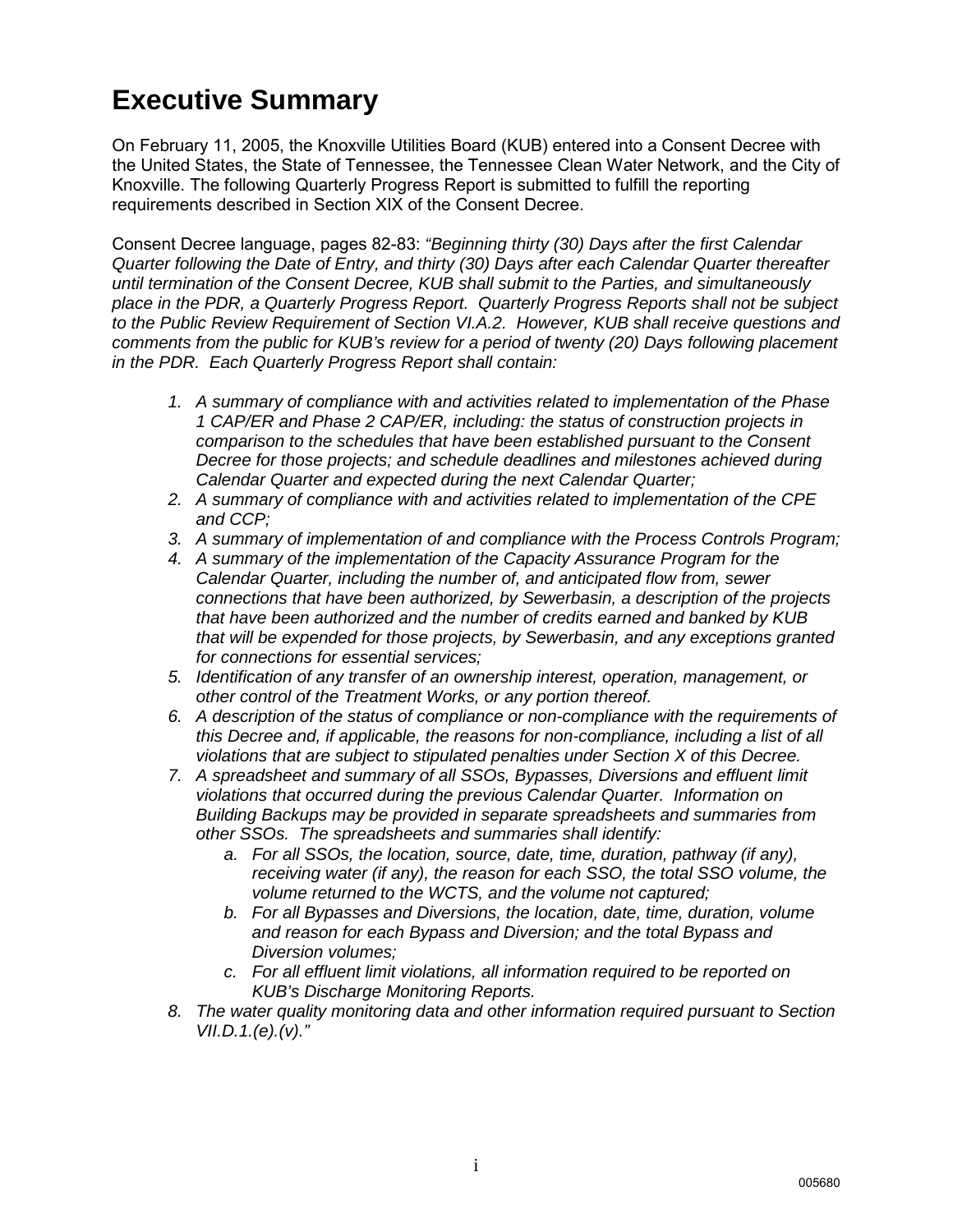# Executive Summary

On February 11, 2005, the Knoxville Utilities Board (KUB) entered into a Consent Decree with the United States, the State of Tennessee, the Tennessee Clean Water Network, and the City of Knoxville. The following Quarterly Progress Report is submitted to fulfill the reporting requirements described in Section XIX of the Consent Decree.

Consent Decree language, pages 82-83: *"Beginning thirty (30) Days after the first Calendar Quarter following the Date of Entry, and thirty (30) Days after each Calendar Quarter thereafter until termination of the Consent Decree, KUB shall submit to the Parties, and simultaneously place in the PDR, a Quarterly Progress Report. Quarterly Progress Reports shall not be subject to the Public Review Requirement of Section VI.A.2. However, KUB shall receive questions and comments from the public for KUB's review for a period of twenty (20) Days following placement in the PDR. Each Quarterly Progress Report shall contain:*

1. *A summary of compliance with and activities related to implementation of the Phase 1 CAP/ER and Phase 2 CAP/ER, including: the status of construction projects in comparison to the schedules that have been established pursuant to the Consent Decree for those projects; and schedule deadlines and milestones achieved during Calendar Quarter and expected during the next Calendar Quarter;*
2. *A summary of compliance with and activities related to implementation of the CPE and CCP;*
3. *A summary of implementation of and compliance with the Process Controls Program;*
4. *A summary of the implementation of the Capacity Assurance Program for the Calendar Quarter, including the number of, and anticipated flow from, sewer connections that have been authorized, by Sewerbasin, a description of the projects that have been authorized and the number of credits earned and banked by KUB that will be expended for those projects, by Sewerbasin, and any exceptions granted for connections for essential services;*
5. *Identification of any transfer of an ownership interest, operation, management, or other control of the Treatment Works, or any portion thereof.*
6. *A description of the status of compliance or non-compliance with the requirements of this Decree and, if applicable, the reasons for non-compliance, including a list of all violations that are subject to stipulated penalties under Section X of this Decree.*
7. *A spreadsheet and summary of all SSOs, Bypasses, Diversions and effluent limit violations that occurred during the previous Calendar Quarter. Information on Building Backups may be provided in separate spreadsheets and summaries from other SSOs. The spreadsheets and summaries shall identify:*
   a. *For all SSOs, the location, source, date, time, duration, pathway (if any), receiving water (if any), the reason for each SSO, the total SSO volume, the volume returned to the WCTS, and the volume not captured;*
   b. *For all Bypasses and Diversions, the location, date, time, duration, volume and reason for each Bypass and Diversion; and the total Bypass and Diversion volumes;*
   c. *For all effluent limit violations, all information required to be reported on KUB's Discharge Monitoring Reports.*
8. *The water quality monitoring data and other information required pursuant to Section VII.D.1.(e).(v)."*

005680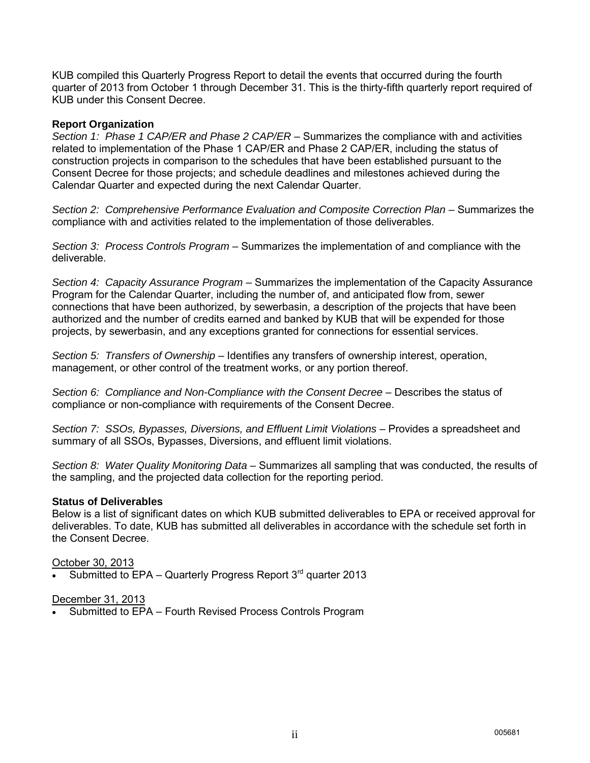KUB compiled this Quarterly Progress Report to detail the events that occurred during the fourth quarter of 2013 from October 1 through December 31. This is the thirty-fifth quarterly report required of KUB under this Consent Decree.

**Report Organization**

*Section 1: Phase 1 CAP/ER and Phase 2 CAP/ER* – Summarizes the compliance with and activities related to implementation of the Phase 1 CAP/ER and Phase 2 CAP/ER, including the status of construction projects in comparison to the schedules that have been established pursuant to the Consent Decree for those projects; and schedule deadlines and milestones achieved during the Calendar Quarter and expected during the next Calendar Quarter.

*Section 2: Comprehensive Performance Evaluation and Composite Correction Plan* – Summarizes the compliance with and activities related to the implementation of those deliverables.

*Section 3: Process Controls Program* – Summarizes the implementation of and compliance with the deliverable.

*Section 4: Capacity Assurance Program* – Summarizes the implementation of the Capacity Assurance Program for the Calendar Quarter, including the number of, and anticipated flow from, sewer connections that have been authorized, by sewerbasin, a description of the projects that have been authorized and the number of credits earned and banked by KUB that will be expended for those projects, by sewerbasin, and any exceptions granted for connections for essential services.

*Section 5: Transfers of Ownership* – Identifies any transfers of ownership interest, operation, management, or other control of the treatment works, or any portion thereof.

*Section 6: Compliance and Non-Compliance with the Consent Decree* – Describes the status of compliance or non-compliance with requirements of the Consent Decree.

*Section 7: SSOs, Bypasses, Diversions, and Effluent Limit Violations* – Provides a spreadsheet and summary of all SSOs, Bypasses, Diversions, and effluent limit violations.

*Section 8: Water Quality Monitoring Data* – Summarizes all sampling that was conducted, the results of the sampling, and the projected data collection for the reporting period.

**Status of Deliverables**

Below is a list of significant dates on which KUB submitted deliverables to EPA or received approval for deliverables. To date, KUB has submitted all deliverables in accordance with the schedule set forth in the Consent Decree.

October 30, 2013

- Submitted to EPA – Quarterly Progress Report 3rd quarter 2013

December 31, 2013

- Submitted to EPA – Fourth Revised Process Controls Program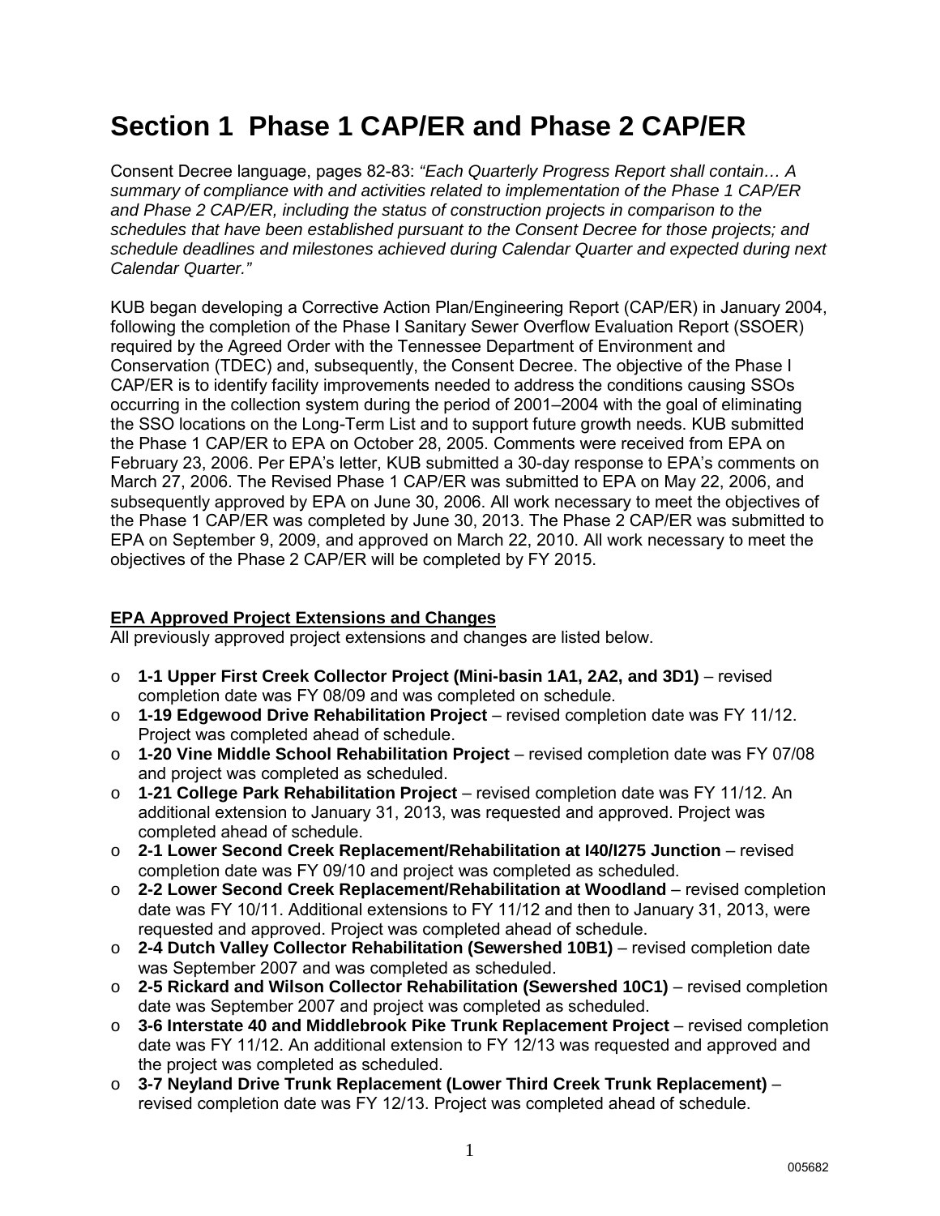# Section 1 Phase 1 CAP/ER and Phase 2 CAP/ER

Consent Decree language, pages 82-83: *"Each Quarterly Progress Report shall contain… A summary of compliance with and activities related to implementation of the Phase 1 CAP/ER and Phase 2 CAP/ER, including the status of construction projects in comparison to the schedules that have been established pursuant to the Consent Decree for those projects; and schedule deadlines and milestones achieved during Calendar Quarter and expected during next Calendar Quarter."*

KUB began developing a Corrective Action Plan/Engineering Report (CAP/ER) in January 2004, following the completion of the Phase I Sanitary Sewer Overflow Evaluation Report (SSOER) required by the Agreed Order with the Tennessee Department of Environment and Conservation (TDEC) and, subsequently, the Consent Decree. The objective of the Phase I CAP/ER is to identify facility improvements needed to address the conditions causing SSOs occurring in the collection system during the period of 2001–2004 with the goal of eliminating the SSO locations on the Long-Term List and to support future growth needs. KUB submitted the Phase 1 CAP/ER to EPA on October 28, 2005. Comments were received from EPA on February 23, 2006. Per EPA's letter, KUB submitted a 30-day response to EPA's comments on March 27, 2006. The Revised Phase 1 CAP/ER was submitted to EPA on May 22, 2006, and subsequently approved by EPA on June 30, 2006. All work necessary to meet the objectives of the Phase 1 CAP/ER was completed by June 30, 2013. The Phase 2 CAP/ER was submitted to EPA on September 9, 2009, and approved on March 22, 2010. All work necessary to meet the objectives of the Phase 2 CAP/ER will be completed by FY 2015.

**EPA Approved Project Extensions and Changes**

All previously approved project extensions and changes are listed below.

- **1-1 Upper First Creek Collector Project (Mini-basin 1A1, 2A2, and 3D1)** – revised completion date was FY 08/09 and was completed on schedule.
- **1-19 Edgewood Drive Rehabilitation Project** – revised completion date was FY 11/12. Project was completed ahead of schedule.
- **1-20 Vine Middle School Rehabilitation Project** – revised completion date was FY 07/08 and project was completed as scheduled.
- **1-21 College Park Rehabilitation Project** – revised completion date was FY 11/12. An additional extension to January 31, 2013, was requested and approved. Project was completed ahead of schedule.
- **2-1 Lower Second Creek Replacement/Rehabilitation at I40/I275 Junction** – revised completion date was FY 09/10 and project was completed as scheduled.
- **2-2 Lower Second Creek Replacement/Rehabilitation at Woodland** – revised completion date was FY 10/11. Additional extensions to FY 11/12 and then to January 31, 2013, were requested and approved. Project was completed ahead of schedule.
- **2-4 Dutch Valley Collector Rehabilitation (Sewershed 10B1)** – revised completion date was September 2007 and was completed as scheduled.
- **2-5 Rickard and Wilson Collector Rehabilitation (Sewershed 10C1)** – revised completion date was September 2007 and project was completed as scheduled.
- **3-6 Interstate 40 and Middlebrook Pike Trunk Replacement Project** – revised completion date was FY 11/12. An additional extension to FY 12/13 was requested and approved and the project was completed as scheduled.
- **3-7 Neyland Drive Trunk Replacement (Lower Third Creek Trunk Replacement)** – revised completion date was FY 12/13. Project was completed ahead of schedule.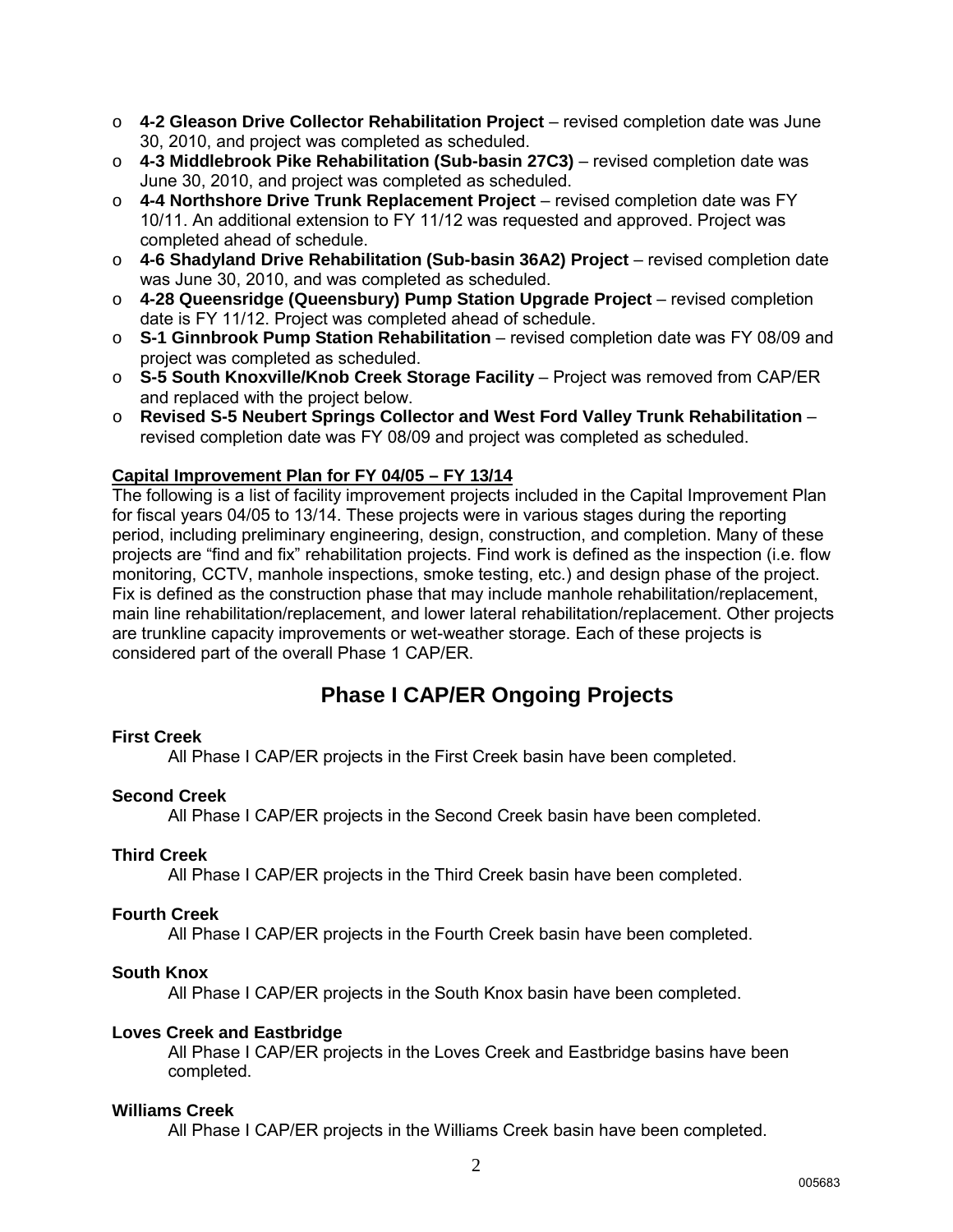- **4-2 Gleason Drive Collector Rehabilitation Project** – revised completion date was June 30, 2010, and project was completed as scheduled.
- **4-3 Middlebrook Pike Rehabilitation (Sub-basin 27C3)** – revised completion date was June 30, 2010, and project was completed as scheduled.
- **4-4 Northshore Drive Trunk Replacement Project** – revised completion date was FY 10/11. An additional extension to FY 11/12 was requested and approved. Project was completed ahead of schedule.
- **4-6 Shadyland Drive Rehabilitation (Sub-basin 36A2) Project** – revised completion date was June 30, 2010, and was completed as scheduled.
- **4-28 Queensridge (Queensbury) Pump Station Upgrade Project** – revised completion date is FY 11/12. Project was completed ahead of schedule.
- **S-1 Ginnbrook Pump Station Rehabilitation** – revised completion date was FY 08/09 and project was completed as scheduled.
- **S-5 South Knoxville/Knob Creek Storage Facility** – Project was removed from CAP/ER and replaced with the project below.
- **Revised S-5 Neubert Springs Collector and West Ford Valley Trunk Rehabilitation** – revised completion date was FY 08/09 and project was completed as scheduled.

**Capital Improvement Plan for FY 04/05 – FY 13/14**

The following is a list of facility improvement projects included in the Capital Improvement Plan for fiscal years 04/05 to 13/14. These projects were in various stages during the reporting period, including preliminary engineering, design, construction, and completion. Many of these projects are "find and fix" rehabilitation projects. Find work is defined as the inspection (i.e. flow monitoring, CCTV, manhole inspections, smoke testing, etc.) and design phase of the project. Fix is defined as the construction phase that may include manhole rehabilitation/replacement, main line rehabilitation/replacement, and lower lateral rehabilitation/replacement. Other projects are trunkline capacity improvements or wet-weather storage. Each of these projects is considered part of the overall Phase 1 CAP/ER.

# Phase I CAP/ER Ongoing Projects

**First Creek**

All Phase I CAP/ER projects in the First Creek basin have been completed.

**Second Creek**

All Phase I CAP/ER projects in the Second Creek basin have been completed.

**Third Creek**

All Phase I CAP/ER projects in the Third Creek basin have been completed.

**Fourth Creek**

All Phase I CAP/ER projects in the Fourth Creek basin have been completed.

**South Knox**

All Phase I CAP/ER projects in the South Knox basin have been completed.

**Loves Creek and Eastbridge**

All Phase I CAP/ER projects in the Loves Creek and Eastbridge basins have been completed.

**Williams Creek**

All Phase I CAP/ER projects in the Williams Creek basin have been completed.

005683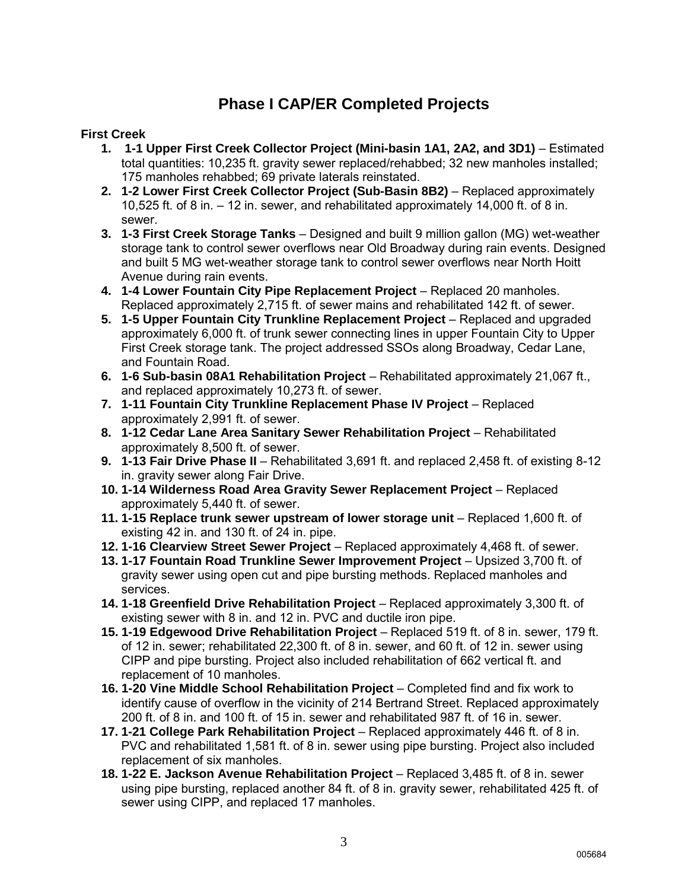# Phase I CAP/ER Completed Projects

**First Creek**

1. **1-1 Upper First Creek Collector Project (Mini-basin 1A1, 2A2, and 3D1)** – Estimated total quantities: 10,235 ft. gravity sewer replaced/rehabbed; 32 new manholes installed; 175 manholes rehabbed; 69 private laterals reinstated.
2. **1-2 Lower First Creek Collector Project (Sub-Basin 8B2)** – Replaced approximately 10,525 ft. of 8 in. – 12 in. sewer, and rehabilitated approximately 14,000 ft. of 8 in. sewer.
3. **1-3 First Creek Storage Tanks** – Designed and built 9 million gallon (MG) wet-weather storage tank to control sewer overflows near Old Broadway during rain events. Designed and built 5 MG wet-weather storage tank to control sewer overflows near North Hoitt Avenue during rain events.
4. **1-4 Lower Fountain City Pipe Replacement Project** – Replaced 20 manholes. Replaced approximately 2,715 ft. of sewer mains and rehabilitated 142 ft. of sewer.
5. **1-5 Upper Fountain City Trunkline Replacement Project** – Replaced and upgraded approximately 6,000 ft. of trunk sewer connecting lines in upper Fountain City to Upper First Creek storage tank. The project addressed SSOs along Broadway, Cedar Lane, and Fountain Road.
6. **1-6 Sub-basin 08A1 Rehabilitation Project** – Rehabilitated approximately 21,067 ft., and replaced approximately 10,273 ft. of sewer.
7. **1-11 Fountain City Trunkline Replacement Phase IV Project** – Replaced approximately 2,991 ft. of sewer.
8. **1-12 Cedar Lane Area Sanitary Sewer Rehabilitation Project** – Rehabilitated approximately 8,500 ft. of sewer.
9. **1-13 Fair Drive Phase II** – Rehabilitated 3,691 ft. and replaced 2,458 ft. of existing 8-12 in. gravity sewer along Fair Drive.
10. **1-14 Wilderness Road Area Gravity Sewer Replacement Project** – Replaced approximately 5,440 ft. of sewer.
11. **1-15 Replace trunk sewer upstream of lower storage unit** – Replaced 1,600 ft. of existing 42 in. and 130 ft. of 24 in. pipe.
12. **1-16 Clearview Street Sewer Project** – Replaced approximately 4,468 ft. of sewer.
13. **1-17 Fountain Road Trunkline Sewer Improvement Project** – Upsized 3,700 ft. of gravity sewer using open cut and pipe bursting methods. Replaced manholes and services.
14. **1-18 Greenfield Drive Rehabilitation Project** – Replaced approximately 3,300 ft. of existing sewer with 8 in. and 12 in. PVC and ductile iron pipe.
15. **1-19 Edgewood Drive Rehabilitation Project** – Replaced 519 ft. of 8 in. sewer, 179 ft. of 12 in. sewer; rehabilitated 22,300 ft. of 8 in. sewer, and 60 ft. of 12 in. sewer using CIPP and pipe bursting. Project also included rehabilitation of 662 vertical ft. and replacement of 10 manholes.
16. **1-20 Vine Middle School Rehabilitation Project** – Completed find and fix work to identify cause of overflow in the vicinity of 214 Bertrand Street. Replaced approximately 200 ft. of 8 in. and 100 ft. of 15 in. sewer and rehabilitated 987 ft. of 16 in. sewer.
17. **1-21 College Park Rehabilitation Project** – Replaced approximately 446 ft. of 8 in. PVC and rehabilitated 1,581 ft. of 8 in. sewer using pipe bursting. Project also included replacement of six manholes.
18. **1-22 E. Jackson Avenue Rehabilitation Project** – Replaced 3,485 ft. of 8 in. sewer using pipe bursting, replaced another 84 ft. of 8 in. gravity sewer, rehabilitated 425 ft. of sewer using CIPP, and replaced 17 manholes.

005684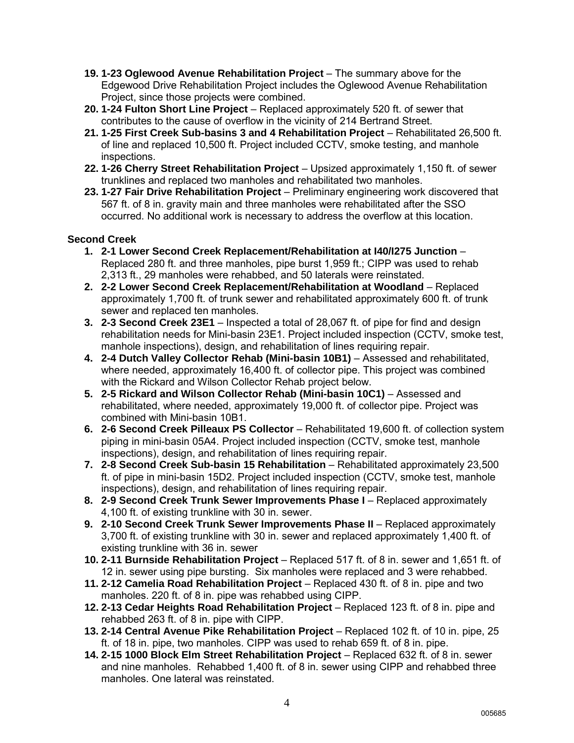19. **1-23 Oglewood Avenue Rehabilitation Project** – The summary above for the Edgewood Drive Rehabilitation Project includes the Oglewood Avenue Rehabilitation Project, since those projects were combined.
20. **1-24 Fulton Short Line Project** – Replaced approximately 520 ft. of sewer that contributes to the cause of overflow in the vicinity of 214 Bertrand Street.
21. **1-25 First Creek Sub-basins 3 and 4 Rehabilitation Project** – Rehabilitated 26,500 ft. of line and replaced 10,500 ft. Project included CCTV, smoke testing, and manhole inspections.
22. **1-26 Cherry Street Rehabilitation Project** – Upsized approximately 1,150 ft. of sewer trunklines and replaced two manholes and rehabilitated two manholes.
23. **1-27 Fair Drive Rehabilitation Project** – Preliminary engineering work discovered that 567 ft. of 8 in. gravity main and three manholes were rehabilitated after the SSO occurred. No additional work is necessary to address the overflow at this location.

**Second Creek**

1. **2-1 Lower Second Creek Replacement/Rehabilitation at I40/I275 Junction** – Replaced 280 ft. and three manholes, pipe burst 1,959 ft.; CIPP was used to rehab 2,313 ft., 29 manholes were rehabbed, and 50 laterals were reinstated.
2. **2-2 Lower Second Creek Replacement/Rehabilitation at Woodland** – Replaced approximately 1,700 ft. of trunk sewer and rehabilitated approximately 600 ft. of trunk sewer and replaced ten manholes.
3. **2-3 Second Creek 23E1** – Inspected a total of 28,067 ft. of pipe for find and design rehabilitation needs for Mini-basin 23E1. Project included inspection (CCTV, smoke test, manhole inspections), design, and rehabilitation of lines requiring repair.
4. **2-4 Dutch Valley Collector Rehab (Mini-basin 10B1)** – Assessed and rehabilitated, where needed, approximately 16,400 ft. of collector pipe. This project was combined with the Rickard and Wilson Collector Rehab project below.
5. **2-5 Rickard and Wilson Collector Rehab (Mini-basin 10C1)** – Assessed and rehabilitated, where needed, approximately 19,000 ft. of collector pipe. Project was combined with Mini-basin 10B1.
6. **2-6 Second Creek Pilleaux PS Collector** – Rehabilitated 19,600 ft. of collection system piping in mini-basin 05A4. Project included inspection (CCTV, smoke test, manhole inspections), design, and rehabilitation of lines requiring repair.
7. **2-8 Second Creek Sub-basin 15 Rehabilitation** – Rehabilitated approximately 23,500 ft. of pipe in mini-basin 15D2. Project included inspection (CCTV, smoke test, manhole inspections), design, and rehabilitation of lines requiring repair.
8. **2-9 Second Creek Trunk Sewer Improvements Phase I** – Replaced approximately 4,100 ft. of existing trunkline with 30 in. sewer.
9. **2-10 Second Creek Trunk Sewer Improvements Phase II** – Replaced approximately 3,700 ft. of existing trunkline with 30 in. sewer and replaced approximately 1,400 ft. of existing trunkline with 36 in. sewer
10. **2-11 Burnside Rehabilitation Project** – Replaced 517 ft. of 8 in. sewer and 1,651 ft. of 12 in. sewer using pipe bursting. Six manholes were replaced and 3 were rehabbed.
11. **2-12 Camelia Road Rehabilitation Project** – Replaced 430 ft. of 8 in. pipe and two manholes. 220 ft. of 8 in. pipe was rehabbed using CIPP.
12. **2-13 Cedar Heights Road Rehabilitation Project** – Replaced 123 ft. of 8 in. pipe and rehabbed 263 ft. of 8 in. pipe with CIPP.
13. **2-14 Central Avenue Pike Rehabilitation Project** – Replaced 102 ft. of 10 in. pipe, 25 ft. of 18 in. pipe, two manholes. CIPP was used to rehab 659 ft. of 8 in. pipe.
14. **2-15 1000 Block Elm Street Rehabilitation Project** – Replaced 632 ft. of 8 in. sewer and nine manholes. Rehabbed 1,400 ft. of 8 in. sewer using CIPP and rehabbed three manholes. One lateral was reinstated.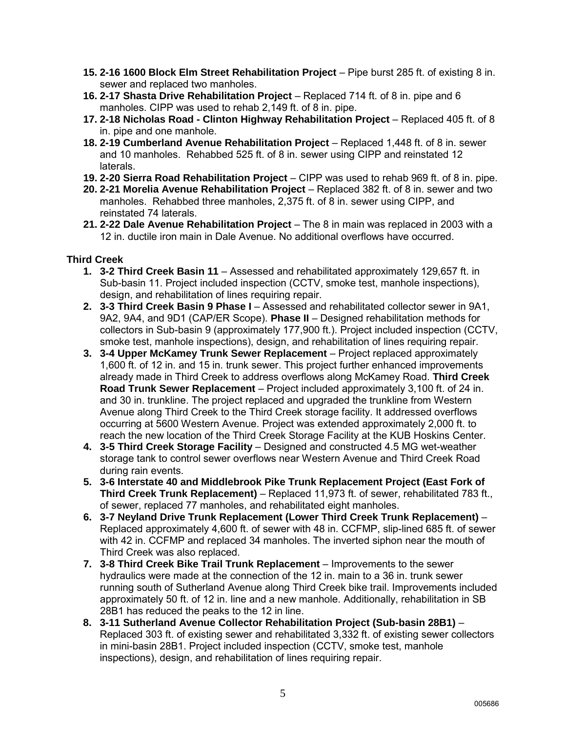15. **2-16 1600 Block Elm Street Rehabilitation Project** – Pipe burst 285 ft. of existing 8 in. sewer and replaced two manholes.
16. **2-17 Shasta Drive Rehabilitation Project** – Replaced 714 ft. of 8 in. pipe and 6 manholes. CIPP was used to rehab 2,149 ft. of 8 in. pipe.
17. **2-18 Nicholas Road - Clinton Highway Rehabilitation Project** – Replaced 405 ft. of 8 in. pipe and one manhole.
18. **2-19 Cumberland Avenue Rehabilitation Project** – Replaced 1,448 ft. of 8 in. sewer and 10 manholes. Rehabbed 525 ft. of 8 in. sewer using CIPP and reinstated 12 laterals.
19. **2-20 Sierra Road Rehabilitation Project** – CIPP was used to rehab 969 ft. of 8 in. pipe.
20. **2-21 Morelia Avenue Rehabilitation Project** – Replaced 382 ft. of 8 in. sewer and two manholes. Rehabbed three manholes, 2,375 ft. of 8 in. sewer using CIPP, and reinstated 74 laterals.
21. **2-22 Dale Avenue Rehabilitation Project** – The 8 in main was replaced in 2003 with a 12 in. ductile iron main in Dale Avenue. No additional overflows have occurred.

**Third Creek**

1. **3-2 Third Creek Basin 11** – Assessed and rehabilitated approximately 129,657 ft. in Sub-basin 11. Project included inspection (CCTV, smoke test, manhole inspections), design, and rehabilitation of lines requiring repair.
2. **3-3 Third Creek Basin 9 Phase I** – Assessed and rehabilitated collector sewer in 9A1, 9A2, 9A4, and 9D1 (CAP/ER Scope). **Phase II** – Designed rehabilitation methods for collectors in Sub-basin 9 (approximately 177,900 ft.). Project included inspection (CCTV, smoke test, manhole inspections), design, and rehabilitation of lines requiring repair.
3. **3-4 Upper McKamey Trunk Sewer Replacement** – Project replaced approximately 1,600 ft. of 12 in. and 15 in. trunk sewer. This project further enhanced improvements already made in Third Creek to address overflows along McKamey Road. **Third Creek Road Trunk Sewer Replacement** – Project included approximately 3,100 ft. of 24 in. and 30 in. trunkline. The project replaced and upgraded the trunkline from Western Avenue along Third Creek to the Third Creek storage facility. It addressed overflows occurring at 5600 Western Avenue. Project was extended approximately 2,000 ft. to reach the new location of the Third Creek Storage Facility at the KUB Hoskins Center.
4. **3-5 Third Creek Storage Facility** – Designed and constructed 4.5 MG wet-weather storage tank to control sewer overflows near Western Avenue and Third Creek Road during rain events.
5. **3-6 Interstate 40 and Middlebrook Pike Trunk Replacement Project (East Fork of Third Creek Trunk Replacement)** – Replaced 11,973 ft. of sewer, rehabilitated 783 ft., of sewer, replaced 77 manholes, and rehabilitated eight manholes.
6. **3-7 Neyland Drive Trunk Replacement (Lower Third Creek Trunk Replacement)** – Replaced approximately 4,600 ft. of sewer with 48 in. CCFMP, slip-lined 685 ft. of sewer with 42 in. CCFMP and replaced 34 manholes. The inverted siphon near the mouth of Third Creek was also replaced.
7. **3-8 Third Creek Bike Trail Trunk Replacement** – Improvements to the sewer hydraulics were made at the connection of the 12 in. main to a 36 in. trunk sewer running south of Sutherland Avenue along Third Creek bike trail. Improvements included approximately 50 ft. of 12 in. line and a new manhole. Additionally, rehabilitation in SB 28B1 has reduced the peaks to the 12 in line.
8. **3-11 Sutherland Avenue Collector Rehabilitation Project (Sub-basin 28B1)** – Replaced 303 ft. of existing sewer and rehabilitated 3,332 ft. of existing sewer collectors in mini-basin 28B1. Project included inspection (CCTV, smoke test, manhole inspections), design, and rehabilitation of lines requiring repair.

005686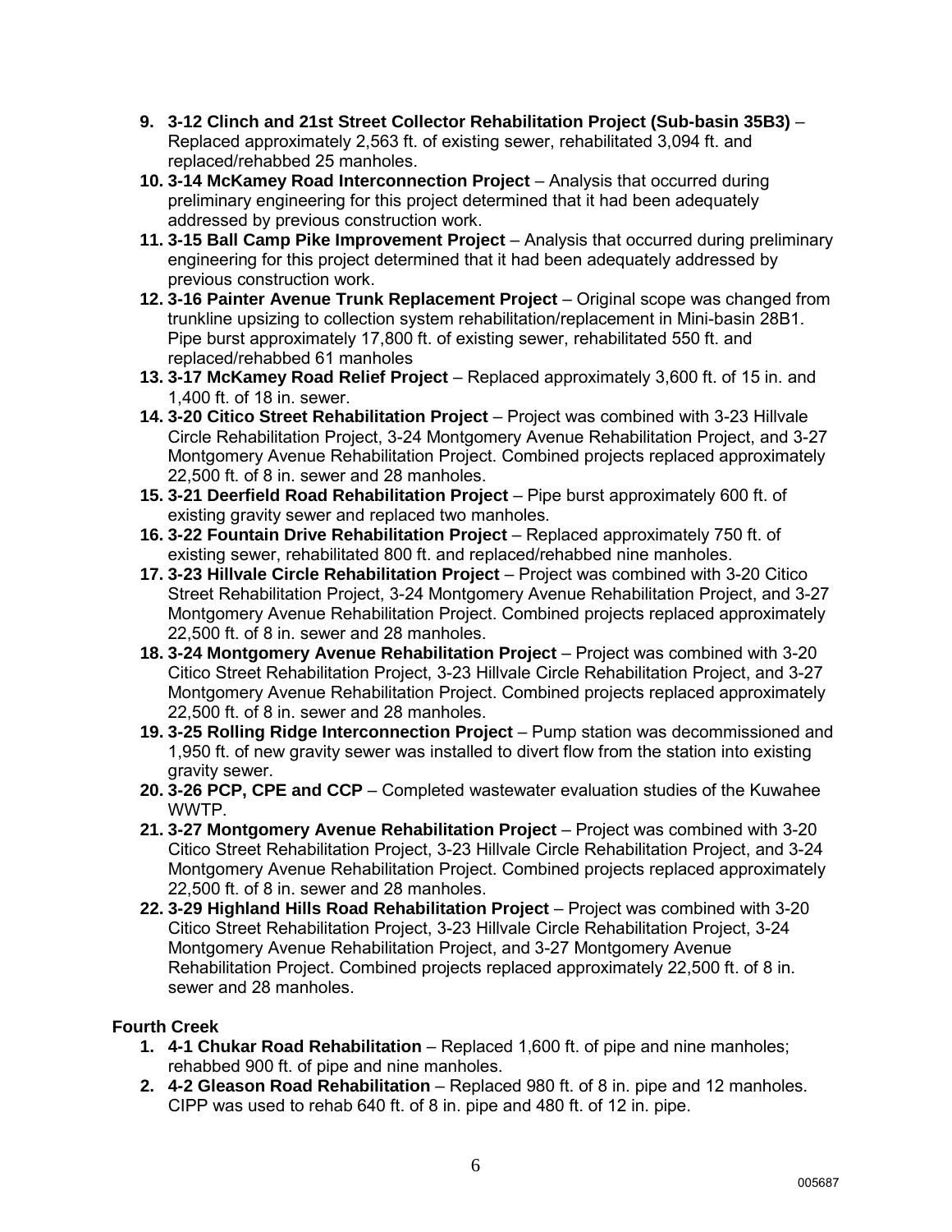9. **3-12 Clinch and 21st Street Collector Rehabilitation Project (Sub-basin 35B3)** – Replaced approximately 2,563 ft. of existing sewer, rehabilitated 3,094 ft. and replaced/rehabbed 25 manholes.
10. **3-14 McKamey Road Interconnection Project** – Analysis that occurred during preliminary engineering for this project determined that it had been adequately addressed by previous construction work.
11. **3-15 Ball Camp Pike Improvement Project** – Analysis that occurred during preliminary engineering for this project determined that it had been adequately addressed by previous construction work.
12. **3-16 Painter Avenue Trunk Replacement Project** – Original scope was changed from trunkline upsizing to collection system rehabilitation/replacement in Mini-basin 28B1. Pipe burst approximately 17,800 ft. of existing sewer, rehabilitated 550 ft. and replaced/rehabbed 61 manholes
13. **3-17 McKamey Road Relief Project** – Replaced approximately 3,600 ft. of 15 in. and 1,400 ft. of 18 in. sewer.
14. **3-20 Citico Street Rehabilitation Project** – Project was combined with 3-23 Hillvale Circle Rehabilitation Project, 3-24 Montgomery Avenue Rehabilitation Project, and 3-27 Montgomery Avenue Rehabilitation Project. Combined projects replaced approximately 22,500 ft. of 8 in. sewer and 28 manholes.
15. **3-21 Deerfield Road Rehabilitation Project** – Pipe burst approximately 600 ft. of existing gravity sewer and replaced two manholes.
16. **3-22 Fountain Drive Rehabilitation Project** – Replaced approximately 750 ft. of existing sewer, rehabilitated 800 ft. and replaced/rehabbed nine manholes.
17. **3-23 Hillvale Circle Rehabilitation Project** – Project was combined with 3-20 Citico Street Rehabilitation Project, 3-24 Montgomery Avenue Rehabilitation Project, and 3-27 Montgomery Avenue Rehabilitation Project. Combined projects replaced approximately 22,500 ft. of 8 in. sewer and 28 manholes.
18. **3-24 Montgomery Avenue Rehabilitation Project** – Project was combined with 3-20 Citico Street Rehabilitation Project, 3-23 Hillvale Circle Rehabilitation Project, and 3-27 Montgomery Avenue Rehabilitation Project. Combined projects replaced approximately 22,500 ft. of 8 in. sewer and 28 manholes.
19. **3-25 Rolling Ridge Interconnection Project** – Pump station was decommissioned and 1,950 ft. of new gravity sewer was installed to divert flow from the station into existing gravity sewer.
20. **3-26 PCP, CPE and CCP** – Completed wastewater evaluation studies of the Kuwahee WWTP.
21. **3-27 Montgomery Avenue Rehabilitation Project** – Project was combined with 3-20 Citico Street Rehabilitation Project, 3-23 Hillvale Circle Rehabilitation Project, and 3-24 Montgomery Avenue Rehabilitation Project. Combined projects replaced approximately 22,500 ft. of 8 in. sewer and 28 manholes.
22. **3-29 Highland Hills Road Rehabilitation Project** – Project was combined with 3-20 Citico Street Rehabilitation Project, 3-23 Hillvale Circle Rehabilitation Project, 3-24 Montgomery Avenue Rehabilitation Project, and 3-27 Montgomery Avenue Rehabilitation Project. Combined projects replaced approximately 22,500 ft. of 8 in. sewer and 28 manholes.

**Fourth Creek**

1. **4-1 Chukar Road Rehabilitation** – Replaced 1,600 ft. of pipe and nine manholes; rehabbed 900 ft. of pipe and nine manholes.
2. **4-2 Gleason Road Rehabilitation** – Replaced 980 ft. of 8 in. pipe and 12 manholes. CIPP was used to rehab 640 ft. of 8 in. pipe and 480 ft. of 12 in. pipe.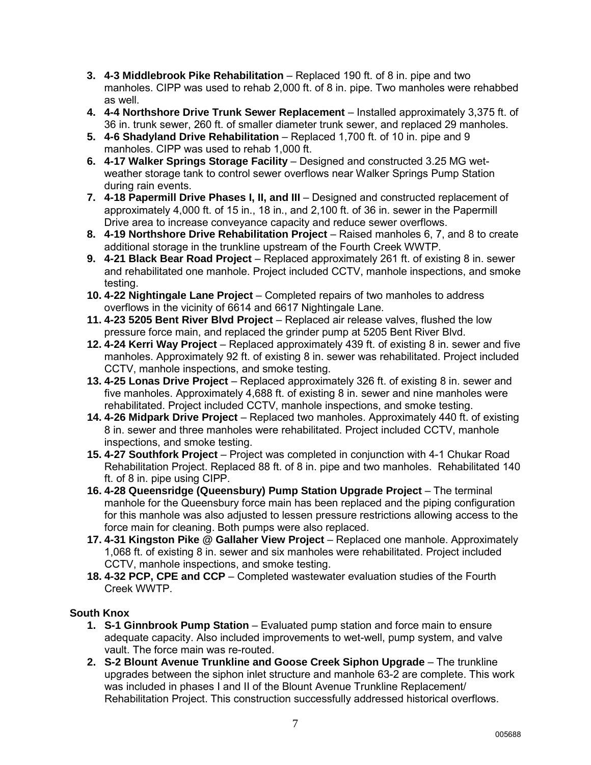3. **4-3 Middlebrook Pike Rehabilitation** – Replaced 190 ft. of 8 in. pipe and two manholes. CIPP was used to rehab 2,000 ft. of 8 in. pipe. Two manholes were rehabbed as well.
4. **4-4 Northshore Drive Trunk Sewer Replacement** – Installed approximately 3,375 ft. of 36 in. trunk sewer, 260 ft. of smaller diameter trunk sewer, and replaced 29 manholes.
5. **4-6 Shadyland Drive Rehabilitation** – Replaced 1,700 ft. of 10 in. pipe and 9 manholes. CIPP was used to rehab 1,000 ft.
6. **4-17 Walker Springs Storage Facility** – Designed and constructed 3.25 MG wet-weather storage tank to control sewer overflows near Walker Springs Pump Station during rain events.
7. **4-18 Papermill Drive Phases I, II, and III** – Designed and constructed replacement of approximately 4,000 ft. of 15 in., 18 in., and 2,100 ft. of 36 in. sewer in the Papermill Drive area to increase conveyance capacity and reduce sewer overflows.
8. **4-19 Northshore Drive Rehabilitation Project** – Raised manholes 6, 7, and 8 to create additional storage in the trunkline upstream of the Fourth Creek WWTP.
9. **4-21 Black Bear Road Project** – Replaced approximately 261 ft. of existing 8 in. sewer and rehabilitated one manhole. Project included CCTV, manhole inspections, and smoke testing.
10. **4-22 Nightingale Lane Project** – Completed repairs of two manholes to address overflows in the vicinity of 6614 and 6617 Nightingale Lane.
11. **4-23 5205 Bent River Blvd Project** – Replaced air release valves, flushed the low pressure force main, and replaced the grinder pump at 5205 Bent River Blvd.
12. **4-24 Kerri Way Project** – Replaced approximately 439 ft. of existing 8 in. sewer and five manholes. Approximately 92 ft. of existing 8 in. sewer was rehabilitated. Project included CCTV, manhole inspections, and smoke testing.
13. **4-25 Lonas Drive Project** – Replaced approximately 326 ft. of existing 8 in. sewer and five manholes. Approximately 4,688 ft. of existing 8 in. sewer and nine manholes were rehabilitated. Project included CCTV, manhole inspections, and smoke testing.
14. **4-26 Midpark Drive Project** – Replaced two manholes. Approximately 440 ft. of existing 8 in. sewer and three manholes were rehabilitated. Project included CCTV, manhole inspections, and smoke testing.
15. **4-27 Southfork Project** – Project was completed in conjunction with 4-1 Chukar Road Rehabilitation Project. Replaced 88 ft. of 8 in. pipe and two manholes. Rehabilitated 140 ft. of 8 in. pipe using CIPP.
16. **4-28 Queensridge (Queensbury) Pump Station Upgrade Project** – The terminal manhole for the Queensbury force main has been replaced and the piping configuration for this manhole was also adjusted to lessen pressure restrictions allowing access to the force main for cleaning. Both pumps were also replaced.
17. **4-31 Kingston Pike @ Gallaher View Project** – Replaced one manhole. Approximately 1,068 ft. of existing 8 in. sewer and six manholes were rehabilitated. Project included CCTV, manhole inspections, and smoke testing.
18. **4-32 PCP, CPE and CCP** – Completed wastewater evaluation studies of the Fourth Creek WWTP.

**South Knox**

1. **S-1 Ginnbrook Pump Station** – Evaluated pump station and force main to ensure adequate capacity. Also included improvements to wet-well, pump system, and valve vault. The force main was re-routed.
2. **S-2 Blount Avenue Trunkline and Goose Creek Siphon Upgrade** – The trunkline upgrades between the siphon inlet structure and manhole 63-2 are complete. This work was included in phases I and II of the Blount Avenue Trunkline Replacement/ Rehabilitation Project. This construction successfully addressed historical overflows.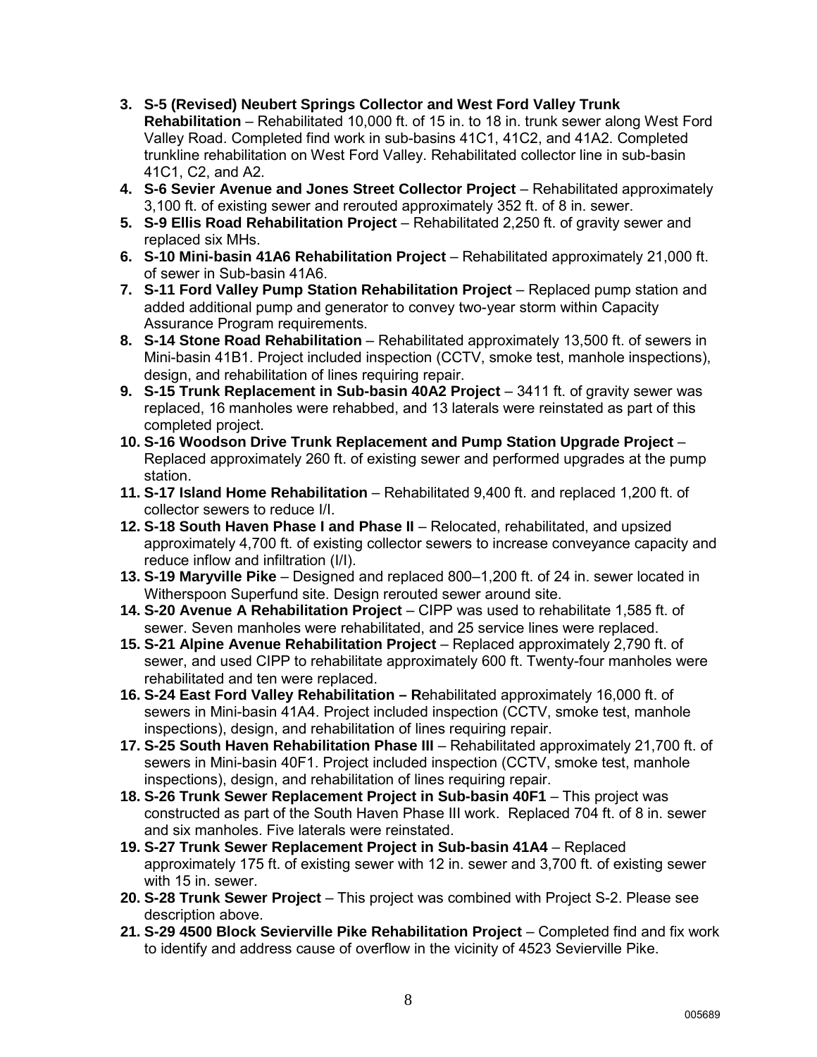3. **S-5 (Revised) Neubert Springs Collector and West Ford Valley Trunk Rehabilitation** – Rehabilitated 10,000 ft. of 15 in. to 18 in. trunk sewer along West Ford Valley Road. Completed find work in sub-basins 41C1, 41C2, and 41A2. Completed trunkline rehabilitation on West Ford Valley. Rehabilitated collector line in sub-basin 41C1, C2, and A2.
4. **S-6 Sevier Avenue and Jones Street Collector Project** – Rehabilitated approximately 3,100 ft. of existing sewer and rerouted approximately 352 ft. of 8 in. sewer.
5. **S-9 Ellis Road Rehabilitation Project** – Rehabilitated 2,250 ft. of gravity sewer and replaced six MHs.
6. **S-10 Mini-basin 41A6 Rehabilitation Project** – Rehabilitated approximately 21,000 ft. of sewer in Sub-basin 41A6.
7. **S-11 Ford Valley Pump Station Rehabilitation Project** – Replaced pump station and added additional pump and generator to convey two-year storm within Capacity Assurance Program requirements.
8. **S-14 Stone Road Rehabilitation** – Rehabilitated approximately 13,500 ft. of sewers in Mini-basin 41B1. Project included inspection (CCTV, smoke test, manhole inspections), design, and rehabilitation of lines requiring repair.
9. **S-15 Trunk Replacement in Sub-basin 40A2 Project** – 3411 ft. of gravity sewer was replaced, 16 manholes were rehabbed, and 13 laterals were reinstated as part of this completed project.
10. **S-16 Woodson Drive Trunk Replacement and Pump Station Upgrade Project** – Replaced approximately 260 ft. of existing sewer and performed upgrades at the pump station.
11. **S-17 Island Home Rehabilitation** – Rehabilitated 9,400 ft. and replaced 1,200 ft. of collector sewers to reduce I/I.
12. **S-18 South Haven Phase I and Phase II** – Relocated, rehabilitated, and upsized approximately 4,700 ft. of existing collector sewers to increase conveyance capacity and reduce inflow and infiltration (I/I).
13. **S-19 Maryville Pike** – Designed and replaced 800–1,200 ft. of 24 in. sewer located in Witherspoon Superfund site. Design rerouted sewer around site.
14. **S-20 Avenue A Rehabilitation Project** – CIPP was used to rehabilitate 1,585 ft. of sewer. Seven manholes were rehabilitated, and 25 service lines were replaced.
15. **S-21 Alpine Avenue Rehabilitation Project** – Replaced approximately 2,790 ft. of sewer, and used CIPP to rehabilitate approximately 600 ft. Twenty-four manholes were rehabilitated and ten were replaced.
16. **S-24 East Ford Valley Rehabilitation – R**ehabilitated approximately 16,000 ft. of sewers in Mini-basin 41A4. Project included inspection (CCTV, smoke test, manhole inspections), design, and rehabilitation of lines requiring repair.
17. **S-25 South Haven Rehabilitation Phase III** – Rehabilitated approximately 21,700 ft. of sewers in Mini-basin 40F1. Project included inspection (CCTV, smoke test, manhole inspections), design, and rehabilitation of lines requiring repair.
18. **S-26 Trunk Sewer Replacement Project in Sub-basin 40F1** – This project was constructed as part of the South Haven Phase III work. Replaced 704 ft. of 8 in. sewer and six manholes. Five laterals were reinstated.
19. **S-27 Trunk Sewer Replacement Project in Sub-basin 41A4** – Replaced approximately 175 ft. of existing sewer with 12 in. sewer and 3,700 ft. of existing sewer with 15 in. sewer.
20. **S-28 Trunk Sewer Project** – This project was combined with Project S-2. Please see description above.
21. **S-29 4500 Block Sevierville Pike Rehabilitation Project** – Completed find and fix work to identify and address cause of overflow in the vicinity of 4523 Sevierville Pike.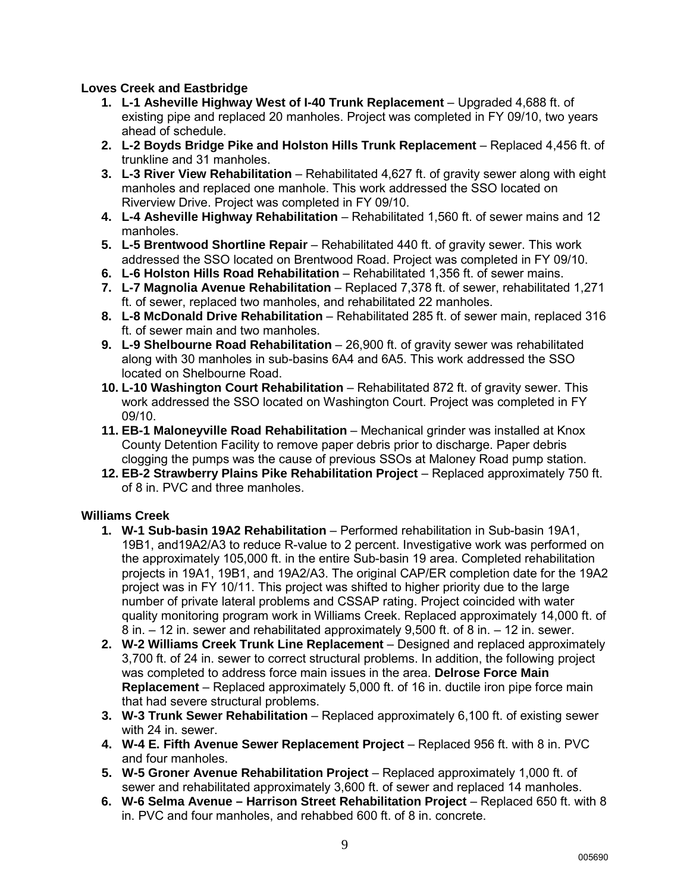**Loves Creek and Eastbridge**

1. **L-1 Asheville Highway West of I-40 Trunk Replacement** – Upgraded 4,688 ft. of existing pipe and replaced 20 manholes. Project was completed in FY 09/10, two years ahead of schedule.
2. **L-2 Boyds Bridge Pike and Holston Hills Trunk Replacement** – Replaced 4,456 ft. of trunkline and 31 manholes.
3. **L-3 River View Rehabilitation** – Rehabilitated 4,627 ft. of gravity sewer along with eight manholes and replaced one manhole. This work addressed the SSO located on Riverview Drive. Project was completed in FY 09/10.
4. **L-4 Asheville Highway Rehabilitation** – Rehabilitated 1,560 ft. of sewer mains and 12 manholes.
5. **L-5 Brentwood Shortline Repair** – Rehabilitated 440 ft. of gravity sewer. This work addressed the SSO located on Brentwood Road. Project was completed in FY 09/10.
6. **L-6 Holston Hills Road Rehabilitation** – Rehabilitated 1,356 ft. of sewer mains.
7. **L-7 Magnolia Avenue Rehabilitation** – Replaced 7,378 ft. of sewer, rehabilitated 1,271 ft. of sewer, replaced two manholes, and rehabilitated 22 manholes.
8. **L-8 McDonald Drive Rehabilitation** – Rehabilitated 285 ft. of sewer main, replaced 316 ft. of sewer main and two manholes.
9. **L-9 Shelbourne Road Rehabilitation** – 26,900 ft. of gravity sewer was rehabilitated along with 30 manholes in sub-basins 6A4 and 6A5. This work addressed the SSO located on Shelbourne Road.
10. **L-10 Washington Court Rehabilitation** – Rehabilitated 872 ft. of gravity sewer. This work addressed the SSO located on Washington Court. Project was completed in FY 09/10.
11. **EB-1 Maloneyville Road Rehabilitation** – Mechanical grinder was installed at Knox County Detention Facility to remove paper debris prior to discharge. Paper debris clogging the pumps was the cause of previous SSOs at Maloney Road pump station.
12. **EB-2 Strawberry Plains Pike Rehabilitation Project** – Replaced approximately 750 ft. of 8 in. PVC and three manholes.

**Williams Creek**

1. **W-1 Sub-basin 19A2 Rehabilitation** – Performed rehabilitation in Sub-basin 19A1, 19B1, and19A2/A3 to reduce R-value to 2 percent. Investigative work was performed on the approximately 105,000 ft. in the entire Sub-basin 19 area. Completed rehabilitation projects in 19A1, 19B1, and 19A2/A3. The original CAP/ER completion date for the 19A2 project was in FY 10/11. This project was shifted to higher priority due to the large number of private lateral problems and CSSAP rating. Project coincided with water quality monitoring program work in Williams Creek. Replaced approximately 14,000 ft. of 8 in. – 12 in. sewer and rehabilitated approximately 9,500 ft. of 8 in. – 12 in. sewer.
2. **W-2 Williams Creek Trunk Line Replacement** – Designed and replaced approximately 3,700 ft. of 24 in. sewer to correct structural problems. In addition, the following project was completed to address force main issues in the area. **Delrose Force Main Replacement** – Replaced approximately 5,000 ft. of 16 in. ductile iron pipe force main that had severe structural problems.
3. **W-3 Trunk Sewer Rehabilitation** – Replaced approximately 6,100 ft. of existing sewer with 24 in. sewer.
4. **W-4 E. Fifth Avenue Sewer Replacement Project** – Replaced 956 ft. with 8 in. PVC and four manholes.
5. **W-5 Groner Avenue Rehabilitation Project** – Replaced approximately 1,000 ft. of sewer and rehabilitated approximately 3,600 ft. of sewer and replaced 14 manholes.
6. **W-6 Selma Avenue – Harrison Street Rehabilitation Project** – Replaced 650 ft. with 8 in. PVC and four manholes, and rehabbed 600 ft. of 8 in. concrete.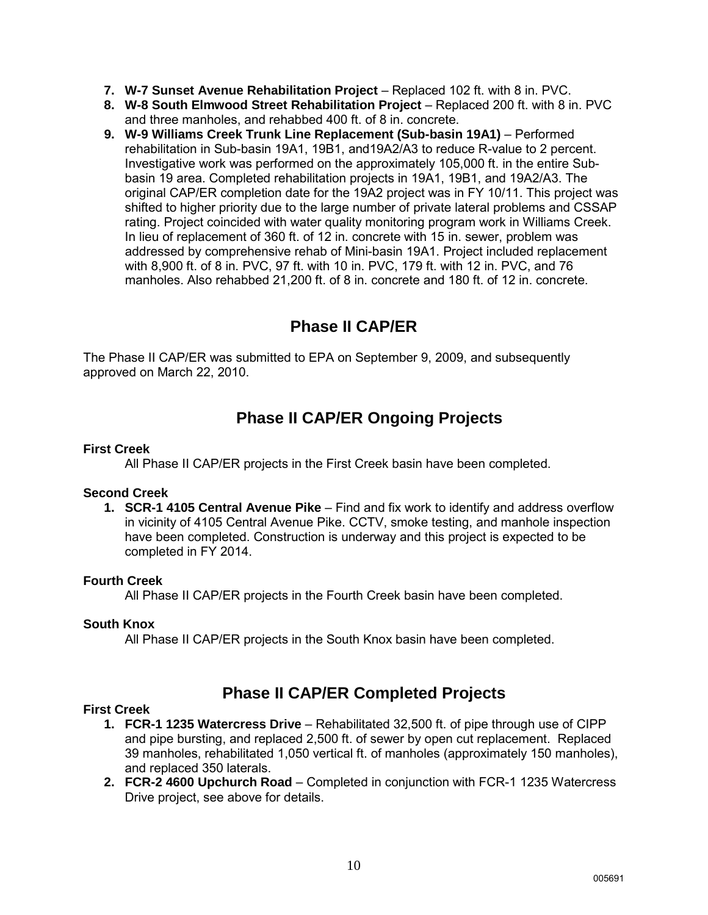7. **W-7 Sunset Avenue Rehabilitation Project** – Replaced 102 ft. with 8 in. PVC.
8. **W-8 South Elmwood Street Rehabilitation Project** – Replaced 200 ft. with 8 in. PVC and three manholes, and rehabbed 400 ft. of 8 in. concrete.
9. **W-9 Williams Creek Trunk Line Replacement (Sub-basin 19A1)** – Performed rehabilitation in Sub-basin 19A1, 19B1, and19A2/A3 to reduce R-value to 2 percent. Investigative work was performed on the approximately 105,000 ft. in the entire Sub-basin 19 area. Completed rehabilitation projects in 19A1, 19B1, and 19A2/A3. The original CAP/ER completion date for the 19A2 project was in FY 10/11. This project was shifted to higher priority due to the large number of private lateral problems and CSSAP rating. Project coincided with water quality monitoring program work in Williams Creek. In lieu of replacement of 360 ft. of 12 in. concrete with 15 in. sewer, problem was addressed by comprehensive rehab of Mini-basin 19A1. Project included replacement with 8,900 ft. of 8 in. PVC, 97 ft. with 10 in. PVC, 179 ft. with 12 in. PVC, and 76 manholes. Also rehabbed 21,200 ft. of 8 in. concrete and 180 ft. of 12 in. concrete.

## Phase II CAP/ER

The Phase II CAP/ER was submitted to EPA on September 9, 2009, and subsequently approved on March 22, 2010.

## Phase II CAP/ER Ongoing Projects

**First Creek**

All Phase II CAP/ER projects in the First Creek basin have been completed.

**Second Creek**

1. **SCR-1 4105 Central Avenue Pike** – Find and fix work to identify and address overflow in vicinity of 4105 Central Avenue Pike. CCTV, smoke testing, and manhole inspection have been completed. Construction is underway and this project is expected to be completed in FY 2014.

**Fourth Creek**

All Phase II CAP/ER projects in the Fourth Creek basin have been completed.

**South Knox**

All Phase II CAP/ER projects in the South Knox basin have been completed.

## Phase II CAP/ER Completed Projects

**First Creek**

1. **FCR-1 1235 Watercress Drive** – Rehabilitated 32,500 ft. of pipe through use of CIPP and pipe bursting, and replaced 2,500 ft. of sewer by open cut replacement. Replaced 39 manholes, rehabilitated 1,050 vertical ft. of manholes (approximately 150 manholes), and replaced 350 laterals.
2. **FCR-2 4600 Upchurch Road** – Completed in conjunction with FCR-1 1235 Watercress Drive project, see above for details.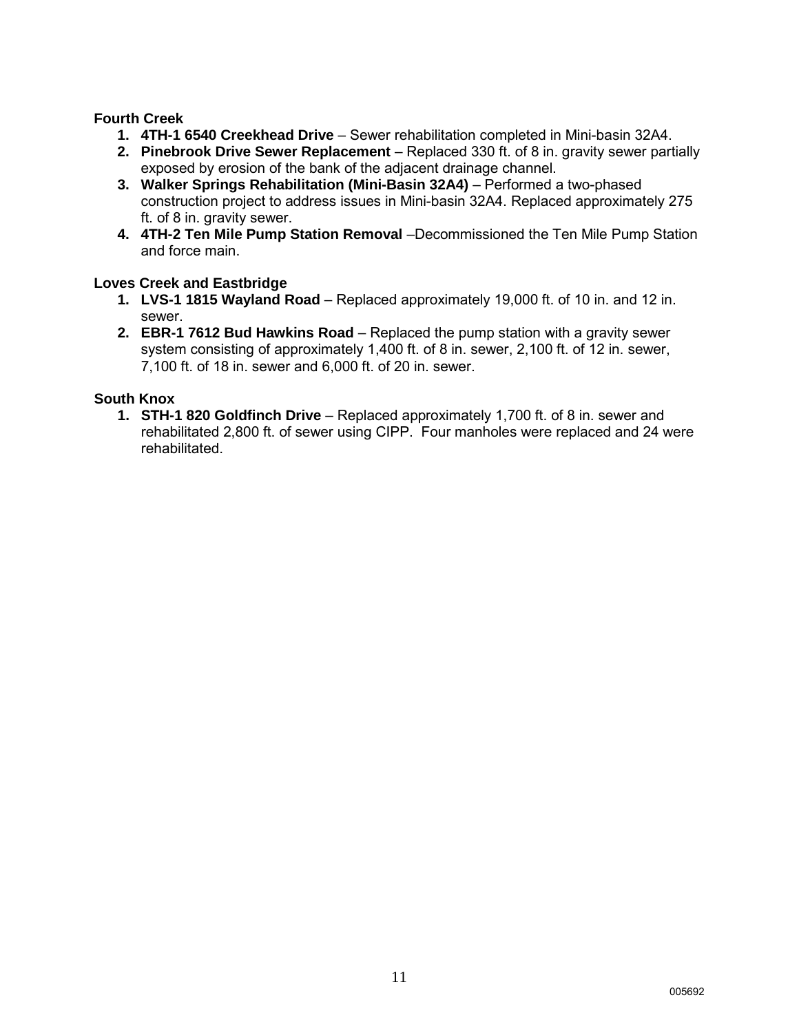**Fourth Creek**

1. **4TH-1 6540 Creekhead Drive** – Sewer rehabilitation completed in Mini-basin 32A4.
2. **Pinebrook Drive Sewer Replacement** – Replaced 330 ft. of 8 in. gravity sewer partially exposed by erosion of the bank of the adjacent drainage channel.
3. **Walker Springs Rehabilitation (Mini-Basin 32A4)** – Performed a two-phased construction project to address issues in Mini-basin 32A4. Replaced approximately 275 ft. of 8 in. gravity sewer.
4. **4TH-2 Ten Mile Pump Station Removal** –Decommissioned the Ten Mile Pump Station and force main.

**Loves Creek and Eastbridge**

1. **LVS-1 1815 Wayland Road** – Replaced approximately 19,000 ft. of 10 in. and 12 in. sewer.
2. **EBR-1 7612 Bud Hawkins Road** – Replaced the pump station with a gravity sewer system consisting of approximately 1,400 ft. of 8 in. sewer, 2,100 ft. of 12 in. sewer, 7,100 ft. of 18 in. sewer and 6,000 ft. of 20 in. sewer.

**South Knox**

1. **STH-1 820 Goldfinch Drive** – Replaced approximately 1,700 ft. of 8 in. sewer and rehabilitated 2,800 ft. of sewer using CIPP. Four manholes were replaced and 24 were rehabilitated.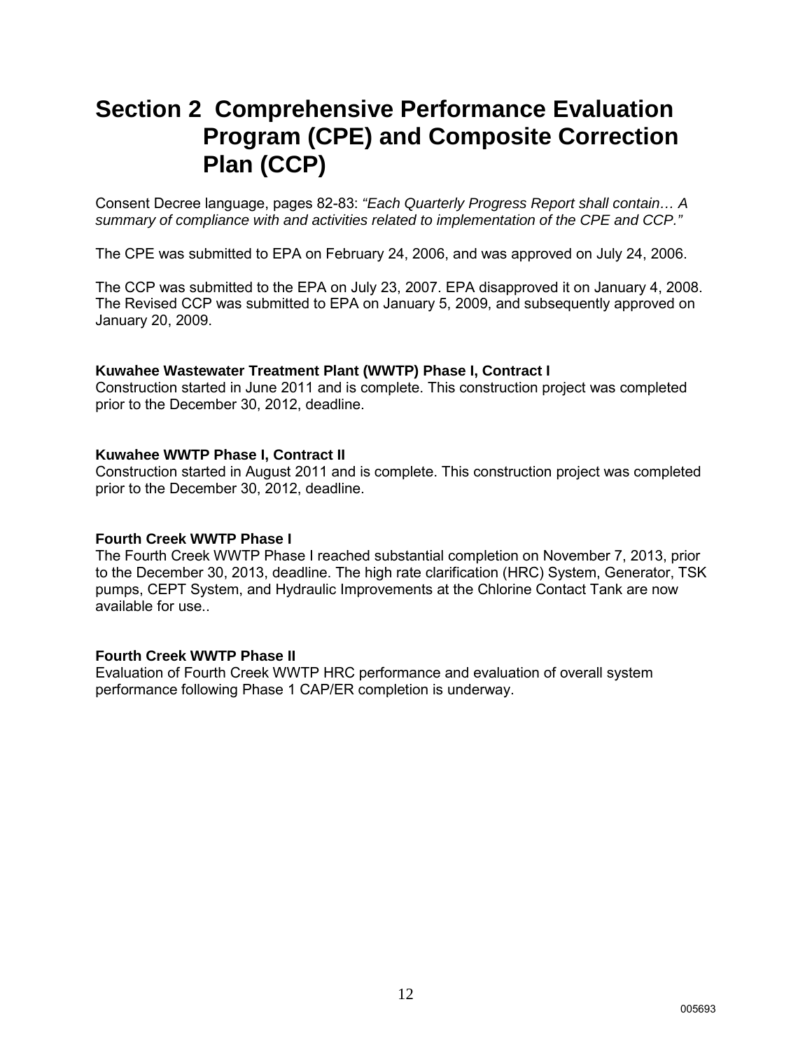# Section 2 Comprehensive Performance Evaluation Program (CPE) and Composite Correction Plan (CCP)

Consent Decree language, pages 82-83: *"Each Quarterly Progress Report shall contain… A summary of compliance with and activities related to implementation of the CPE and CCP."*

The CPE was submitted to EPA on February 24, 2006, and was approved on July 24, 2006.

The CCP was submitted to the EPA on July 23, 2007. EPA disapproved it on January 4, 2008. The Revised CCP was submitted to EPA on January 5, 2009, and subsequently approved on January 20, 2009.

**Kuwahee Wastewater Treatment Plant (WWTP) Phase I, Contract I**
Construction started in June 2011 and is complete. This construction project was completed prior to the December 30, 2012, deadline.

**Kuwahee WWTP Phase I, Contract II**
Construction started in August 2011 and is complete. This construction project was completed prior to the December 30, 2012, deadline.

**Fourth Creek WWTP Phase I**
The Fourth Creek WWTP Phase I reached substantial completion on November 7, 2013, prior to the December 30, 2013, deadline. The high rate clarification (HRC) System, Generator, TSK pumps, CEPT System, and Hydraulic Improvements at the Chlorine Contact Tank are now available for use..

**Fourth Creek WWTP Phase II**
Evaluation of Fourth Creek WWTP HRC performance and evaluation of overall system performance following Phase 1 CAP/ER completion is underway.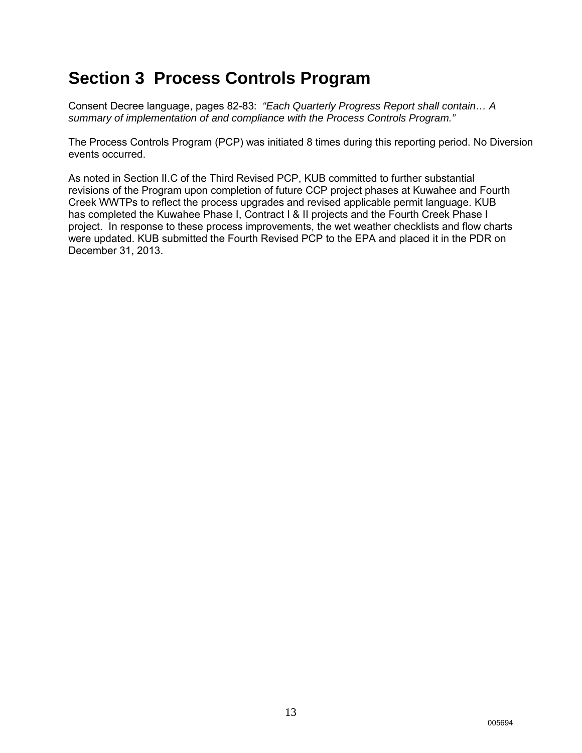# Section 3 Process Controls Program

Consent Decree language, pages 82-83: *"Each Quarterly Progress Report shall contain… A summary of implementation of and compliance with the Process Controls Program."*

The Process Controls Program (PCP) was initiated 8 times during this reporting period. No Diversion events occurred.

As noted in Section II.C of the Third Revised PCP, KUB committed to further substantial revisions of the Program upon completion of future CCP project phases at Kuwahee and Fourth Creek WWTPs to reflect the process upgrades and revised applicable permit language. KUB has completed the Kuwahee Phase I, Contract I & II projects and the Fourth Creek Phase I project. In response to these process improvements, the wet weather checklists and flow charts were updated. KUB submitted the Fourth Revised PCP to the EPA and placed it in the PDR on December 31, 2013.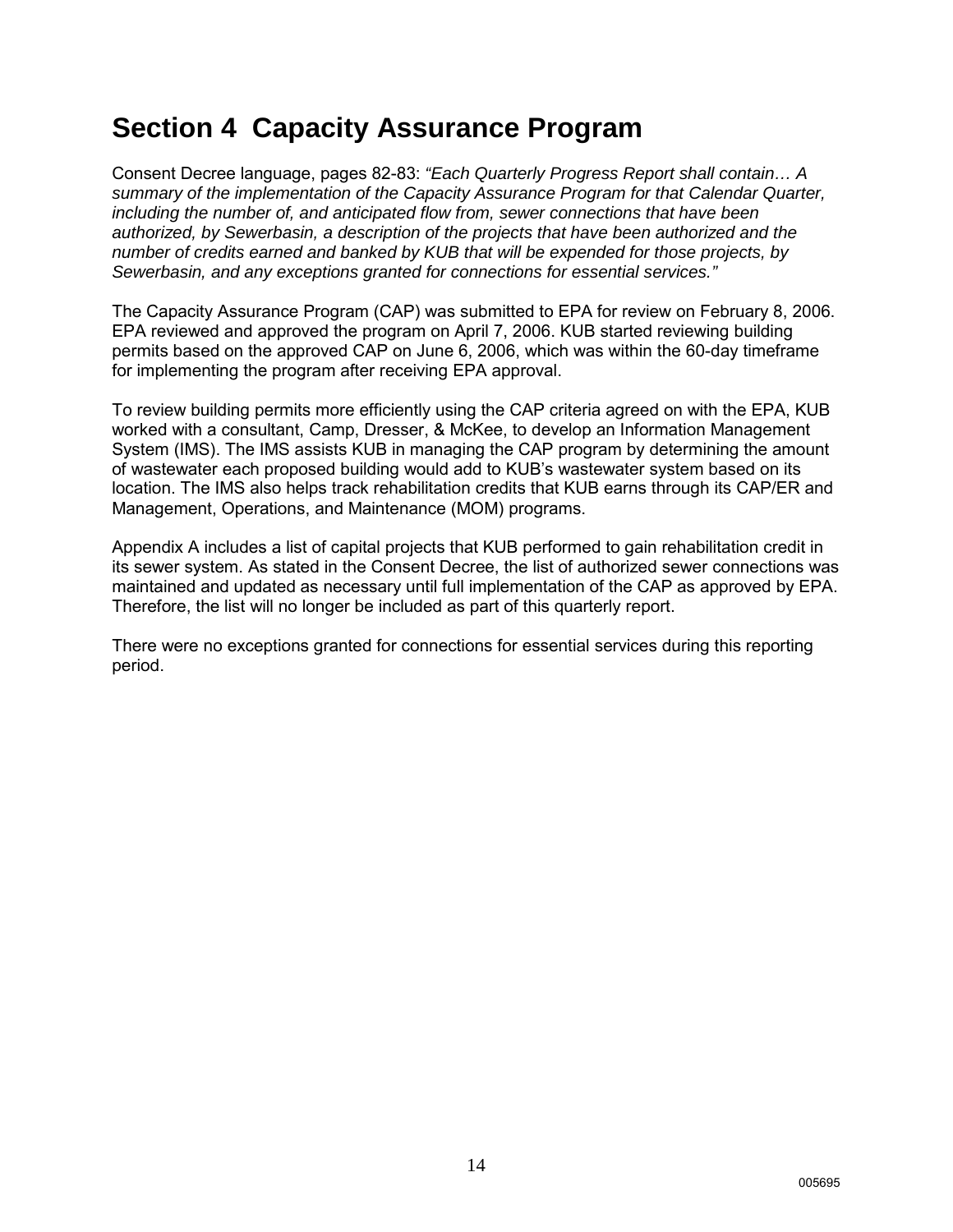# Section 4 Capacity Assurance Program

Consent Decree language, pages 82-83: *"Each Quarterly Progress Report shall contain… A summary of the implementation of the Capacity Assurance Program for that Calendar Quarter, including the number of, and anticipated flow from, sewer connections that have been authorized, by Sewerbasin, a description of the projects that have been authorized and the number of credits earned and banked by KUB that will be expended for those projects, by Sewerbasin, and any exceptions granted for connections for essential services."*

The Capacity Assurance Program (CAP) was submitted to EPA for review on February 8, 2006. EPA reviewed and approved the program on April 7, 2006. KUB started reviewing building permits based on the approved CAP on June 6, 2006, which was within the 60-day timeframe for implementing the program after receiving EPA approval.

To review building permits more efficiently using the CAP criteria agreed on with the EPA, KUB worked with a consultant, Camp, Dresser, & McKee, to develop an Information Management System (IMS). The IMS assists KUB in managing the CAP program by determining the amount of wastewater each proposed building would add to KUB's wastewater system based on its location. The IMS also helps track rehabilitation credits that KUB earns through its CAP/ER and Management, Operations, and Maintenance (MOM) programs.

Appendix A includes a list of capital projects that KUB performed to gain rehabilitation credit in its sewer system. As stated in the Consent Decree, the list of authorized sewer connections was maintained and updated as necessary until full implementation of the CAP as approved by EPA. Therefore, the list will no longer be included as part of this quarterly report.

There were no exceptions granted for connections for essential services during this reporting period.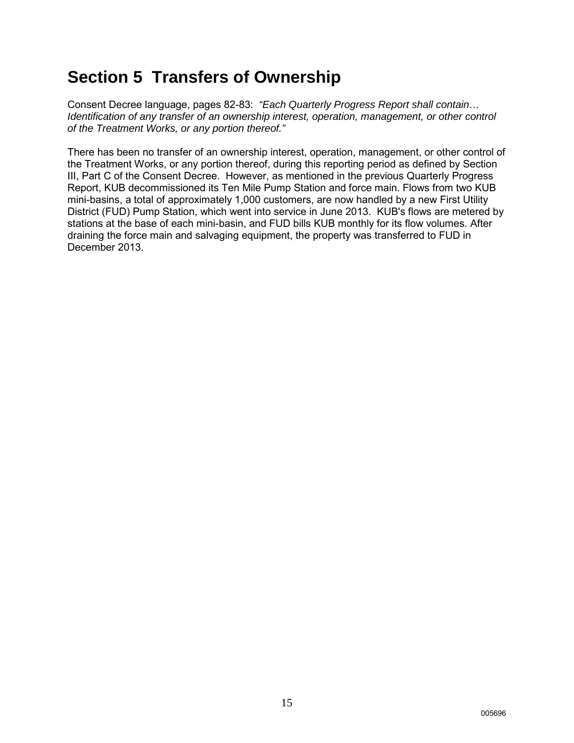# Section 5 Transfers of Ownership

Consent Decree language, pages 82-83: *"Each Quarterly Progress Report shall contain… Identification of any transfer of an ownership interest, operation, management, or other control of the Treatment Works, or any portion thereof."*

There has been no transfer of an ownership interest, operation, management, or other control of the Treatment Works, or any portion thereof, during this reporting period as defined by Section III, Part C of the Consent Decree. However, as mentioned in the previous Quarterly Progress Report, KUB decommissioned its Ten Mile Pump Station and force main. Flows from two KUB mini-basins, a total of approximately 1,000 customers, are now handled by a new First Utility District (FUD) Pump Station, which went into service in June 2013. KUB's flows are metered by stations at the base of each mini-basin, and FUD bills KUB monthly for its flow volumes. After draining the force main and salvaging equipment, the property was transferred to FUD in December 2013.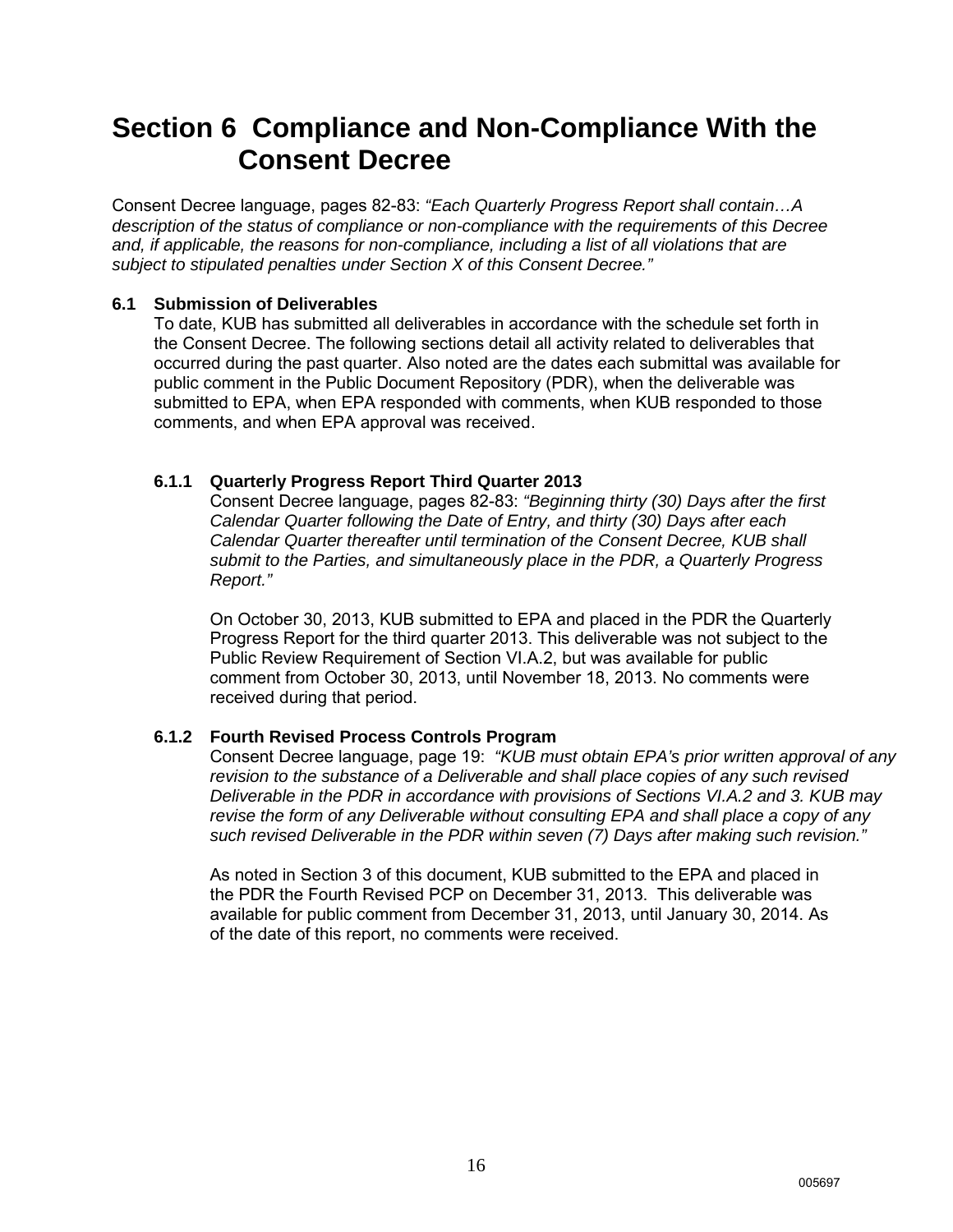# Section 6 Compliance and Non-Compliance With the Consent Decree

Consent Decree language, pages 82-83: *"Each Quarterly Progress Report shall contain…A description of the status of compliance or non-compliance with the requirements of this Decree and, if applicable, the reasons for non-compliance, including a list of all violations that are subject to stipulated penalties under Section X of this Consent Decree."*

## 6.1 Submission of Deliverables

To date, KUB has submitted all deliverables in accordance with the schedule set forth in the Consent Decree. The following sections detail all activity related to deliverables that occurred during the past quarter. Also noted are the dates each submittal was available for public comment in the Public Document Repository (PDR), when the deliverable was submitted to EPA, when EPA responded with comments, when KUB responded to those comments, and when EPA approval was received.

### 6.1.1 Quarterly Progress Report Third Quarter 2013

Consent Decree language, pages 82-83: *"Beginning thirty (30) Days after the first Calendar Quarter following the Date of Entry, and thirty (30) Days after each Calendar Quarter thereafter until termination of the Consent Decree, KUB shall submit to the Parties, and simultaneously place in the PDR, a Quarterly Progress Report."*

On October 30, 2013, KUB submitted to EPA and placed in the PDR the Quarterly Progress Report for the third quarter 2013. This deliverable was not subject to the Public Review Requirement of Section VI.A.2, but was available for public comment from October 30, 2013, until November 18, 2013. No comments were received during that period.

### 6.1.2 Fourth Revised Process Controls Program

Consent Decree language, page 19: *"KUB must obtain EPA's prior written approval of any revision to the substance of a Deliverable and shall place copies of any such revised Deliverable in the PDR in accordance with provisions of Sections VI.A.2 and 3. KUB may revise the form of any Deliverable without consulting EPA and shall place a copy of any such revised Deliverable in the PDR within seven (7) Days after making such revision."*

As noted in Section 3 of this document, KUB submitted to the EPA and placed in the PDR the Fourth Revised PCP on December 31, 2013. This deliverable was available for public comment from December 31, 2013, until January 30, 2014. As of the date of this report, no comments were received.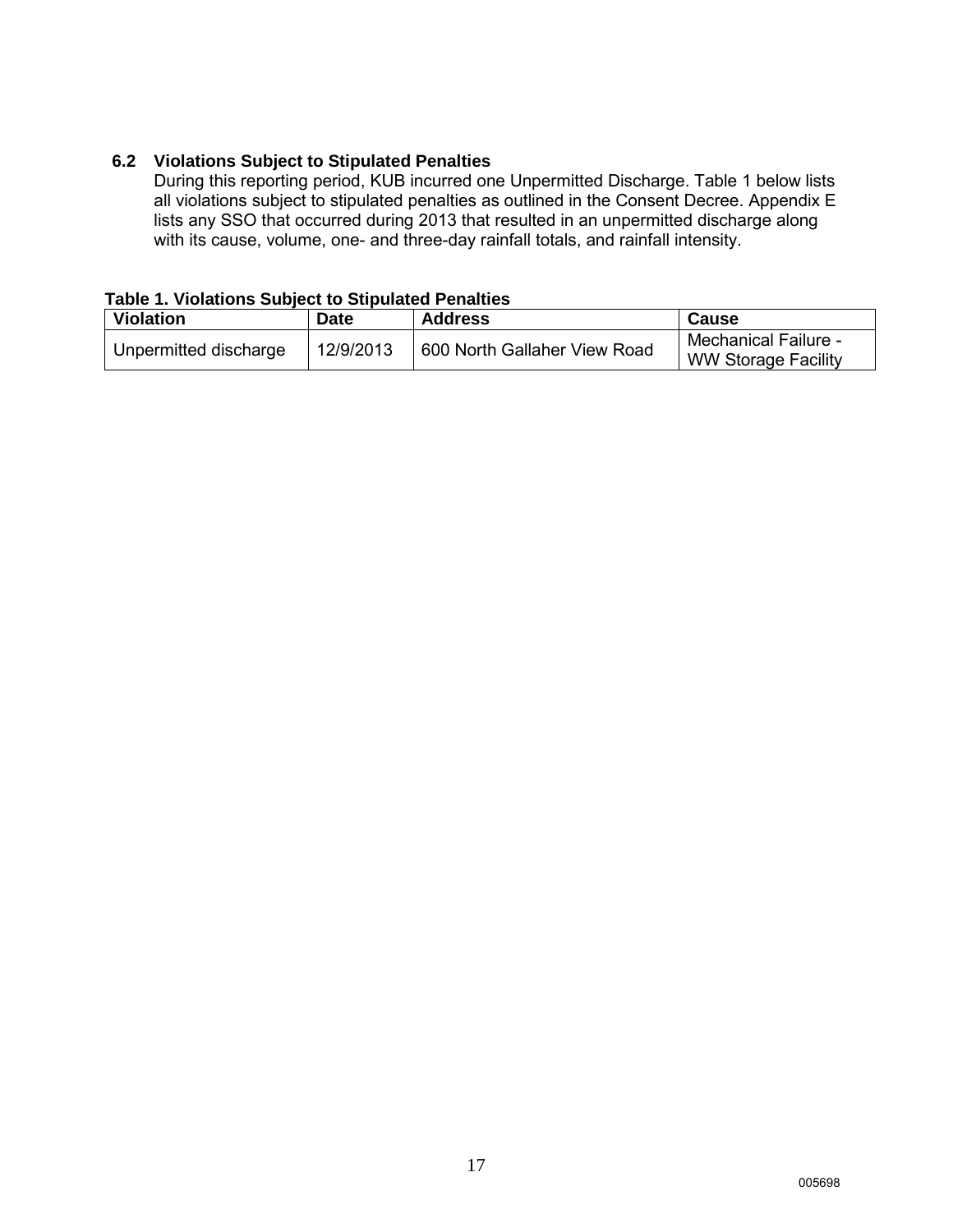### 6.2 Violations Subject to Stipulated Penalties

During this reporting period, KUB incurred one Unpermitted Discharge. Table 1 below lists all violations subject to stipulated penalties as outlined in the Consent Decree. Appendix E lists any SSO that occurred during 2013 that resulted in an unpermitted discharge along with its cause, volume, one- and three-day rainfall totals, and rainfall intensity.

**Table 1. Violations Subject to Stipulated Penalties**

| Violation | Date | Address | Cause |
|---|---|---|---|
| Unpermitted discharge | 12/9/2013 | 600 North Gallaher View Road | Mechanical Failure - WW Storage Facility |

005698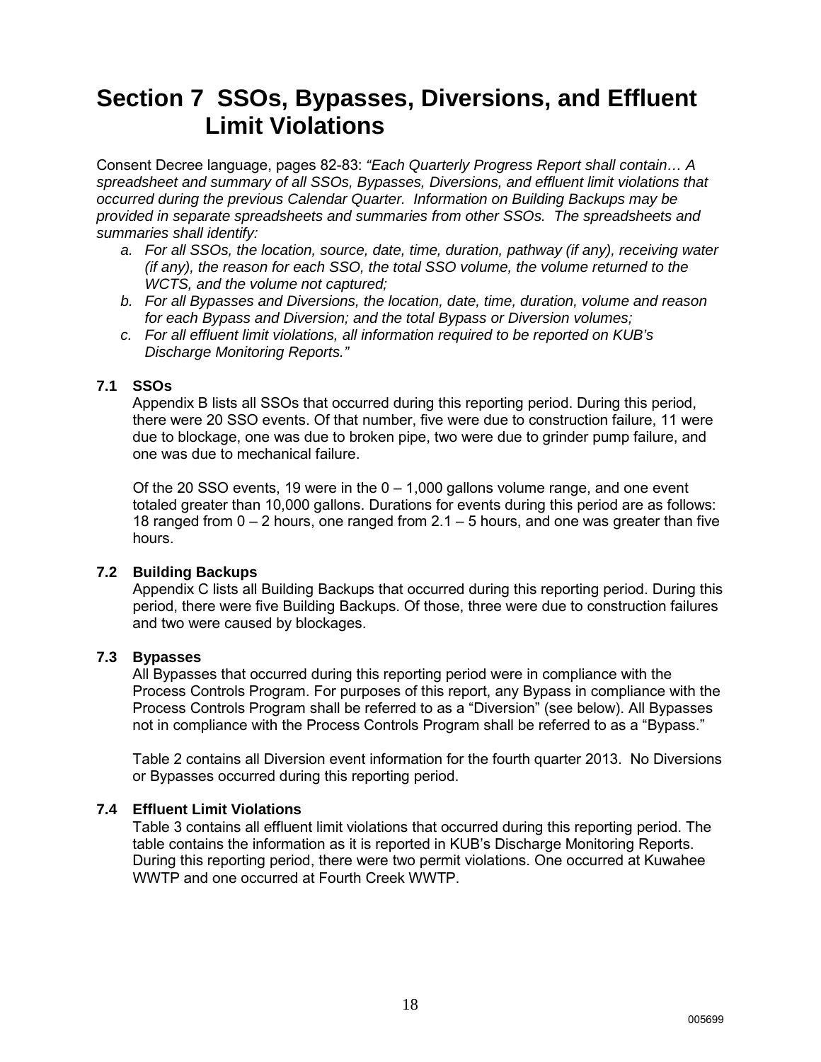# Section 7 SSOs, Bypasses, Diversions, and Effluent Limit Violations

Consent Decree language, pages 82-83: *"Each Quarterly Progress Report shall contain… A spreadsheet and summary of all SSOs, Bypasses, Diversions, and effluent limit violations that occurred during the previous Calendar Quarter. Information on Building Backups may be provided in separate spreadsheets and summaries from other SSOs. The spreadsheets and summaries shall identify:*

*a. For all SSOs, the location, source, date, time, duration, pathway (if any), receiving water (if any), the reason for each SSO, the total SSO volume, the volume returned to the WCTS, and the volume not captured;*

*b. For all Bypasses and Diversions, the location, date, time, duration, volume and reason for each Bypass and Diversion; and the total Bypass or Diversion volumes;*

*c. For all effluent limit violations, all information required to be reported on KUB's Discharge Monitoring Reports."*

### 7.1 SSOs

Appendix B lists all SSOs that occurred during this reporting period. During this period, there were 20 SSO events. Of that number, five were due to construction failure, 11 were due to blockage, one was due to broken pipe, two were due to grinder pump failure, and one was due to mechanical failure.

Of the 20 SSO events, 19 were in the 0 – 1,000 gallons volume range, and one event totaled greater than 10,000 gallons. Durations for events during this period are as follows: 18 ranged from 0 – 2 hours, one ranged from 2.1 – 5 hours, and one was greater than five hours.

### 7.2 Building Backups

Appendix C lists all Building Backups that occurred during this reporting period. During this period, there were five Building Backups. Of those, three were due to construction failures and two were caused by blockages.

### 7.3 Bypasses

All Bypasses that occurred during this reporting period were in compliance with the Process Controls Program. For purposes of this report, any Bypass in compliance with the Process Controls Program shall be referred to as a "Diversion" (see below). All Bypasses not in compliance with the Process Controls Program shall be referred to as a "Bypass."

Table 2 contains all Diversion event information for the fourth quarter 2013. No Diversions or Bypasses occurred during this reporting period.

### 7.4 Effluent Limit Violations

Table 3 contains all effluent limit violations that occurred during this reporting period. The table contains the information as it is reported in KUB's Discharge Monitoring Reports. During this reporting period, there were two permit violations. One occurred at Kuwahee WWTP and one occurred at Fourth Creek WWTP.

005699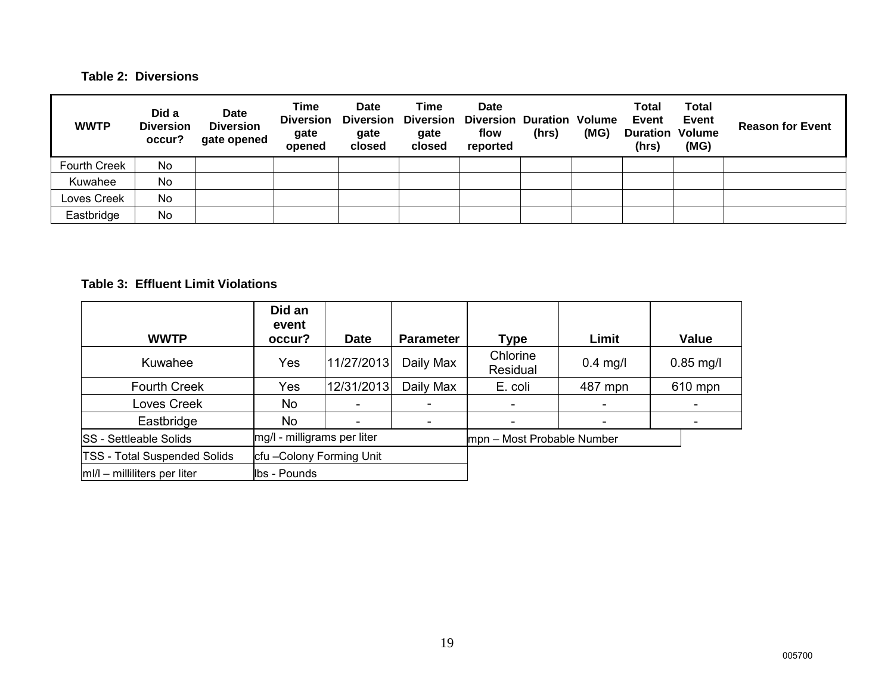**Table 2: Diversions**

| WWTP | Did a Diversion occur? | Date Diversion gate opened | Time Diversion gate opened | Date Diversion gate closed | Time Diversion gate closed | Date Diversion flow reported | Duration (hrs) | Volume (MG) | Total Event Duration (hrs) | Total Event Volume (MG) | Reason for Event |
|---|---|---|---|---|---|---|---|---|---|---|---|
| Fourth Creek | No | | | | | | | | | | |
| Kuwahee | No | | | | | | | | | | |
| Loves Creek | No | | | | | | | | | | |
| Eastbridge | No | | | | | | | | | | |

**Table 3: Effluent Limit Violations**

| WWTP | Did an event occur? | Date | Parameter | Type | Limit | Value |
|---|---|---|---|---|---|---|
| Kuwahee | Yes | 11/27/2013 | Daily Max | Chlorine Residual | 0.4 mg/l | 0.85 mg/l |
| Fourth Creek | Yes | 12/31/2013 | Daily Max | E. coli | 487 mpn | 610 mpn |
| Loves Creek | No | - | - | - | - | - |
| Eastbridge | No | - | - | - | - | - |

| | | |
|---|---|---|
| SS - Settleable Solids | mg/l - milligrams per liter | mpn – Most Probable Number |
| TSS - Total Suspended Solids | cfu –Colony Forming Unit | |
| ml/l – milliliters per liter | lbs - Pounds | |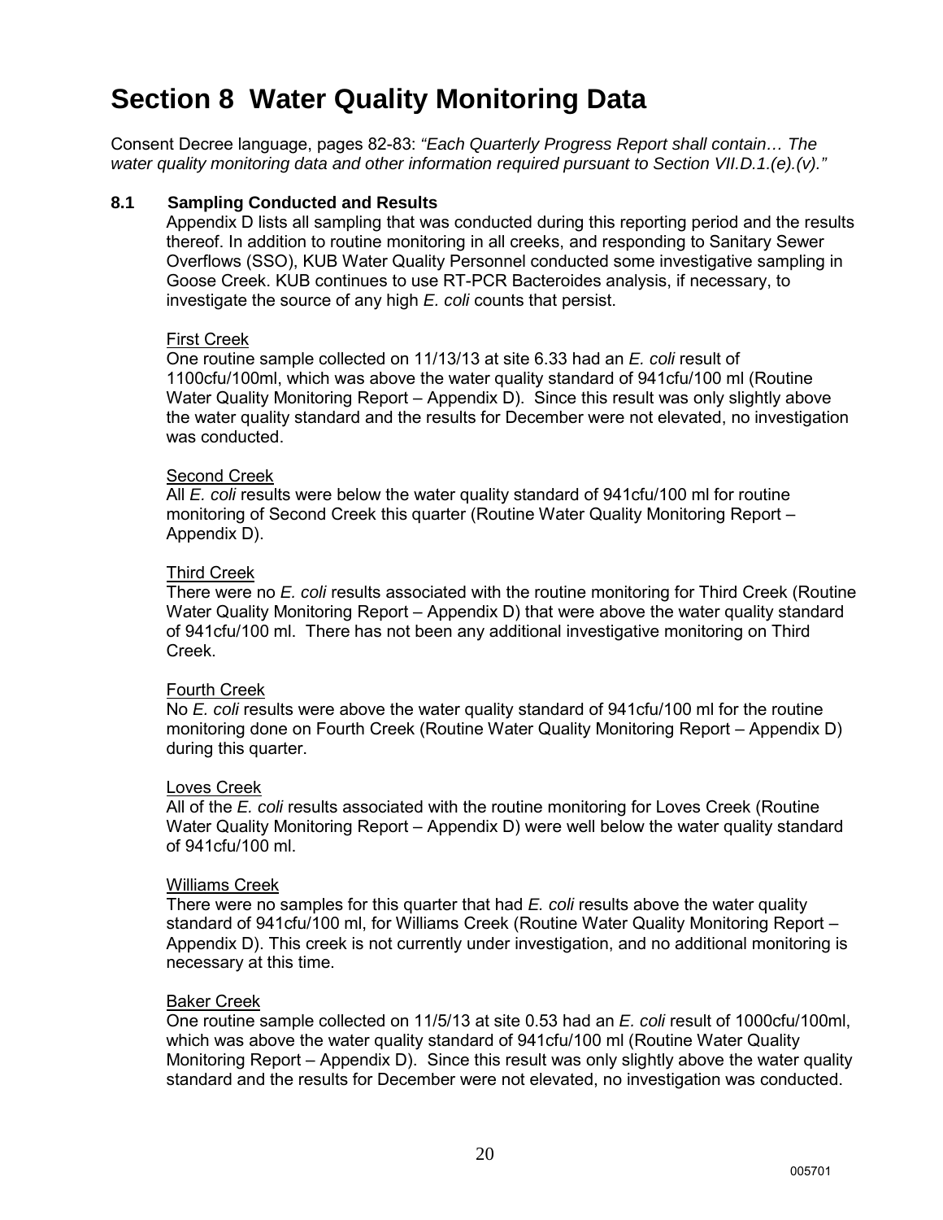# Section 8 Water Quality Monitoring Data

Consent Decree language, pages 82-83: *"Each Quarterly Progress Report shall contain… The water quality monitoring data and other information required pursuant to Section VII.D.1.(e).(v)."*

### 8.1 Sampling Conducted and Results

Appendix D lists all sampling that was conducted during this reporting period and the results thereof. In addition to routine monitoring in all creeks, and responding to Sanitary Sewer Overflows (SSO), KUB Water Quality Personnel conducted some investigative sampling in Goose Creek. KUB continues to use RT-PCR Bacteroides analysis, if necessary, to investigate the source of any high *E. coli* counts that persist.

First Creek

One routine sample collected on 11/13/13 at site 6.33 had an *E. coli* result of 1100cfu/100ml, which was above the water quality standard of 941cfu/100 ml (Routine Water Quality Monitoring Report – Appendix D). Since this result was only slightly above the water quality standard and the results for December were not elevated, no investigation was conducted.

Second Creek

All *E. coli* results were below the water quality standard of 941cfu/100 ml for routine monitoring of Second Creek this quarter (Routine Water Quality Monitoring Report – Appendix D).

Third Creek

There were no *E. coli* results associated with the routine monitoring for Third Creek (Routine Water Quality Monitoring Report – Appendix D) that were above the water quality standard of 941cfu/100 ml. There has not been any additional investigative monitoring on Third Creek.

Fourth Creek

No *E. coli* results were above the water quality standard of 941cfu/100 ml for the routine monitoring done on Fourth Creek (Routine Water Quality Monitoring Report – Appendix D) during this quarter.

Loves Creek

All of the *E. coli* results associated with the routine monitoring for Loves Creek (Routine Water Quality Monitoring Report – Appendix D) were well below the water quality standard of 941cfu/100 ml.

Williams Creek

There were no samples for this quarter that had *E. coli* results above the water quality standard of 941cfu/100 ml, for Williams Creek (Routine Water Quality Monitoring Report – Appendix D). This creek is not currently under investigation, and no additional monitoring is necessary at this time.

Baker Creek

One routine sample collected on 11/5/13 at site 0.53 had an *E. coli* result of 1000cfu/100ml, which was above the water quality standard of 941cfu/100 ml (Routine Water Quality Monitoring Report – Appendix D). Since this result was only slightly above the water quality standard and the results for December were not elevated, no investigation was conducted.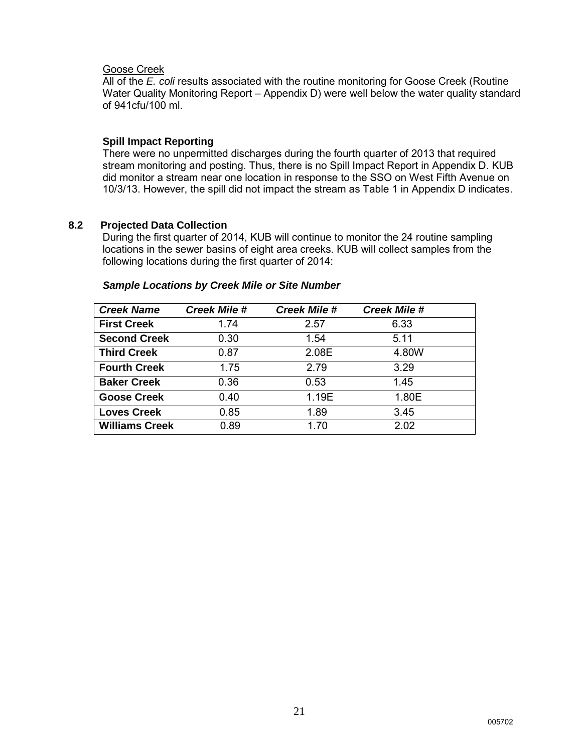Goose Creek

All of the *E. coli* results associated with the routine monitoring for Goose Creek (Routine Water Quality Monitoring Report – Appendix D) were well below the water quality standard of 941cfu/100 ml.

**Spill Impact Reporting**

There were no unpermitted discharges during the fourth quarter of 2013 that required stream monitoring and posting. Thus, there is no Spill Impact Report in Appendix D. KUB did monitor a stream near one location in response to the SSO on West Fifth Avenue on 10/3/13. However, the spill did not impact the stream as Table 1 in Appendix D indicates.

### 8.2 Projected Data Collection

During the first quarter of 2014, KUB will continue to monitor the 24 routine sampling locations in the sewer basins of eight area creeks. KUB will collect samples from the following locations during the first quarter of 2014:

***Sample Locations by Creek Mile or Site Number***

| *Creek Name* | *Creek Mile #* | *Creek Mile #* | *Creek Mile #* |
|---|---|---|---|
| **First Creek** | 1.74 | 2.57 | 6.33 |
| **Second Creek** | 0.30 | 1.54 | 5.11 |
| **Third Creek** | 0.87 | 2.08E | 4.80W |
| **Fourth Creek** | 1.75 | 2.79 | 3.29 |
| **Baker Creek** | 0.36 | 0.53 | 1.45 |
| **Goose Creek** | 0.40 | 1.19E | 1.80E |
| **Loves Creek** | 0.85 | 1.89 | 3.45 |
| **Williams Creek** | 0.89 | 1.70 | 2.02 |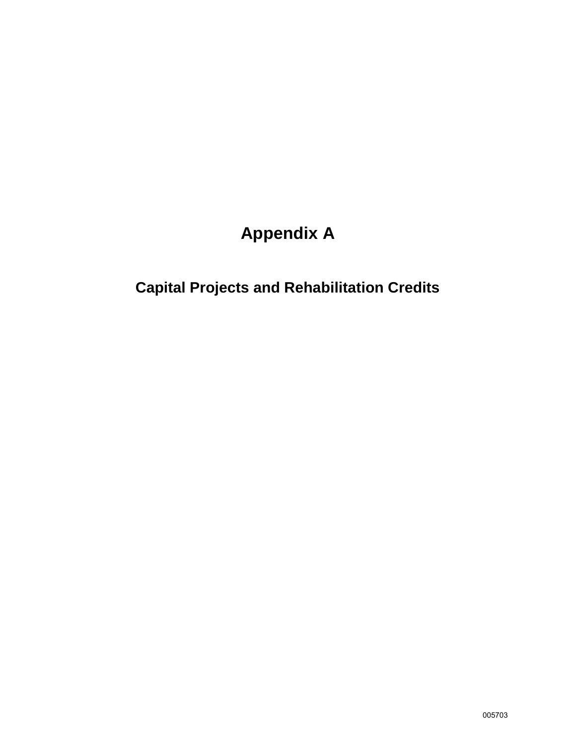# Appendix A

## Capital Projects and Rehabilitation Credits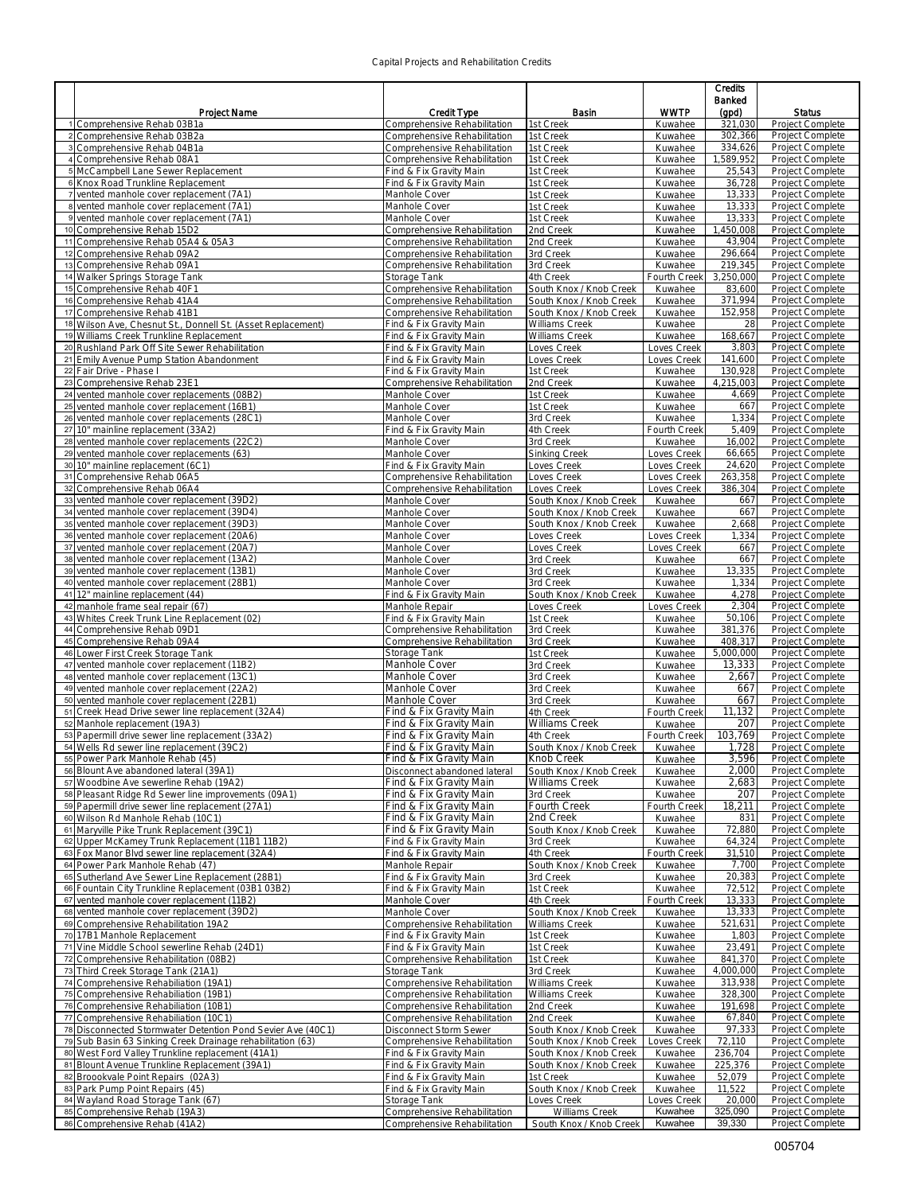Capital Projects and Rehabilitation Credits

| | Project Name | Credit Type | Basin | WWTP | Credits Banked (gpd) | Status |
|---|---|---|---|---|---|---|
| 1 | Comprehensive Rehab 03B1a | Comprehensive Rehabilitation | 1st Creek | Kuwahee | 321,030 | Project Complete |
| 2 | Comprehensive Rehab 03B2a | Comprehensive Rehabilitation | 1st Creek | Kuwahee | 302,366 | Project Complete |
| 3 | Comprehensive Rehab 04B1a | Comprehensive Rehabilitation | 1st Creek | Kuwahee | 334,626 | Project Complete |
| 4 | Comprehensive Rehab 08A1 | Comprehensive Rehabilitation | 1st Creek | Kuwahee | 1,589,952 | Project Complete |
| 5 | McCampbell Lane Sewer Replacement | Find & Fix Gravity Main | 1st Creek | Kuwahee | 25,543 | Project Complete |
| 6 | Knox Road Trunkline Replacement | Find & Fix Gravity Main | 1st Creek | Kuwahee | 36,728 | Project Complete |
| 7 | vented manhole cover replacement (7A1) | Manhole Cover | 1st Creek | Kuwahee | 13,333 | Project Complete |
| 8 | vented manhole cover replacement (7A1) | Manhole Cover | 1st Creek | Kuwahee | 13,333 | Project Complete |
| 9 | vented manhole cover replacement (7A1) | Manhole Cover | 1st Creek | Kuwahee | 13,333 | Project Complete |
| 10 | Comprehensive Rehab 15D2 | Comprehensive Rehabilitation | 2nd Creek | Kuwahee | 1,450,008 | Project Complete |
| 11 | Comprehensive Rehab 05A4 & 05A3 | Comprehensive Rehabilitation | 2nd Creek | Kuwahee | 43,904 | Project Complete |
| 12 | Comprehensive Rehab 09A2 | Comprehensive Rehabilitation | 3rd Creek | Kuwahee | 296,664 | Project Complete |
| 13 | Comprehensive Rehab 09A1 | Comprehensive Rehabilitation | 3rd Creek | Kuwahee | 219,345 | Project Complete |
| 14 | Walker Springs Storage Tank | Storage Tank | 4th Creek | Fourth Creek | 3,250,000 | Project Complete |
| 15 | Comprehensive Rehab 40F1 | Comprehensive Rehabilitation | South Knox / Knob Creek | Kuwahee | 83,600 | Project Complete |
| 16 | Comprehensive Rehab 41A4 | Comprehensive Rehabilitation | South Knox / Knob Creek | Kuwahee | 371,994 | Project Complete |
| 17 | Comprehensive Rehab 41B1 | Comprehensive Rehabilitation | South Knox / Knob Creek | Kuwahee | 152,958 | Project Complete |
| 18 | Wilson Ave, Chesnut St., Donnell St. (Asset Replacement) | Find & Fix Gravity Main | Williams Creek | Kuwahee | 28 | Project Complete |
| 19 | Williams Creek Trunkline Replacement | Find & Fix Gravity Main | Williams Creek | Kuwahee | 168,667 | Project Complete |
| 20 | Rushland Park Off Site Sewer Rehabilitation | Find & Fix Gravity Main | Loves Creek | Loves Creek | 3,803 | Project Complete |
| 21 | Emily Avenue Pump Station Abandonment | Find & Fix Gravity Main | Loves Creek | Loves Creek | 141,600 | Project Complete |
| 22 | Fair Drive - Phase I | Find & Fix Gravity Main | 1st Creek | Kuwahee | 130,928 | Project Complete |
| 23 | Comprehensive Rehab 23E1 | Comprehensive Rehabilitation | 2nd Creek | Kuwahee | 4,215,003 | Project Complete |
| 24 | vented manhole cover replacements (08B2) | Manhole Cover | 1st Creek | Kuwahee | 4,669 | Project Complete |
| 25 | vented manhole cover replacements (16B1) | Manhole Cover | 1st Creek | Kuwahee | 667 | Project Complete |
| 26 | vented manhole cover replacements (28C1) | Manhole Cover | 3rd Creek | Kuwahee | 1,334 | Project Complete |
| 27 | 10" mainline replacement (33A2) | Find & Fix Gravity Main | 4th Creek | Fourth Creek | 5,409 | Project Complete |
| 28 | vented manhole cover replacements (22C2) | Manhole Cover | 3rd Creek | Kuwahee | 16,002 | Project Complete |
| 29 | vented manhole cover replacements (63) | Manhole Cover | Sinking Creek | Loves Creek | 66,665 | Project Complete |
| 30 | 10" mainline replacement (6C1) | Find & Fix Gravity Main | Loves Creek | Loves Creek | 24,620 | Project Complete |
| 31 | Comprehensive Rehab 06A5 | Comprehensive Rehabilitation | Loves Creek | Loves Creek | 263,358 | Project Complete |
| 32 | Comprehensive Rehab 06A4 | Comprehensive Rehabilitation | Loves Creek | Loves Creek | 386,304 | Project Complete |
| 33 | vented manhole cover replacement (39D2) | Manhole Cover | South Knox / Knob Creek | Kuwahee | 667 | Project Complete |
| 34 | vented manhole cover replacement (39D4) | Manhole Cover | South Knox / Knob Creek | Kuwahee | 667 | Project Complete |
| 35 | vented manhole cover replacement (39D3) | Manhole Cover | South Knox / Knob Creek | Kuwahee | 2,668 | Project Complete |
| 36 | vented manhole cover replacement (20A6) | Manhole Cover | Loves Creek | Loves Creek | 1,334 | Project Complete |
| 37 | vented manhole cover replacement (20A7) | Manhole Cover | Loves Creek | Loves Creek | 667 | Project Complete |
| 38 | vented manhole cover replacement (13A2) | Manhole Cover | 3rd Creek | Kuwahee | 667 | Project Complete |
| 39 | vented manhole cover replacement (13B1) | Manhole Cover | 3rd Creek | Kuwahee | 13,335 | Project Complete |
| 40 | vented manhole cover replacement (28B1) | Manhole Cover | 3rd Creek | Kuwahee | 1,334 | Project Complete |
| 41 | 12" mainline replacement (44) | Find & Fix Gravity Main | South Knox / Knob Creek | Kuwahee | 4,278 | Project Complete |
| 42 | manhole frame seal repair (67) | Manhole Repair | Loves Creek | Loves Creek | 2,304 | Project Complete |
| 43 | Whites Creek Trunk Line Replacement (02) | Find & Fix Gravity Main | 1st Creek | Kuwahee | 50,106 | Project Complete |
| 44 | Comprehensive Rehab 09D1 | Comprehensive Rehabilitation | 3rd Creek | Kuwahee | 381,376 | Project Complete |
| 45 | Comprehensive Rehab 09A4 | Comprehensive Rehabilitation | 3rd Creek | Kuwahee | 408,317 | Project Complete |
| 46 | Lower First Creek Storage Tank | Storage Tank | 1st Creek | Kuwahee | 5,000,000 | Project Complete |
| 47 | vented manhole cover replacement (11B2) | Manhole Cover | 3rd Creek | Kuwahee | 13,333 | Project Complete |
| 48 | vented manhole cover replacement (13C1) | Manhole Cover | 3rd Creek | Kuwahee | 2,667 | Project Complete |
| 49 | vented manhole cover replacement (22A2) | Manhole Cover | 3rd Creek | Kuwahee | 667 | Project Complete |
| 50 | vented manhole cover replacement (22B1) | Manhole Cover | 3rd Creek | Kuwahee | 667 | Project Complete |
| 51 | Creek Head Drive sewer line replacement (32A4) | Find & Fix Gravity Main | 4th Creek | Fourth Creek | 11,132 | Project Complete |
| 52 | Manhole replacement (19A3) | Find & Fix Gravity Main | Williams Creek | Kuwahee | 207 | Project Complete |
| 53 | Papermill drive sewer line replacement (33A2) | Find & Fix Gravity Main | 4th Creek | Fourth Creek | 103,769 | Project Complete |
| 54 | Wells Rd sewer line replacement (39C2) | Find & Fix Gravity Main | South Knox / Knob Creek | Kuwahee | 1,728 | Project Complete |
| 55 | Power Park Manhole Rehab (45) | Find & Fix Gravity Main | Knob Creek | Kuwahee | 3,596 | Project Complete |
| 56 | Blount Ave abandoned lateral (39A1) | Disconnect abandoned lateral | South Knox / Knob Creek | Kuwahee | 2,000 | Project Complete |
| 57 | Woodbine Ave sewerline Rehab (19A2) | Find & Fix Gravity Main | Williams Creek | Kuwahee | 2,683 | Project Complete |
| 58 | Pleasant Ridge Rd Sewer line improvements (09A1) | Find & Fix Gravity Main | 3rd Creek | Kuwahee | 207 | Project Complete |
| 59 | Papermill drive sewer line replacement (27A1) | Find & Fix Gravity Main | Fourth Creek | Fourth Creek | 18,211 | Project Complete |
| 60 | Wilson Rd Manhole Rehab (10C1) | Find & Fix Gravity Main | 2nd Creek | Kuwahee | 831 | Project Complete |
| 61 | Maryville Pike Trunk Replacement (39C1) | Find & Fix Gravity Main | South Knox / Knob Creek | Kuwahee | 72,880 | Project Complete |
| 62 | Upper McKamey Trunk Replacement (11B1 11B2) | Find & Fix Gravity Main | 3rd Creek | Kuwahee | 64,324 | Project Complete |
| 63 | Fox Manor Blvd sewer line replacement (32A4) | Find & Fix Gravity Main | 4th Creek | Fourth Creek | 31,510 | Project Complete |
| 64 | Power Park Manhole Rehab (47) | Manhole Repair | South Knox / Knob Creek | Kuwahee | 7,700 | Project Complete |
| 65 | Sutherland Ave Sewer Line Replacement (28B1) | Find & Fix Gravity Main | 3rd Creek | Kuwahee | 20,383 | Project Complete |
| 66 | Fountain City Trunkline Replacement (03B1 03B2) | Find & Fix Gravity Main | 1st Creek | Kuwahee | 72,512 | Project Complete |
| 67 | vented manhole cover replacement (11B2) | Manhole Cover | 4th Creek | Fourth Creek | 13,333 | Project Complete |
| 68 | vented manhole cover replacement (39D2) | Manhole Cover | South Knox / Knob Creek | Kuwahee | 13,333 | Project Complete |
| 69 | Comprehensive Rehabilitation 19A2 | Comprehensive Rehabilitation | Williams Creek | Kuwahee | 521,631 | Project Complete |
| 70 | 17B1 Manhole Replacement | Find & Fix Gravity Main | 1st Creek | Kuwahee | 1,803 | Project Complete |
| 71 | Vine Middle School sewerline Rehab (24D1) | Find & Fix Gravity Main | 1st Creek | Kuwahee | 23,491 | Project Complete |
| 72 | Comprehensive Rehabilitation (08B2) | Comprehensive Rehabilitation | 1st Creek | Kuwahee | 841,370 | Project Complete |
| 73 | Third Creek Storage Tank (21A1) | Storage Tank | 3rd Creek | Kuwahee | 4,000,000 | Project Complete |
| 74 | Comprehensive Rehabiliation (19A1) | Comprehensive Rehabilitation | Williams Creek | Kuwahee | 313,938 | Project Complete |
| 75 | Comprehensive Rehabiliation (19B1) | Comprehensive Rehabilitation | Williams Creek | Kuwahee | 328,300 | Project Complete |
| 76 | Comprehensive Rehabilitation (10B1) | Comprehensive Rehabilitation | 2nd Creek | Kuwahee | 191,698 | Project Complete |
| 77 | Comprehensive Rehabilitation (10C1) | Comprehensive Rehabilitation | 2nd Creek | Kuwahee | 67,840 | Project Complete |
| 78 | Disconnected Stormwater Detention Pond Sevier Ave (40C1) | Disconnect Storm Sewer | South Knox / Knob Creek | Kuwahee | 97,333 | Project Complete |
| 79 | Sub Basin 63 Sinking Creek Drainage rehabilitation (63) | Comprehensive Rehabilitation | South Knox / Knob Creek | Loves Creek | 72,110 | Project Complete |
| 80 | West Ford Valley Trunkline replacement (41A1) | Find & Fix Gravity Main | South Knox / Knob Creek | Kuwahee | 236,704 | Project Complete |
| 81 | Blount Avenue Trunkline Replacement (39A1) | Find & Fix Gravity Main | South Knox / Knob Creek | Kuwahee | 225,376 | Project Complete |
| 82 | Broookvale Point Repairs (02A3) | Find & Fix Gravity Main | 1st Creek | Kuwahee | 52,079 | Project Complete |
| 83 | Park Pump Point Repairs (45) | Find & Fix Gravity Main | South Knox / Knob Creek | Kuwahee | 11,522 | Project Complete |
| 84 | Wayland Road Storage Tank (67) | Storage Tank | Loves Creek | Loves Creek | 20,000 | Project Complete |
| 85 | Comprehensive Rehab (19A3) | Comprehensive Rehabilitation | Williams Creek | Kuwahee | 325,090 | Project Complete |
| 86 | Comprehensive Rehab (41A2) | Comprehensive Rehabilitation | South Knox / Knob Creek | Kuwahee | 39,330 | Project Complete |

005704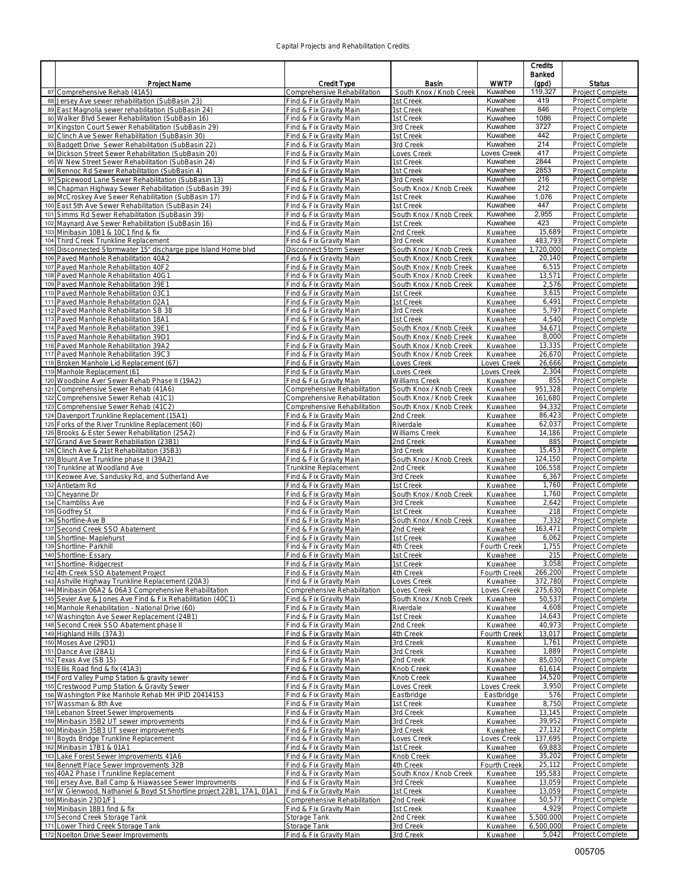Capital Projects and Rehabilitation Credits

| | Project Name | Credit Type | Basin | WWTP | Credits Banked (gpd) | Status |
|---|---|---|---|---|---|---|
| 87 | Comprehensive Rehab (41A5) | Comprehensive Rehabilitation | South Knox / Knob Creek | Kuwahee | 119,327 | Project Complete |
| 88 | Jersey Ave sewer rehabilitation (SubBasin 23) | Find & Fix Gravity Main | 1st Creek | Kuwahee | 419 | Project Complete |
| 89 | East Magnolia sewer rehabilitation (SubBasin 24) | Find & Fix Gravity Main | 1st Creek | Kuwahee | 846 | Project Complete |
| 90 | Walker Blvd Sewer Rehabilitation (SubBasin 16) | Find & Fix Gravity Main | 1st Creek | Kuwahee | 1086 | Project Complete |
| 91 | Kingston Court Sewer Rehabilitation (SubBasin 29) | Find & Fix Gravity Main | 3rd Creek | Kuwahee | 3727 | Project Complete |
| 92 | Clinch Ave Sewer Rehabilitation (SubBasin 30) | Find & Fix Gravity Main | 1st Creek | Kuwahee | 442 | Project Complete |
| 93 | Badgett Drive Sewer Rehabilitation (SubBasin 22) | Find & Fix Gravity Main | 3rd Creek | Kuwahee | 214 | Project Complete |
| 94 | Dickson Street Sewer Rehabilitation (SubBasin 20) | Find & Fix Gravity Main | Loves Creek | Loves Creek | 417 | Project Complete |
| 95 | W New Street Sewer Rehabilitation (SubBasin 24) | Find & Fix Gravity Main | 1st Creek | Kuwahee | 2844 | Project Complete |
| 96 | Rennoc Rd Sewer Rehabilitation (SubBasin 4) | Find & Fix Gravity Main | 1st Creek | Kuwahee | 2853 | Project Complete |
| 97 | Spicewood Lane Sewer Rehabilitation (SubBasin 13) | Find & Fix Gravity Main | 3rd Creek | Kuwahee | 216 | Project Complete |
| 98 | Chapman Highway Sewer Rehabilitation (SubBasin 39) | Find & Fix Gravity Main | South Knox / Knob Creek | Kuwahee | 212 | Project Complete |
| 99 | McCroskey Ave Sewer Rehabilitation (SubBasin 17) | Find & Fix Gravity Main | 1st Creek | Kuwahee | 1,076 | Project Complete |
| 100 | East 5th Ave Sewer Rehabilitation (SubBasin 24) | Find & Fix Gravity Main | 1st Creek | Kuwahee | 447 | Project Complete |
| 101 | Simms Rd Sewer Rehabilitation (SubBasin 39) | Find & Fix Gravity Main | South Knox / Knob Creek | Kuwahee | 2,955 | Project Complete |
| 102 | Maynard Ave Sewer Rehabilitation (SubBasin 16) | Find & Fix Gravity Main | 1st Creek | Kuwahee | 423 | Project Complete |
| 103 | Minibasin 10B1 & 10C1 find & fix | Find & Fix Gravity Main | 2nd Creek | Kuwahee | 15,689 | Project Complete |
| 104 | Third Creek Trunkline Replacement | Find & Fix Gravity Main | 3rd Creek | Kuwahee | 483,793 | Project Complete |
| 105 | Disconnected Stormwater 15" discharge pipe Island Home blvd | Disconnect Storm Sewer | South Knox / Knob Creek | Kuwahee | 1,720,000 | Project Complete |
| 106 | Paved Manhole Rehabilitation 40A2 | Find & Fix Gravity Main | South Knox / Knob Creek | Kuwahee | 20,140 | Project Complete |
| 107 | Paved Manhole Rehabilitation 40F2 | Find & Fix Gravity Main | South Knox / Knob Creek | Kuwahee | 6,515 | Project Complete |
| 108 | Paved Manhole Rehabilitation 40G1 | Find & Fix Gravity Main | South Knox / Knob Creek | Kuwahee | 13,571 | Project Complete |
| 109 | Paved Manhole Rehabilitation 39E1 | Find & Fix Gravity Main | South Knox / Knob Creek | Kuwahee | 2,576 | Project Complete |
| 110 | Paved Manhole Rehabilitation 03C1 | Find & Fix Gravity Main | 1st Creek | Kuwahee | 3,615 | Project Complete |
| 111 | Paved Manhole Rehabilitation 02A1 | Find & Fix Gravity Main | 1st Creek | Kuwahee | 6,491 | Project Complete |
| 112 | Paved Manhole Rehabilitation SB 38 | Find & Fix Gravity Main | 3rd Creek | Kuwahee | 5,797 | Project Complete |
| 113 | Paved Manhole Rehabilitation 18A1 | Find & Fix Gravity Main | 1st Creek | Kuwahee | 4,540 | Project Complete |
| 114 | Paved Manhole Rehabilitation 39E1 | Find & Fix Gravity Main | South Knox / Knob Creek | Kuwahee | 34,671 | Project Complete |
| 115 | Paved Manhole Rehabilitation 39D1 | Find & Fix Gravity Main | South Knox / Knob Creek | Kuwahee | 8,000 | Project Complete |
| 116 | Paved Manhole Rehabilitation 39A2 | Find & Fix Gravity Main | South Knox / Knob Creek | Kuwahee | 13,335 | Project Complete |
| 117 | Paved Manhole Rehabilitation 39C3 | Find & Fix Gravity Main | South Knox / Knob Creek | Kuwahee | 26,670 | Project Complete |
| 118 | Broken Manhole Lid Replacement (67) | Find & Fix Gravity Main | Loves Creek | Loves Creek | 26,666 | Project Complete |
| 119 | Manhole Replacement (61 | Find & Fix Gravity Main | Loves Creek | Loves Creek | 2,304 | Project Complete |
| 120 | Woodbine Aver Sewer Rehab Phase II (19A2) | Find & Fix Gravity Main | Williams Creek | Kuwahee | 855 | Project Complete |
| 121 | Comprehensive Sewer Rehab (41A6) | Comprehensive Rehabilitation | South Knox / Knob Creek | Kuwahee | 951,328 | Project Complete |
| 122 | Comprehensive Sewer Rehab (41C1) | Comprehensive Rehabilitation | South Knox / Knob Creek | Kuwahee | 161,680 | Project Complete |
| 123 | Comprehensive Sewer Rehab (41C2) | Comprehensive Rehabilitation | South Knox / Knob Creek | Kuwahee | 94,332 | Project Complete |
| 124 | Davenport Trunkline Replacement (15A1) | Find & Fix Gravity Main | 2nd Creek | Kuwahee | 86,423 | Project Complete |
| 125 | Forks of the River Trunkline Replacement (60) | Find & Fix Gravity Main | Riverdale | Kuwahee | 62,037 | Project Complete |
| 126 | Brooks & Ester Sewer Rehabilitation (25A2) | Find & Fix Gravity Main | Williams Creek | Kuwahee | 14,186 | Project Complete |
| 127 | Grand Ave Sewer Rehabiliation (23B1) | Find & Fix Gravity Main | 2nd Creek | Kuwahee | 885 | Project Complete |
| 128 | Clinch Ave & 21st Rehabilitation (35B3) | Find & Fix Gravity Main | 3rd Creek | Kuwahee | 15,453 | Project Complete |
| 129 | Blount Ave Trunkline phase II (39A2) | Find & Fix Gravity Main | South Knox / Knob Creek | Kuwahee | 124,150 | Project Complete |
| 130 | Trunkline at Woodland Ave | Trunkline Replacement | 2nd Creek | Kuwahee | 106,558 | Project Complete |
| 131 | Keowee Ave, Sandusky Rd, and Sutherland Ave | Find & Fix Gravity Main | 3rd Creek | Kuwahee | 6,367 | Project Complete |
| 132 | Antietam Rd | Find & Fix Gravity Main | 1st Creek | Kuwahee | 1,760 | Project Complete |
| 133 | Cheyanne Dr | Find & Fix Gravity Main | South Knox / Knob Creek | Kuwahee | 1,760 | Project Complete |
| 134 | Chambliss Ave | Find & Fix Gravity Main | 3rd Creek | Kuwahee | 2,642 | Project Complete |
| 135 | Godfrey St | Find & Fix Gravity Main | 1st Creek | Kuwahee | 218 | Project Complete |
| 136 | Shortline-Ave B | Find & Fix Gravity Main | South Knox / Knob Creek | Kuwahee | 7,332 | Project Complete |
| 137 | Second Creek SSO Abatement | Find & Fix Gravity Main | 2nd Creek | Kuwahee | 163,471 | Project Complete |
| 138 | Shortline- Maplehurst | Find & Fix Gravity Main | 1st Creek | Kuwahee | 6,062 | Project Complete |
| 139 | Shortline- Parkhill | Find & Fix Gravity Main | 4th Creek | Fourth Creek | 1,755 | Project Complete |
| 140 | Shortline- Essary | Find & Fix Gravity Main | 1st Creek | Kuwahee | 215 | Project Complete |
| 141 | Shortline- Ridgecrest | Find & Fix Gravity Main | 1st Creek | Kuwahee | 3,058 | Project Complete |
| 142 | 4th Creek SSO Abatement Project | Find & Fix Gravity Main | 4th Creek | Fourth Creek | 266,200 | Project Complete |
| 143 | Ashville Highway Trunkline Replacement (20A3) | Find & Fix Gravity Main | Loves Creek | Kuwahee | 372,780 | Project Complete |
| 144 | Minibasin 06A2 & 06A3 Comprehensive Rehabilitation | Comprehensive Rehabilitation | Loves Creek | Loves Creek | 275,630 | Project Complete |
| 145 | Sevier Ave & Jones Ave Find & Fix Rehabilitation (40C1) | Find & Fix Gravity Main | South Knox / Knob Creek | Kuwahee | 50,537 | Project Complete |
| 146 | Manhole Rehabilitation - National Drive (60) | Find & Fix Gravity Main | Riverdale | Kuwahee | 4,608 | Project Complete |
| 147 | Washington Ave Sewer Replacement (24B1) | Find & Fix Gravity Main | 1st Creek | Kuwahee | 14,643 | Project Complete |
| 148 | Second Creek SSO Abatement phase II | Find & Fix Gravity Main | 2nd Creek | Kuwahee | 40,973 | Project Complete |
| 149 | Highland Hills (37A3) | Find & Fix Gravity Main | 4th Creek | Fourth Creek | 13,017 | Project Complete |
| 150 | Moses Ave (29D1) | Find & Fix Gravity Main | 3rd Creek | Kuwahee | 1,761 | Project Complete |
| 151 | Dance Ave (28A1) | Find & Fix Gravity Main | 3rd Creek | Kuwahee | 1,889 | Project Complete |
| 152 | Texas Ave (SB 15) | Find & Fix Gravity Main | 2nd Creek | Kuwahee | 85,030 | Project Complete |
| 153 | Ellis Road find & fix (41A3) | Find & Fix Gravity Main | Knob Creek | Kuwahee | 61,614 | Project Complete |
| 154 | Ford Valley Pump Station & gravity sewer | Find & Fix Gravity Main | Knob Creek | Kuwahee | 14,520 | Project Complete |
| 155 | Crestwood Pump Station & Gravity Sewer | Find & Fix Gravity Main | Loves Creek | Loves Creek | 3,950 | Project Complete |
| 156 | Washington Pike Manhole Rehab MH IPID 20414153 | Find & Fix Gravity Main | Eastbridge | Eastbridge | 576 | Project Complete |
| 157 | Wassman & 8th Ave | Find & Fix Gravity Main | 1st Creek | Kuwahee | 8,750 | Project Complete |
| 158 | Lebanon Street Sewer Improvements | Find & Fix Gravity Main | 3rd Creek | Kuwahee | 13,145 | Project Complete |
| 159 | Minibasin 35B2 UT sewer improvements | Find & Fix Gravity Main | 3rd Creek | Kuwahee | 39,952 | Project Complete |
| 160 | Minibasin 35B3 UT sewer improvements | Find & Fix Gravity Main | 3rd Creek | Kuwahee | 27,132 | Project Complete |
| 161 | Boyds Bridge Trunkline Replacement | Find & Fix Gravity Main | Loves Creek | Loves Creek | 137,695 | Project Complete |
| 162 | Minibasin 17B1 & 01A1 | Find & Fix Gravity Main | 1st Creek | Kuwahee | 69,883 | Project Complete |
| 163 | Lake Forest Sewer Improvements 41A6 | Find & Fix Gravity Main | Knob Creek | Kuwahee | 35,202 | Project Complete |
| 164 | Bennett Place Sewer Improvements 32B | Find & Fix Gravity Main | 4th Creek | Fourth Creek | 25,112 | Project Complete |
| 165 | 40A2 Phase I Trunkline Replacement | Find & Fix Gravity Main | South Knox / Knob Creek | Kuwahee | 195,583 | Project Complete |
| 166 | Jersey Ave, Ball Camp & Hiawassee Sewer Improvments | Find & Fix Gravity Main | 3rd Creek | Kuwahee | 13,059 | Project Complete |
| 167 | W Glenwood, Nathaniel & Boyd St Shortline project 22B1, 17A1, 01A1 | Find & Fix Gravity Main | 1st Creek | Kuwahee | 13,059 | Project Complete |
| 168 | Minibasin 23D1/F1 | Comprehensive Rehabilitation | 2nd Creek | Kuwahee | 50,577 | Project Complete |
| 169 | Minibasin 18B1 find & fix | Find & Fix Gravity Main | 1st Creek | Kuwahee | 4,929 | Project Complete |
| 170 | Second Creek Storage Tank | Storage Tank | 2nd Creek | Kuwahee | 5,500,000 | Project Complete |
| 171 | Lower Third Creek Storage Tank | Storage Tank | 3rd Creek | Kuwahee | 6,500,000 | Project Complete |
| 172 | Noelton Drive Sewer Improvements | Find & Fix Gravity Main | 3rd Creek | Kuwahee | 5,042 | Project Complete |

005705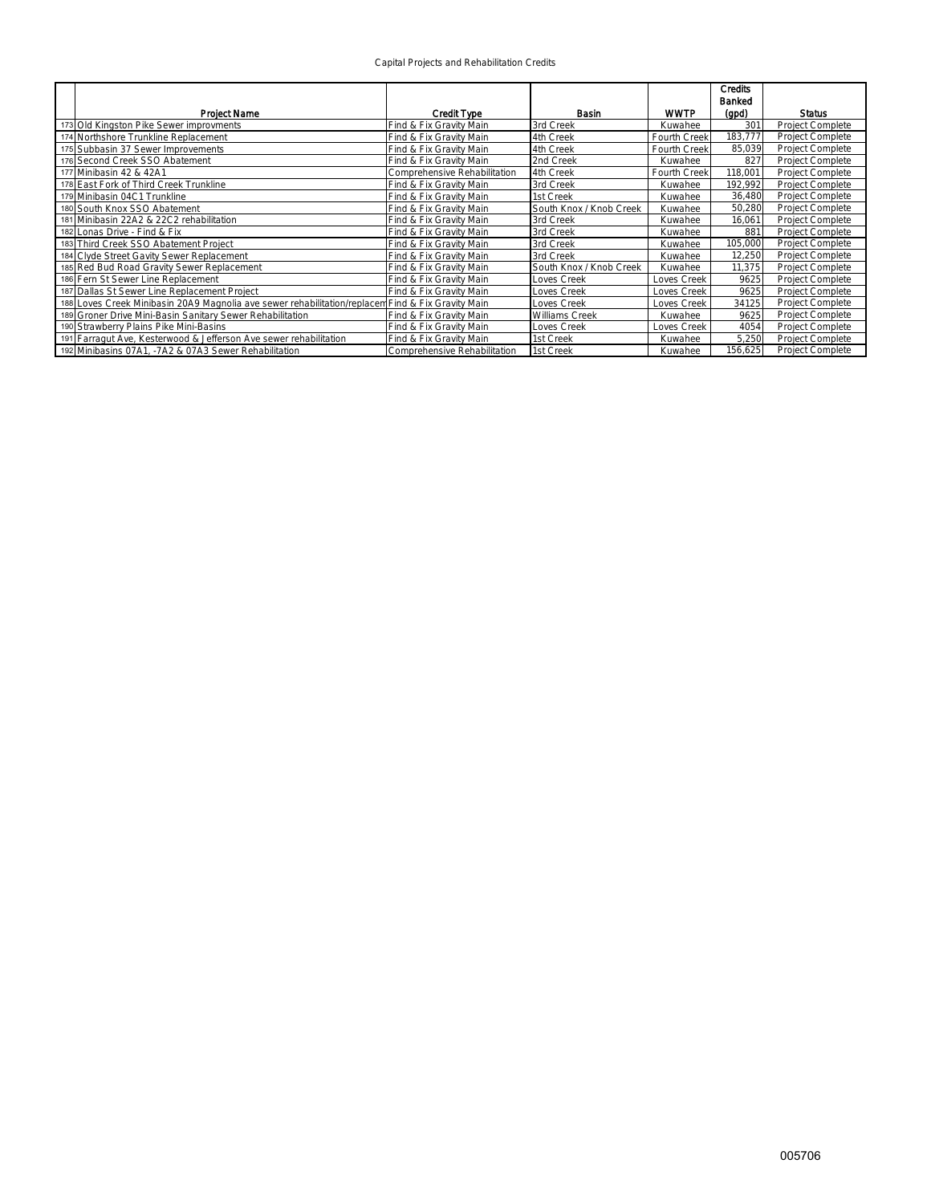Capital Projects and Rehabilitation Credits

| | Project Name | Credit Type | Basin | WWTP | Credits Banked (gpd) | Status |
|---|---|---|---|---|---|---|
| 173 | Old Kingston Pike Sewer improvments | Find & Fix Gravity Main | 3rd Creek | Kuwahee | 301 | Project Complete |
| 174 | Northshore Trunkline Replacement | Find & Fix Gravity Main | 4th Creek | Fourth Creek | 183,777 | Project Complete |
| 175 | Subbasin 37 Sewer Improvements | Find & Fix Gravity Main | 4th Creek | Fourth Creek | 85,039 | Project Complete |
| 176 | Second Creek SSO Abatement | Find & Fix Gravity Main | 2nd Creek | Kuwahee | 827 | Project Complete |
| 177 | Minibasin 42 & 42A1 | Comprehensive Rehabilitation | 4th Creek | Fourth Creek | 118,001 | Project Complete |
| 178 | East Fork of Third Creek Trunkline | Find & Fix Gravity Main | 3rd Creek | Kuwahee | 192,992 | Project Complete |
| 179 | Minibasin 04C1 Trunkline | Find & Fix Gravity Main | 1st Creek | Kuwahee | 36,480 | Project Complete |
| 180 | South Knox SSO Abatement | Find & Fix Gravity Main | South Knox / Knob Creek | Kuwahee | 50,280 | Project Complete |
| 181 | Minibasin 22A2 & 22C2 rehabilitation | Find & Fix Gravity Main | 3rd Creek | Kuwahee | 16,061 | Project Complete |
| 182 | Lonas Drive - Find & Fix | Find & Fix Gravity Main | 3rd Creek | Kuwahee | 881 | Project Complete |
| 183 | Third Creek SSO Abatement Project | Find & Fix Gravity Main | 3rd Creek | Kuwahee | 105,000 | Project Complete |
| 184 | Clyde Street Gavity Sewer Replacement | Find & Fix Gravity Main | 3rd Creek | Kuwahee | 12,250 | Project Complete |
| 185 | Red Bud Road Gravity Sewer Replacement | Find & Fix Gravity Main | South Knox / Knob Creek | Kuwahee | 11,375 | Project Complete |
| 186 | Fern St Sewer Line Replacement | Find & Fix Gravity Main | Loves Creek | Loves Creek | 9625 | Project Complete |
| 187 | Dallas St Sewer Line Replacement Project | Find & Fix Gravity Main | Loves Creek | Loves Creek | 9625 | Project Complete |
| 188 | Loves Creek Minibasin 20A9 Magnolia ave sewer rehabilitation/replacem | Find & Fix Gravity Main | Loves Creek | Loves Creek | 34125 | Project Complete |
| 189 | Groner Drive Mini-Basin Sanitary Sewer Rehabilitation | Find & Fix Gravity Main | Williams Creek | Kuwahee | 9625 | Project Complete |
| 190 | Strawberry Plains Pike Mini-Basins | Find & Fix Gravity Main | Loves Creek | Loves Creek | 4054 | Project Complete |
| 191 | Farragut Ave, Kesterwood & Jefferson Ave sewer rehabilitation | Find & Fix Gravity Main | 1st Creek | Kuwahee | 5,250 | Project Complete |
| 192 | Minibasins 07A1, -7A2 & 07A3 Sewer Rehabilitation | Comprehensive Rehabilitation | 1st Creek | Kuwahee | 156,625 | Project Complete |

005706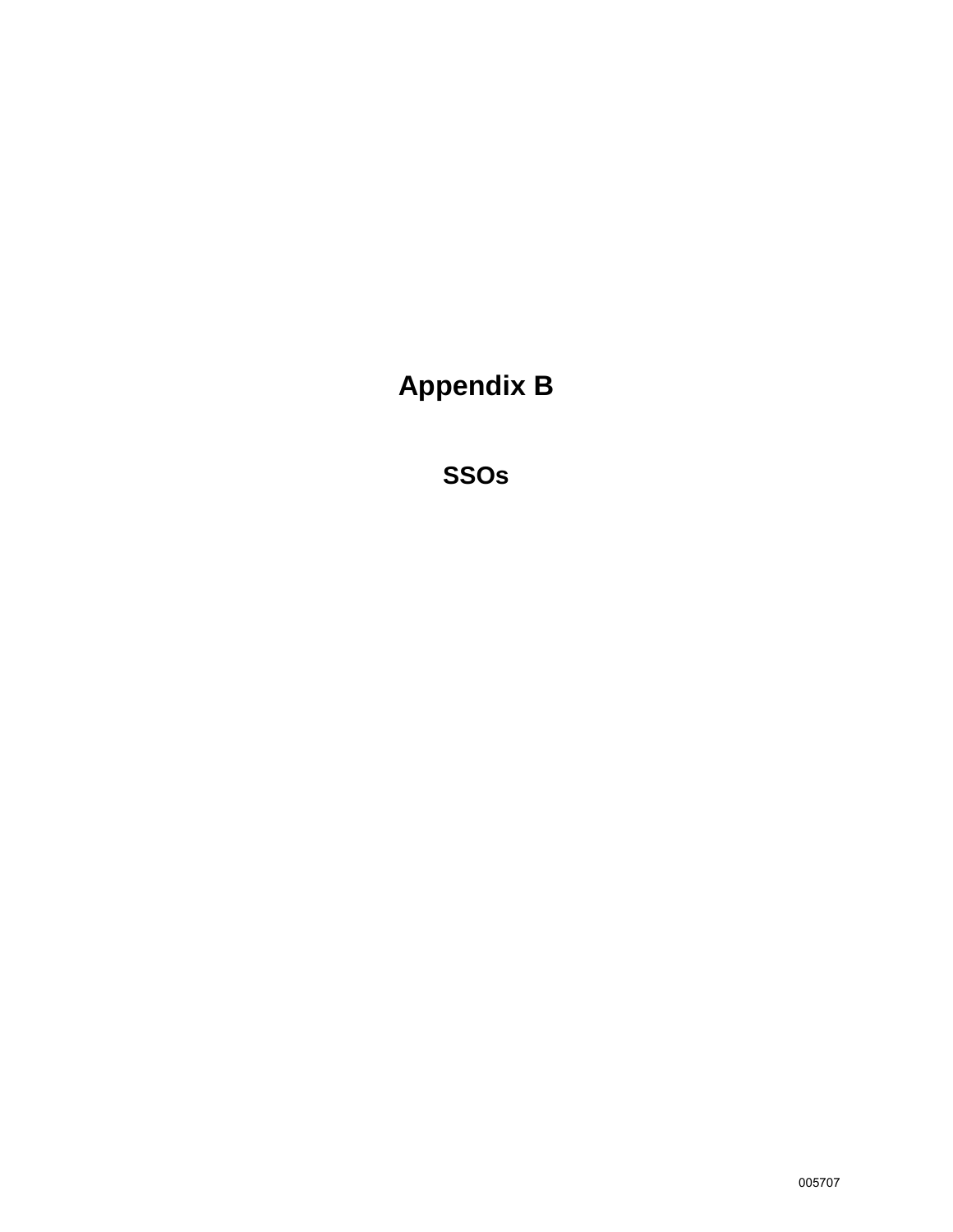# Appendix B

## SSOs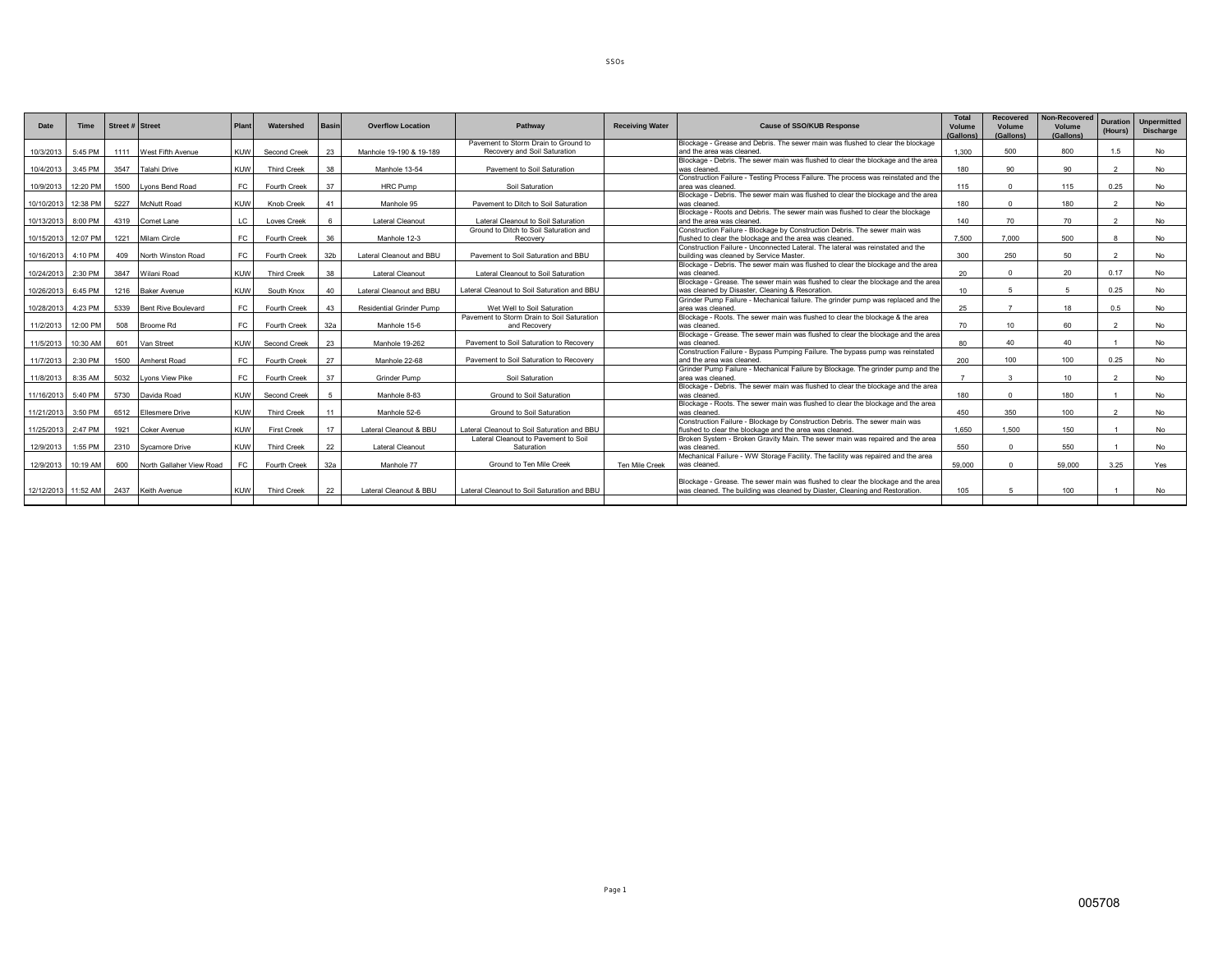SSOs

| Date | Time | Street # | Street | Plant | Watershed | Basin | Overflow Location | Pathway | Receiving Water | Cause of SSO/KUB Response | Total Volume (Gallons) | Recovered Volume (Gallons) | Non-Recovered Volume (Gallons) | Duration (Hours) | Unpermitted Discharge |
|---|---|---|---|---|---|---|---|---|---|---|---|---|---|---|---|
| 10/3/2013 | 5:45 PM | 1111 | West Fifth Avenue | KUW | Second Creek | 23 | Manhole 19-190 & 19-189 | Pavement to Storm Drain to Ground to Recovery and Soil Saturation | | Blockage - Grease and Debris. The sewer main was flushed to clear the blockage and the area was cleaned. | 1,300 | 500 | 800 | 1.5 | No |
| 10/4/2013 | 3:45 PM | 3547 | Talahi Drive | KUW | Third Creek | 38 | Manhole 13-54 | Pavement to Soil Saturation | | Blockage - Debris. The sewer main was flushed to clear the blockage and the area was cleaned. | 180 | 90 | 90 | 2 | No |
| 10/9/2013 | 12:20 PM | 1500 | Lyons Bend Road | FC | Fourth Creek | 37 | HRC Pump | Soil Saturation | | Construction Failure - Testing Process Failure. The process was reinstated and the area was cleaned. | 115 | 0 | 115 | 0.25 | No |
| 10/10/2013 | 12:38 PM | 5227 | McNutt Road | KUW | Knob Creek | 41 | Manhole 95 | Pavement to Ditch to Soil Saturation | | Blockage - Debris. The sewer main was flushed to clear the blockage and the area was cleaned. | 180 | 0 | 180 | 2 | No |
| 10/13/2013 | 8:00 PM | 4319 | Comet Lane | LC | Loves Creek | 6 | Lateral Cleanout | Lateral Cleanout to Soil Saturation | | Blockage - Roots and Debris. The sewer main was flushed to clear the blockage and the area was cleaned. | 140 | 70 | 70 | 2 | No |
| 10/15/2013 | 12:07 PM | 1221 | Milam Circle | FC | Fourth Creek | 36 | Manhole 12-3 | Ground to Ditch to Soil Saturation and Recovery | | Construction Failure - Blockage by Construction Debris. The sewer main was flushed to clear the blockage and the area was cleaned. | 7,500 | 7,000 | 500 | 8 | No |
| 10/16/2013 | 4:10 PM | 409 | North Winston Road | FC | Fourth Creek | 32b | Lateral Cleanout and BBU | Pavement to Soil Saturation and BBU | | Construction Failure - Unconnected Lateral. The lateral was reinstated and the building was cleaned by Service Master. | 300 | 250 | 50 | 2 | No |
| 10/24/2013 | 2:30 PM | 3847 | Wilani Road | KUW | Third Creek | 38 | Lateral Cleanout | Lateral Cleanout to Soil Saturation | | Blockage - Debris. The sewer main was flushed to clear the blockage and the area was cleaned. | 20 | 0 | 20 | 0.17 | No |
| 10/26/2013 | 6:45 PM | 1216 | Baker Avenue | KUW | South Knox | 40 | Lateral Cleanout and BBU | Lateral Cleanout to Soil Saturation and BBU | | Blockage - Grease. The sewer main was flushed to clear the blockage and the area was cleaned by Disaster, Cleaning & Resoration. | 10 | 5 | 5 | 0.25 | No |
| 10/28/2013 | 4:23 PM | 5339 | Bent Rive Boulevard | FC | Fourth Creek | 43 | Residential Grinder Pump | Wet Well to Soil Saturation | | Grinder Pump Failure - Mechanical failure. The grinder pump was replaced and the area was cleaned. | 25 | 7 | 18 | 0.5 | No |
| 11/2/2013 | 12:00 PM | 508 | Broome Rd | FC | Fourth Creek | 32a | Manhole 15-6 | Pavement to Storm Drain to Soil Saturation and Recovery | | Blockage - Roots. The sewer main was flushed to clear the blockage & the area was cleaned. | 70 | 10 | 60 | 2 | No |
| 11/5/2013 | 10:30 AM | 601 | Van Street | KUW | Second Creek | 23 | Manhole 19-262 | Pavement to Soil Saturation to Recovery | | Blockage - Grease. The sewer main was flushed to clear the blockage and the area was cleaned. | 80 | 40 | 40 | 1 | No |
| 11/7/2013 | 2:30 PM | 1500 | Amherst Road | FC | Fourth Creek | 27 | Manhole 22-68 | Pavement to Soil Saturation to Recovery | | Construction Failure - Bypass Pumping Failure. The bypass pump was reinstated and the area was cleaned. | 200 | 100 | 100 | 0.25 | No |
| 11/8/2013 | 8:35 AM | 5032 | Lyons View Pike | FC | Fourth Creek | 37 | Grinder Pump | Soil Saturation | | Grinder Pump Failure - Mechanical Failure by Blockage. The grinder pump and the area was cleaned. | 7 | 3 | 10 | 2 | No |
| 11/16/2013 | 5:40 PM | 5730 | Davida Road | KUW | Second Creek | 5 | Manhole 8-83 | Ground to Soil Saturation | | Blockage - Debris. The sewer main was flushed to clear the blockage and the area was cleaned. | 180 | 0 | 180 | 1 | No |
| 11/21/2013 | 3:50 PM | 6512 | Ellesmere Drive | KUW | Third Creek | 11 | Manhole 52-6 | Ground to Soil Saturation | | Blockage - Roots. The sewer main was flushed to clear the blockage and the area was cleaned. | 450 | 350 | 100 | 2 | No |
| 11/25/2013 | 2:47 PM | 1921 | Coker Avenue | KUW | First Creek | 17 | Lateral Cleanout & BBU | Lateral Cleanout to Soil Saturation and BBU | | Construction Failure - Blockage by Construction Debris. The sewer main was flushed to clear the blockage and the area was cleaned. | 1,650 | 1,500 | 150 | 1 | No |
| 12/9/2013 | 1:55 PM | 2310 | Sycamore Drive | KUW | Third Creek | 22 | Lateral Cleanout | Lateral Cleanout to Pavement to Soil Saturation | | Broken System - Broken Gravity Main. The sewer main was repaired and the area was cleaned. | 550 | 0 | 550 | 1 | No |
| 12/9/2013 | 10:19 AM | 600 | North Gallaher View Road | FC | Fourth Creek | 32a | Manhole 77 | Ground to Ten Mile Creek | Ten Mile Creek | Mechanical Failure - WW Storage Facility. The facility was repaired and the area was cleaned. | 59,000 | 0 | 59,000 | 3.25 | Yes |
| 12/12/2013 | 11:52 AM | 2437 | Keith Avenue | KUW | Third Creek | 22 | Lateral Cleanout & BBU | Lateral Cleanout to Soil Saturation and BBU | | Blockage - Grease. The sewer main was flushed to clear the blockage and the area was cleaned. The building was cleaned by Diaster, Cleaning and Restoration. | 105 | 5 | 100 | 1 | No |

005708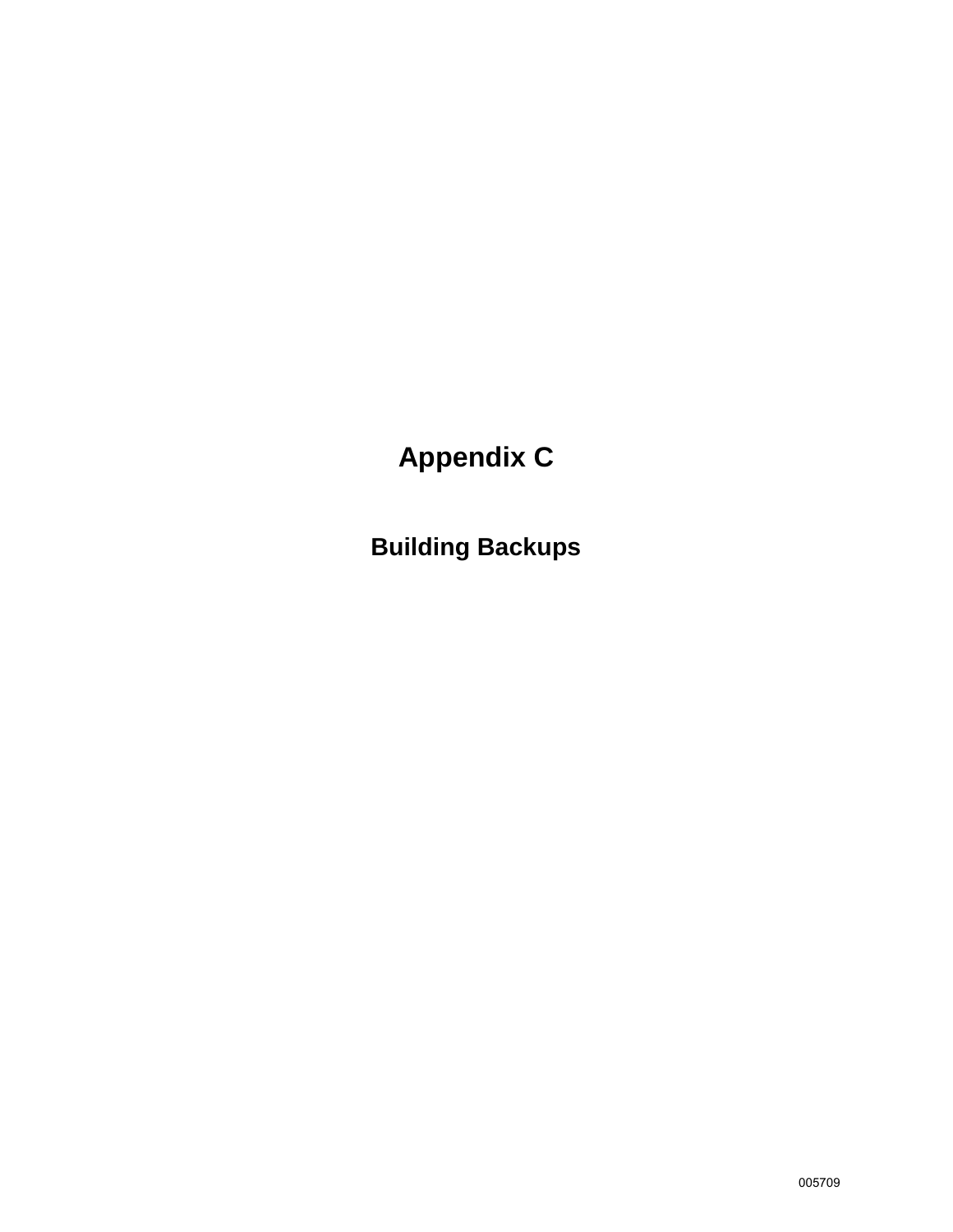# Appendix C

## Building Backups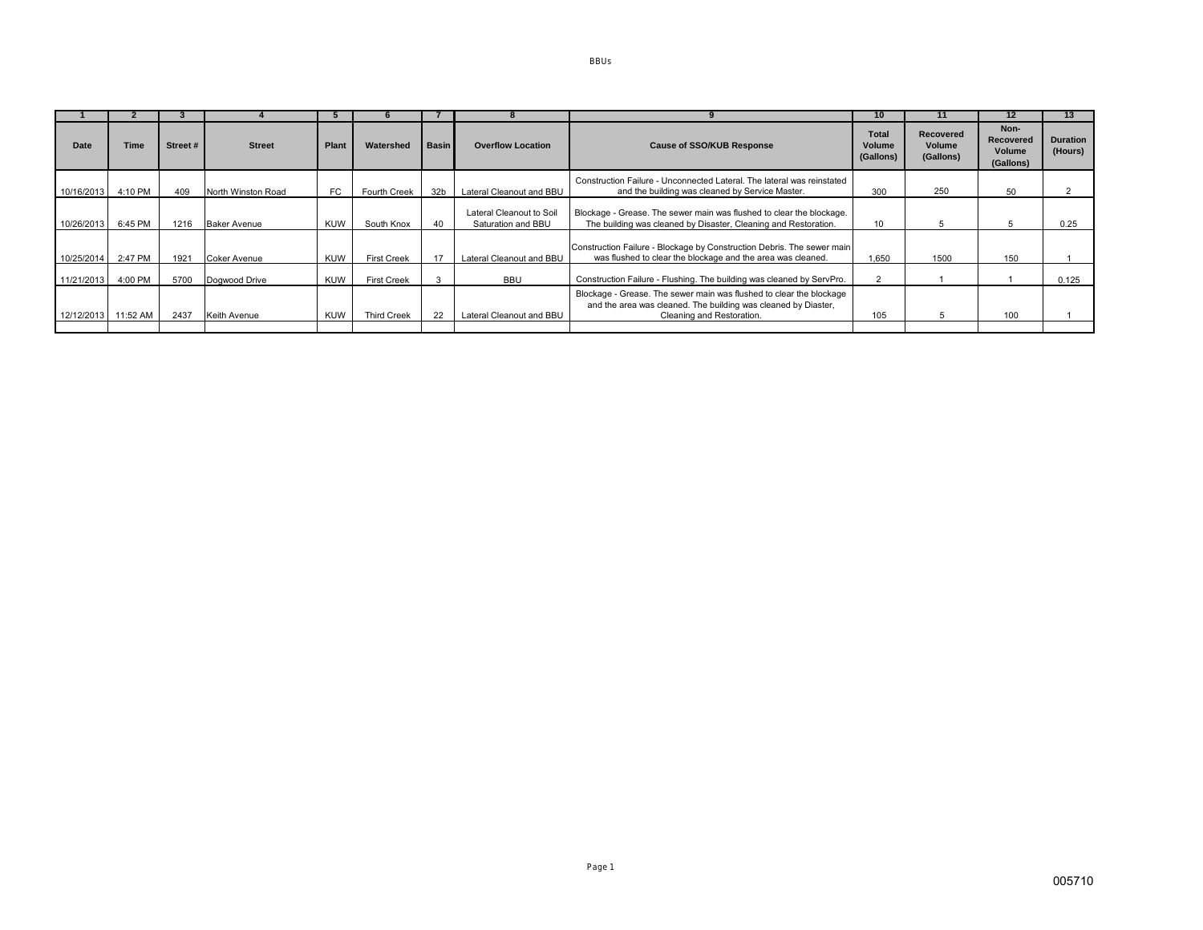BBUs

| 1 | 2 | 3 | 4 | 5 | 6 | 7 | 8 | 9 | 10 | 11 | 12 | 13 |
|---|---|---|---|---|---|---|---|---|---|---|---|---|
| Date | Time | Street # | Street | Plant | Watershed | Basin | Overflow Location | Cause of SSO/KUB Response | Total Volume (Gallons) | Recovered Volume (Gallons) | Non-Recovered Volume (Gallons) | Duration (Hours) |
| 10/16/2013 | 4:10 PM | 409 | North Winston Road | FC | Fourth Creek | 32b | Lateral Cleanout and BBU | Construction Failure - Unconnected Lateral. The lateral was reinstated and the building was cleaned by Service Master. | 300 | 250 | 50 | 2 |
| 10/26/2013 | 6:45 PM | 1216 | Baker Avenue | KUW | South Knox | 40 | Lateral Cleanout to Soil Saturation and BBU | Blockage - Grease. The sewer main was flushed to clear the blockage. The building was cleaned by Disaster, Cleaning and Restoration. | 10 | 5 | 5 | 0.25 |
| 10/25/2014 | 2:47 PM | 1921 | Coker Avenue | KUW | First Creek | 17 | Lateral Cleanout and BBU | Construction Failure - Blockage by Construction Debris. The sewer main was flushed to clear the blockage and the area was cleaned. | 1,650 | 1500 | 150 | 1 |
| 11/21/2013 | 4:00 PM | 5700 | Dogwood Drive | KUW | First Creek | 3 | BBU | Construction Failure - Flushing. The building was cleaned by ServPro. | 2 | 1 | 1 | 0.125 |
| 12/12/2013 | 11:52 AM | 2437 | Keith Avenue | KUW | Third Creek | 22 | Lateral Cleanout and BBU | Blockage - Grease. The sewer main was flushed to clear the blockage and the area was cleaned. The building was cleaned by Diaster, Cleaning and Restoration. | 105 | 5 | 100 | 1 |

005710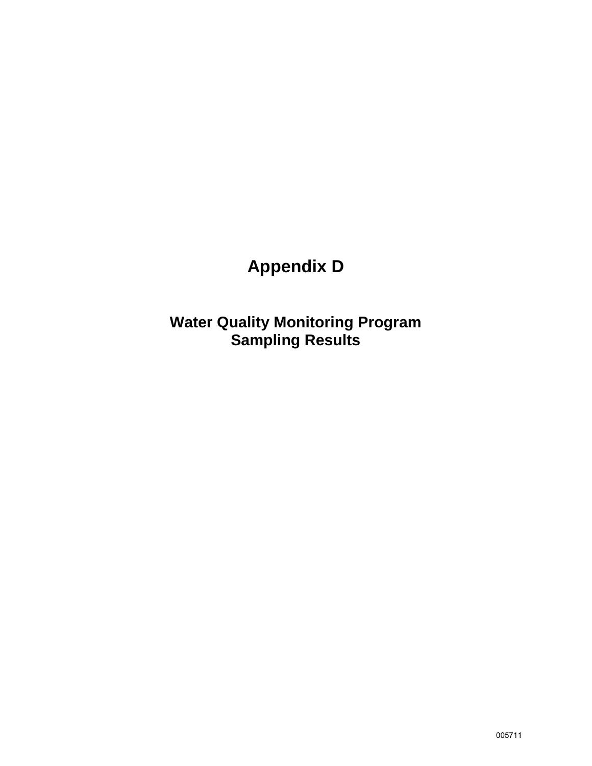# Appendix D

## Water Quality Monitoring Program Sampling Results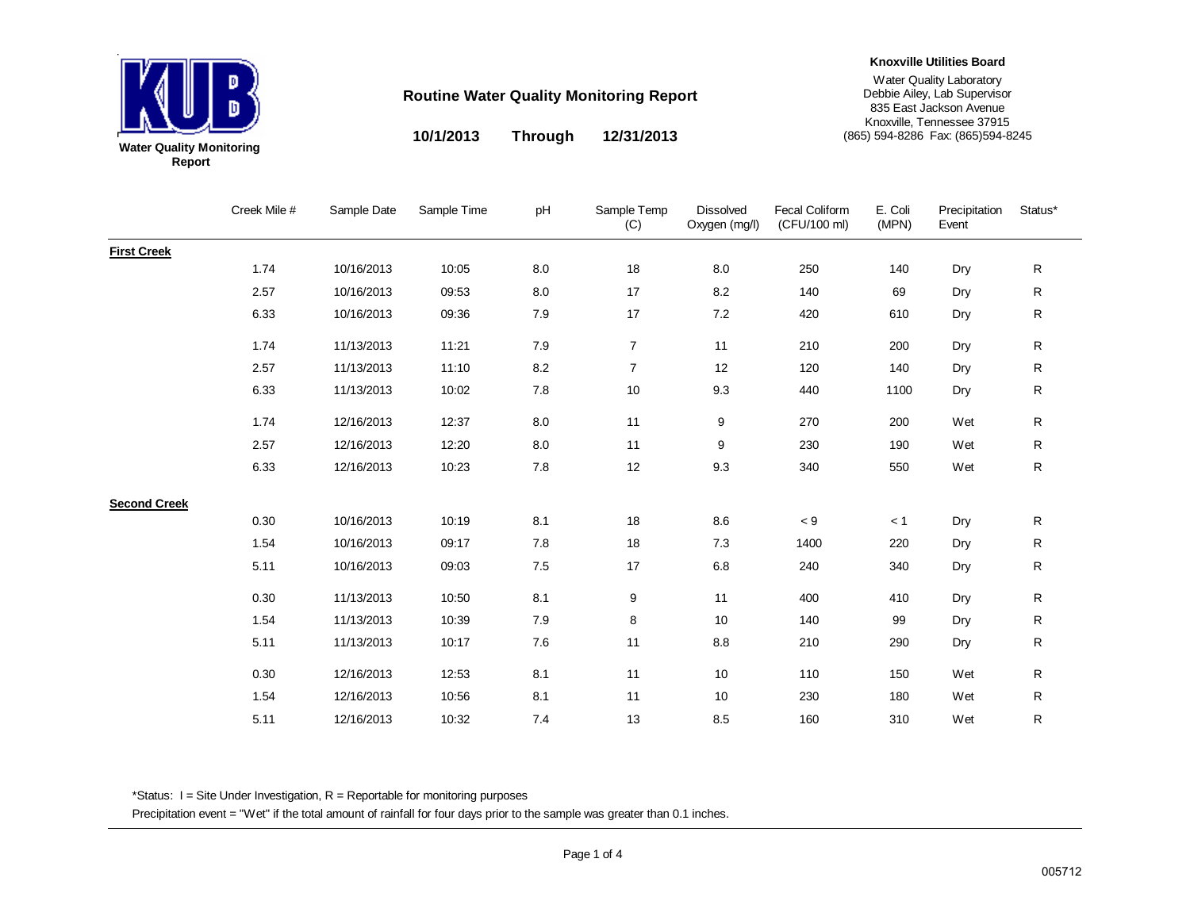**Water Quality Monitoring Report**

# Routine Water Quality Monitoring Report

**10/1/2013 Through 12/31/2013**

**Knoxville Utilities Board**

Water Quality Laboratory
Debbie Ailey, Lab Supervisor
835 East Jackson Avenue
Knoxville, Tennessee 37915
(865) 594-8286 Fax: (865)594-8245

| | Creek Mile # | Sample Date | Sample Time | pH | Sample Temp (C) | Dissolved Oxygen (mg/l) | Fecal Coliform (CFU/100 ml) | E. Coli (MPN) | Precipitation Event | Status* |
|---|---|---|---|---|---|---|---|---|---|---|
| **First Creek** | | | | | | | | | | |
| | 1.74 | 10/16/2013 | 10:05 | 8.0 | 18 | 8.0 | 250 | 140 | Dry | R |
| | 2.57 | 10/16/2013 | 09:53 | 8.0 | 17 | 8.2 | 140 | 69 | Dry | R |
| | 6.33 | 10/16/2013 | 09:36 | 7.9 | 17 | 7.2 | 420 | 610 | Dry | R |
| | 1.74 | 11/13/2013 | 11:21 | 7.9 | 7 | 11 | 210 | 200 | Dry | R |
| | 2.57 | 11/13/2013 | 11:10 | 8.2 | 7 | 12 | 120 | 140 | Dry | R |
| | 6.33 | 11/13/2013 | 10:02 | 7.8 | 10 | 9.3 | 440 | 1100 | Dry | R |
| | 1.74 | 12/16/2013 | 12:37 | 8.0 | 11 | 9 | 270 | 200 | Wet | R |
| | 2.57 | 12/16/2013 | 12:20 | 8.0 | 11 | 9 | 230 | 190 | Wet | R |
| | 6.33 | 12/16/2013 | 10:23 | 7.8 | 12 | 9.3 | 340 | 550 | Wet | R |
| **Second Creek** | | | | | | | | | | |
| | 0.30 | 10/16/2013 | 10:19 | 8.1 | 18 | 8.6 | < 9 | < 1 | Dry | R |
| | 1.54 | 10/16/2013 | 09:17 | 7.8 | 18 | 7.3 | 1400 | 220 | Dry | R |
| | 5.11 | 10/16/2013 | 09:03 | 7.5 | 17 | 6.8 | 240 | 340 | Dry | R |
| | 0.30 | 11/13/2013 | 10:50 | 8.1 | 9 | 11 | 400 | 410 | Dry | R |
| | 1.54 | 11/13/2013 | 10:39 | 7.9 | 8 | 10 | 140 | 99 | Dry | R |
| | 5.11 | 11/13/2013 | 10:17 | 7.6 | 11 | 8.8 | 210 | 290 | Dry | R |
| | 0.30 | 12/16/2013 | 12:53 | 8.1 | 11 | 10 | 110 | 150 | Wet | R |
| | 1.54 | 12/16/2013 | 10:56 | 8.1 | 11 | 10 | 230 | 180 | Wet | R |
| | 5.11 | 12/16/2013 | 10:32 | 7.4 | 13 | 8.5 | 160 | 310 | Wet | R |

*Status: I = Site Under Investigation, R = Reportable for monitoring purposes

Precipitation event = "Wet" if the total amount of rainfall for four days prior to the sample was greater than 0.1 inches.

005712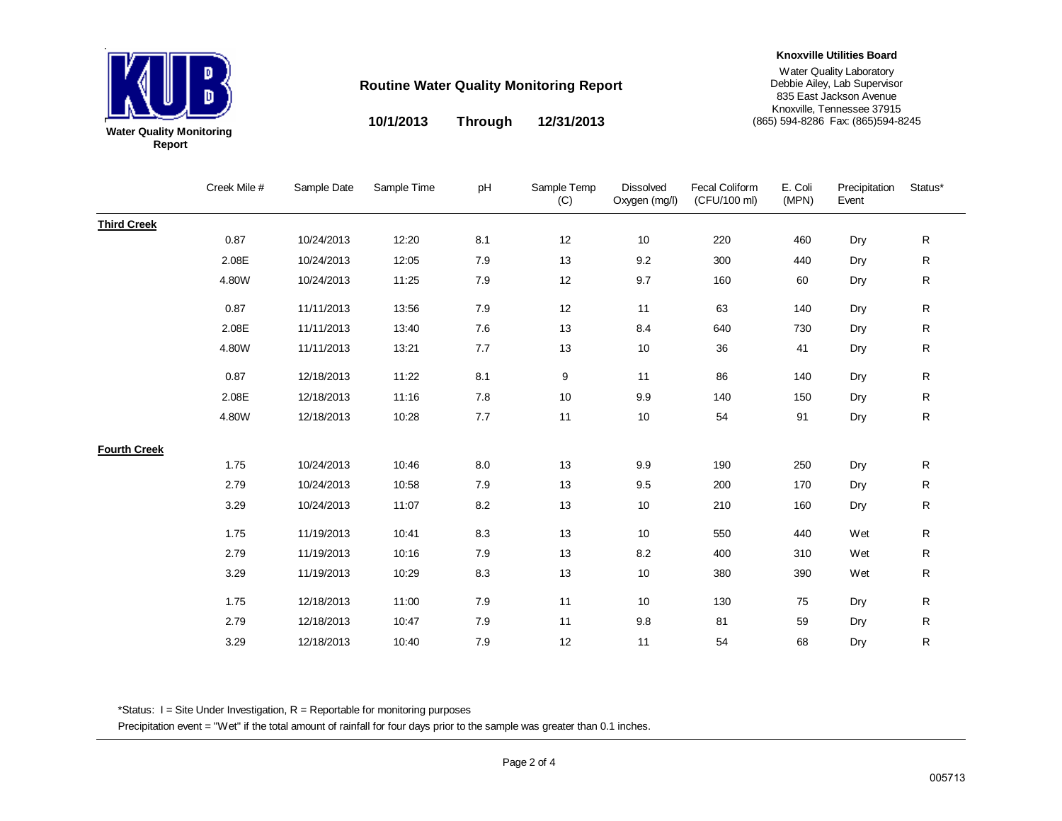KUB

**Water Quality Monitoring Report**

## Routine Water Quality Monitoring Report

**10/1/2013 Through 12/31/2013**

**Knoxville Utilities Board**

Water Quality Laboratory
Debbie Ailey, Lab Supervisor
835 East Jackson Avenue
Knoxville, Tennessee 37915
(865) 594-8286 Fax: (865)594-8245

| | Creek Mile # | Sample Date | Sample Time | pH | Sample Temp (C) | Dissolved Oxygen (mg/l) | Fecal Coliform (CFU/100 ml) | E. Coli (MPN) | Precipitation Event | Status* |
|---|---|---|---|---|---|---|---|---|---|---|
| **Third Creek** | | | | | | | | | | |
| | 0.87 | 10/24/2013 | 12:20 | 8.1 | 12 | 10 | 220 | 460 | Dry | R |
| | 2.08E | 10/24/2013 | 12:05 | 7.9 | 13 | 9.2 | 300 | 440 | Dry | R |
| | 4.80W | 10/24/2013 | 11:25 | 7.9 | 12 | 9.7 | 160 | 60 | Dry | R |
| | 0.87 | 11/11/2013 | 13:56 | 7.9 | 12 | 11 | 63 | 140 | Dry | R |
| | 2.08E | 11/11/2013 | 13:40 | 7.6 | 13 | 8.4 | 640 | 730 | Dry | R |
| | 4.80W | 11/11/2013 | 13:21 | 7.7 | 13 | 10 | 36 | 41 | Dry | R |
| | 0.87 | 12/18/2013 | 11:22 | 8.1 | 9 | 11 | 86 | 140 | Dry | R |
| | 2.08E | 12/18/2013 | 11:16 | 7.8 | 10 | 9.9 | 140 | 150 | Dry | R |
| | 4.80W | 12/18/2013 | 10:28 | 7.7 | 11 | 10 | 54 | 91 | Dry | R |
| **Fourth Creek** | | | | | | | | | | |
| | 1.75 | 10/24/2013 | 10:46 | 8.0 | 13 | 9.9 | 190 | 250 | Dry | R |
| | 2.79 | 10/24/2013 | 10:58 | 7.9 | 13 | 9.5 | 200 | 170 | Dry | R |
| | 3.29 | 10/24/2013 | 11:07 | 8.2 | 13 | 10 | 210 | 160 | Dry | R |
| | 1.75 | 11/19/2013 | 10:41 | 8.3 | 13 | 10 | 550 | 440 | Wet | R |
| | 2.79 | 11/19/2013 | 10:16 | 7.9 | 13 | 8.2 | 400 | 310 | Wet | R |
| | 3.29 | 11/19/2013 | 10:29 | 8.3 | 13 | 10 | 380 | 390 | Wet | R |
| | 1.75 | 12/18/2013 | 11:00 | 7.9 | 11 | 10 | 130 | 75 | Dry | R |
| | 2.79 | 12/18/2013 | 10:47 | 7.9 | 11 | 9.8 | 81 | 59 | Dry | R |
| | 3.29 | 12/18/2013 | 10:40 | 7.9 | 12 | 11 | 54 | 68 | Dry | R |

*Status: I = Site Under Investigation, R = Reportable for monitoring purposes

Precipitation event = "Wet" if the total amount of rainfall for four days prior to the sample was greater than 0.1 inches.

005713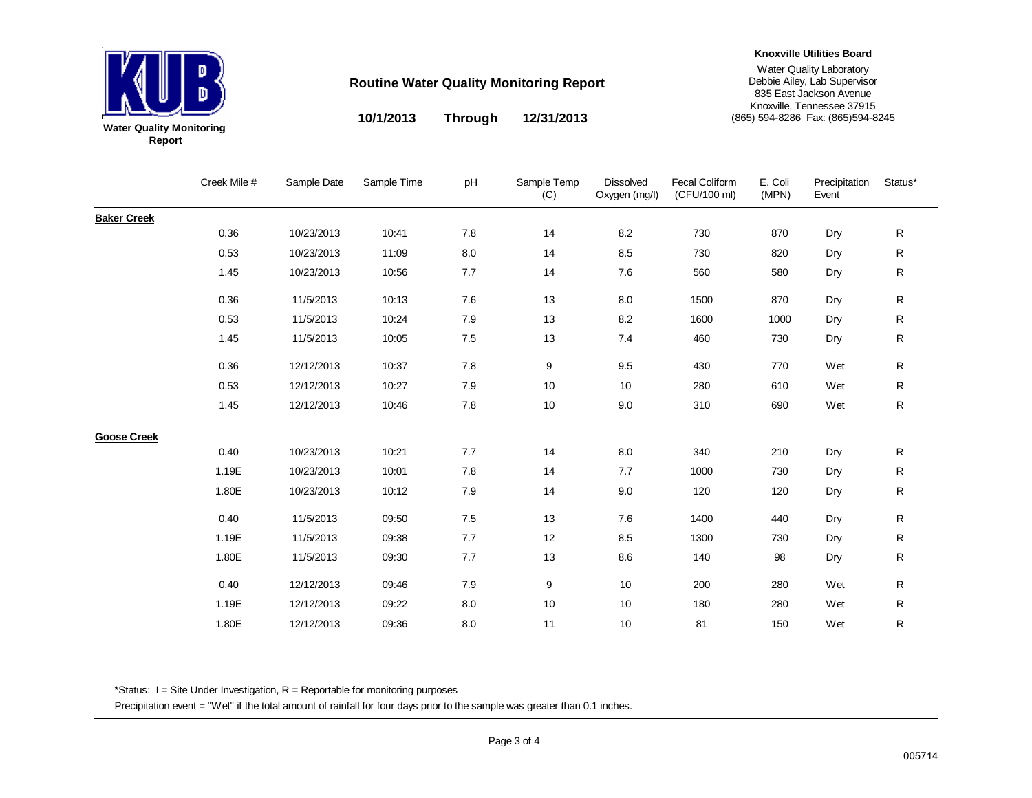KUB

**Water Quality Monitoring Report**

## Routine Water Quality Monitoring Report

**10/1/2013 Through 12/31/2013**

**Knoxville Utilities Board**

Water Quality Laboratory
Debbie Ailey, Lab Supervisor
835 East Jackson Avenue
Knoxville, Tennessee 37915
(865) 594-8286 Fax: (865)594-8245

| | Creek Mile # | Sample Date | Sample Time | pH | Sample Temp (C) | Dissolved Oxygen (mg/l) | Fecal Coliform (CFU/100 ml) | E. Coli (MPN) | Precipitation Event | Status* |
|---|---|---|---|---|---|---|---|---|---|---|
| **Baker Creek** | | | | | | | | | | |
| | 0.36 | 10/23/2013 | 10:41 | 7.8 | 14 | 8.2 | 730 | 870 | Dry | R |
| | 0.53 | 10/23/2013 | 11:09 | 8.0 | 14 | 8.5 | 730 | 820 | Dry | R |
| | 1.45 | 10/23/2013 | 10:56 | 7.7 | 14 | 7.6 | 560 | 580 | Dry | R |
| | 0.36 | 11/5/2013 | 10:13 | 7.6 | 13 | 8.0 | 1500 | 870 | Dry | R |
| | 0.53 | 11/5/2013 | 10:24 | 7.9 | 13 | 8.2 | 1600 | 1000 | Dry | R |
| | 1.45 | 11/5/2013 | 10:05 | 7.5 | 13 | 7.4 | 460 | 730 | Dry | R |
| | 0.36 | 12/12/2013 | 10:37 | 7.8 | 9 | 9.5 | 430 | 770 | Wet | R |
| | 0.53 | 12/12/2013 | 10:27 | 7.9 | 10 | 10 | 280 | 610 | Wet | R |
| | 1.45 | 12/12/2013 | 10:46 | 7.8 | 10 | 9.0 | 310 | 690 | Wet | R |
| **Goose Creek** | | | | | | | | | | |
| | 0.40 | 10/23/2013 | 10:21 | 7.7 | 14 | 8.0 | 340 | 210 | Dry | R |
| | 1.19E | 10/23/2013 | 10:01 | 7.8 | 14 | 7.7 | 1000 | 730 | Dry | R |
| | 1.80E | 10/23/2013 | 10:12 | 7.9 | 14 | 9.0 | 120 | 120 | Dry | R |
| | 0.40 | 11/5/2013 | 09:50 | 7.5 | 13 | 7.6 | 1400 | 440 | Dry | R |
| | 1.19E | 11/5/2013 | 09:38 | 7.7 | 12 | 8.5 | 1300 | 730 | Dry | R |
| | 1.80E | 11/5/2013 | 09:30 | 7.7 | 13 | 8.6 | 140 | 98 | Dry | R |
| | 0.40 | 12/12/2013 | 09:46 | 7.9 | 9 | 10 | 200 | 280 | Wet | R |
| | 1.19E | 12/12/2013 | 09:22 | 8.0 | 10 | 10 | 180 | 280 | Wet | R |
| | 1.80E | 12/12/2013 | 09:36 | 8.0 | 11 | 10 | 81 | 150 | Wet | R |

*Status: I = Site Under Investigation, R = Reportable for monitoring purposes

Precipitation event = "Wet" if the total amount of rainfall for four days prior to the sample was greater than 0.1 inches.

005714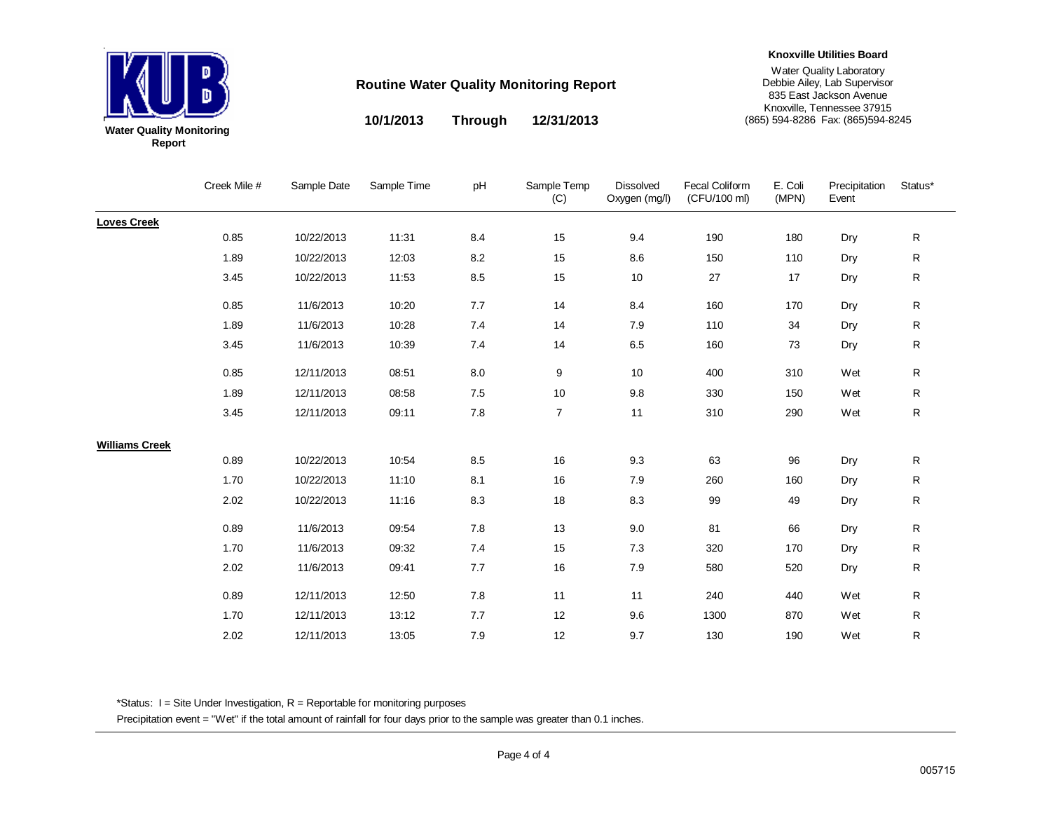Water Quality Monitoring Report

# Routine Water Quality Monitoring Report

**10/1/2013 Through 12/31/2013**

**Knoxville Utilities Board**

Water Quality Laboratory
Debbie Ailey, Lab Supervisor
835 East Jackson Avenue
Knoxville, Tennessee 37915
(865) 594-8286 Fax: (865)594-8245

| | Creek Mile # | Sample Date | Sample Time | pH | Sample Temp (C) | Dissolved Oxygen (mg/l) | Fecal Coliform (CFU/100 ml) | E. Coli (MPN) | Precipitation Event | Status* |
|---|---|---|---|---|---|---|---|---|---|---|
| **Loves Creek** | | | | | | | | | | |
| | 0.85 | 10/22/2013 | 11:31 | 8.4 | 15 | 9.4 | 190 | 180 | Dry | R |
| | 1.89 | 10/22/2013 | 12:03 | 8.2 | 15 | 8.6 | 150 | 110 | Dry | R |
| | 3.45 | 10/22/2013 | 11:53 | 8.5 | 15 | 10 | 27 | 17 | Dry | R |
| | 0.85 | 11/6/2013 | 10:20 | 7.7 | 14 | 8.4 | 160 | 170 | Dry | R |
| | 1.89 | 11/6/2013 | 10:28 | 7.4 | 14 | 7.9 | 110 | 34 | Dry | R |
| | 3.45 | 11/6/2013 | 10:39 | 7.4 | 14 | 6.5 | 160 | 73 | Dry | R |
| | 0.85 | 12/11/2013 | 08:51 | 8.0 | 9 | 10 | 400 | 310 | Wet | R |
| | 1.89 | 12/11/2013 | 08:58 | 7.5 | 10 | 9.8 | 330 | 150 | Wet | R |
| | 3.45 | 12/11/2013 | 09:11 | 7.8 | 7 | 11 | 310 | 290 | Wet | R |
| **Williams Creek** | | | | | | | | | | |
| | 0.89 | 10/22/2013 | 10:54 | 8.5 | 16 | 9.3 | 63 | 96 | Dry | R |
| | 1.70 | 10/22/2013 | 11:10 | 8.1 | 16 | 7.9 | 260 | 160 | Dry | R |
| | 2.02 | 10/22/2013 | 11:16 | 8.3 | 18 | 8.3 | 99 | 49 | Dry | R |
| | 0.89 | 11/6/2013 | 09:54 | 7.8 | 13 | 9.0 | 81 | 66 | Dry | R |
| | 1.70 | 11/6/2013 | 09:32 | 7.4 | 15 | 7.3 | 320 | 170 | Dry | R |
| | 2.02 | 11/6/2013 | 09:41 | 7.7 | 16 | 7.9 | 580 | 520 | Dry | R |
| | 0.89 | 12/11/2013 | 12:50 | 7.8 | 11 | 11 | 240 | 440 | Wet | R |
| | 1.70 | 12/11/2013 | 13:12 | 7.7 | 12 | 9.6 | 1300 | 870 | Wet | R |
| | 2.02 | 12/11/2013 | 13:05 | 7.9 | 12 | 9.7 | 130 | 190 | Wet | R |

*Status: I = Site Under Investigation, R = Reportable for monitoring purposes

Precipitation event = "Wet" if the total amount of rainfall for four days prior to the sample was greater than 0.1 inches.

005715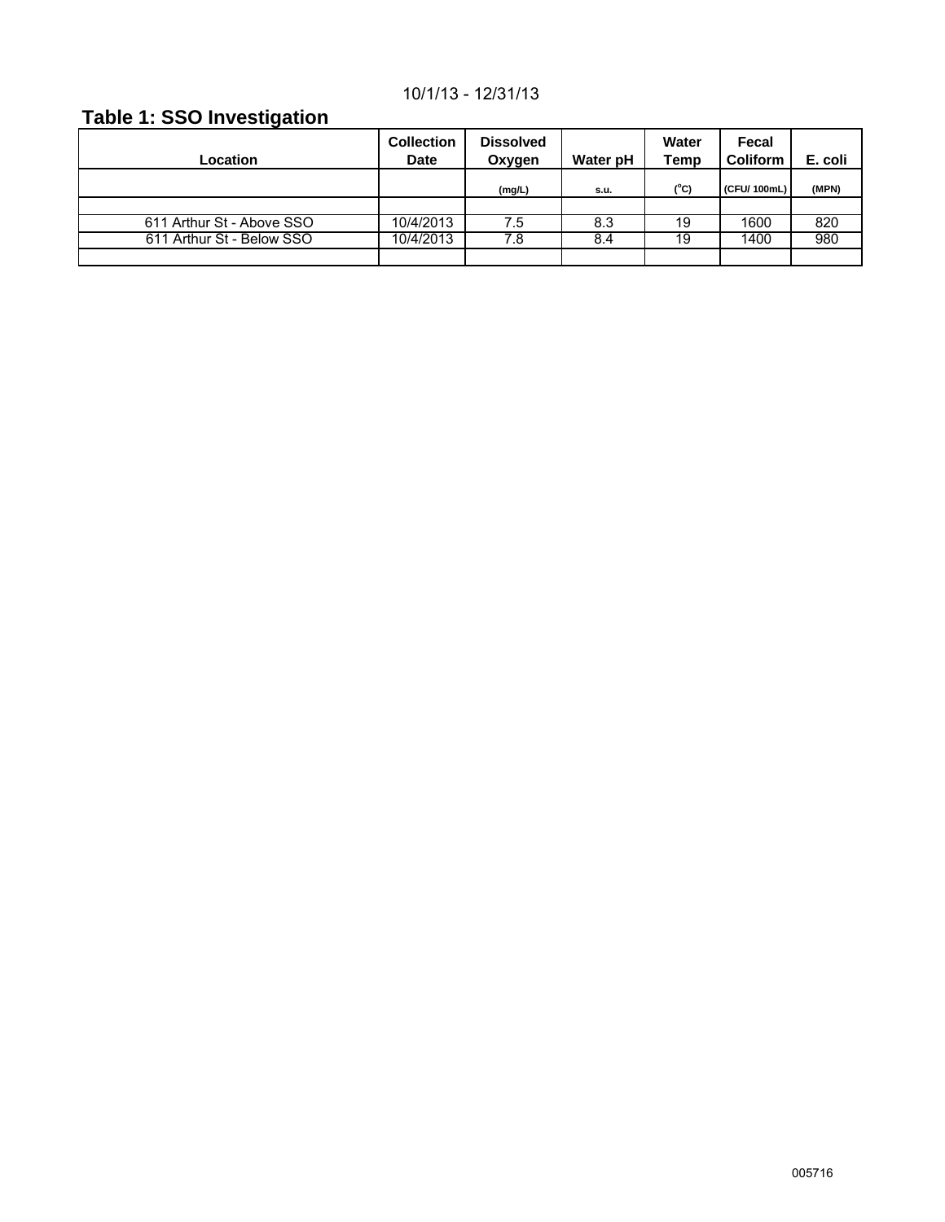10/1/13 - 12/31/13

## Table 1: SSO Investigation

| Location | Collection Date | Dissolved Oxygen | Water pH | Water Temp | Fecal Coliform | E. coli |
|---|---|---|---|---|---|---|
| | | (mg/L) | s.u. | (°C) | (CFU/ 100mL) | (MPN) |
| | | | | | | |
| 611 Arthur St - Above SSO | 10/4/2013 | 7.5 | 8.3 | 19 | 1600 | 820 |
| 611 Arthur St - Below SSO | 10/4/2013 | 7.8 | 8.4 | 19 | 1400 | 980 |
| | | | | | | |

005716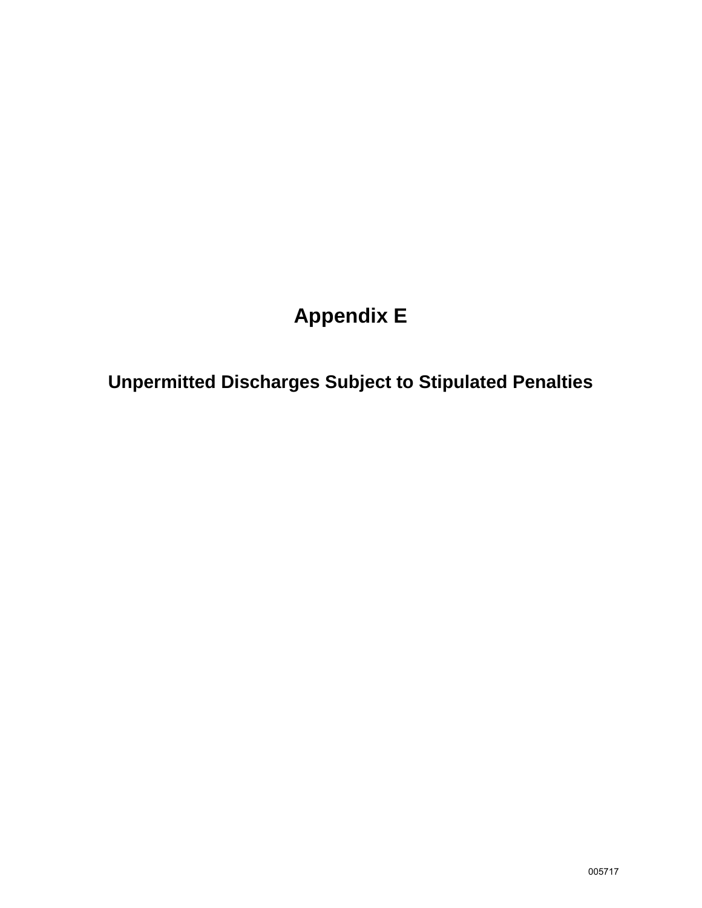# Appendix E

## Unpermitted Discharges Subject to Stipulated Penalties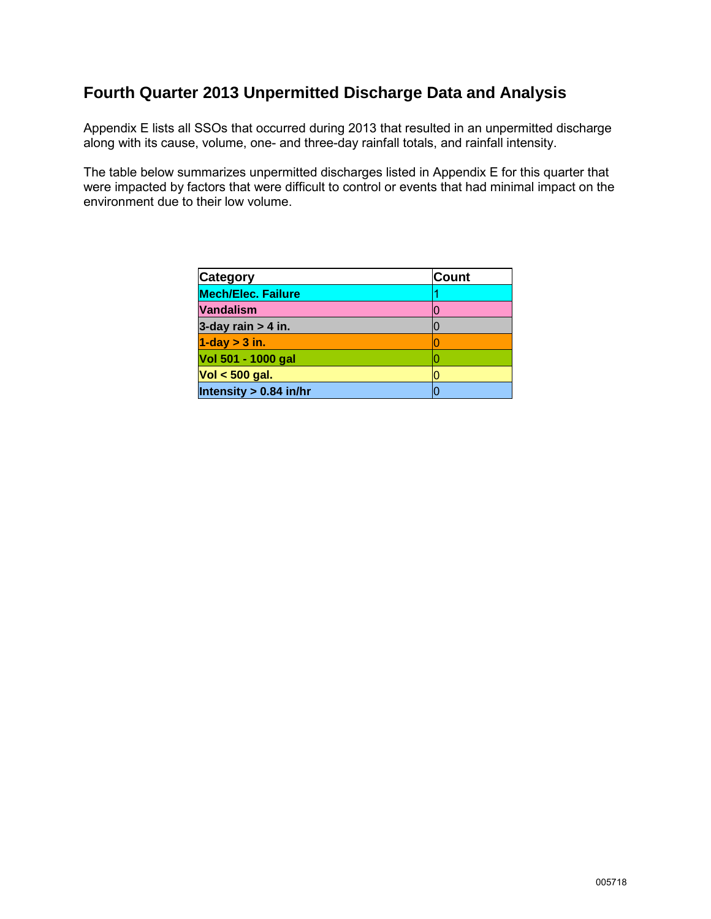## Fourth Quarter 2013 Unpermitted Discharge Data and Analysis

Appendix E lists all SSOs that occurred during 2013 that resulted in an unpermitted discharge along with its cause, volume, one- and three-day rainfall totals, and rainfall intensity.

The table below summarizes unpermitted discharges listed in Appendix E for this quarter that were impacted by factors that were difficult to control or events that had minimal impact on the environment due to their low volume.

| Category | Count |
|---|---|
| **Mech/Elec. Failure** | 1 |
| **Vandalism** | 0 |
| **3-day rain > 4 in.** | 0 |
| **1-day > 3 in.** | 0 |
| **Vol 501 - 1000 gal** | 0 |
| **Vol < 500 gal.** | 0 |
| **Intensity > 0.84 in/hr** | 0 |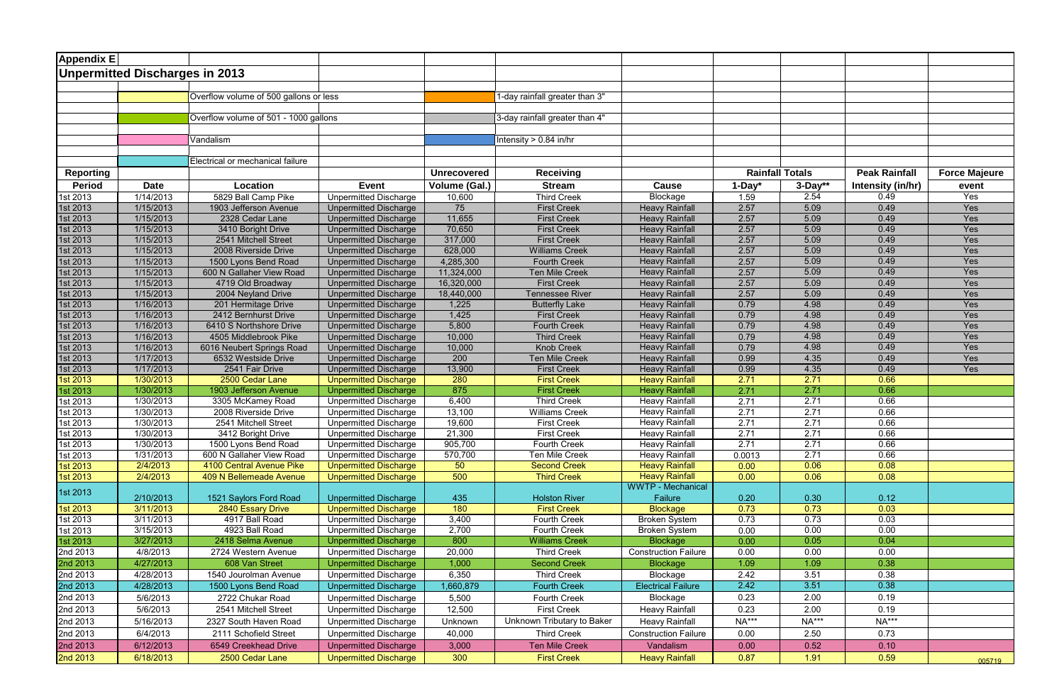# Appendix E

## Unpermitted Discharges in 2013

Legend:
- Overflow volume of 500 gallons or less
- Overflow volume of 501 - 1000 gallons
- Vandalism
- Electrical or mechanical failure
- 1-day rainfall greater than 3"
- 3-day rainfall greater than 4"
- Intensity > 0.84 in/hr

| Reporting Period | Date | Location | Event | Unrecovered Volume (Gal.) | Receiving Stream | Cause | Rainfall Totals 1-Day* | Rainfall Totals 3-Day** | Peak Rainfall Intensity (in/hr) | Force Majeure event |
|---|---|---|---|---|---|---|---|---|---|---|
| 1st 2013 | 1/14/2013 | 5829 Ball Camp Pike | Unpermitted Discharge | 10,600 | Third Creek | Blockage | 1.59 | 2.54 | 0.49 | Yes |
| 1st 2013 | 1/15/2013 | 1903 Jefferson Avenue | Unpermitted Discharge | 75 | First Creek | Heavy Rainfall | 2.57 | 5.09 | 0.49 | Yes |
| 1st 2013 | 1/15/2013 | 2328 Cedar Lane | Unpermitted Discharge | 11,655 | First Creek | Heavy Rainfall | 2.57 | 5.09 | 0.49 | Yes |
| 1st 2013 | 1/15/2013 | 3410 Boright Drive | Unpermitted Discharge | 70,650 | First Creek | Heavy Rainfall | 2.57 | 5.09 | 0.49 | Yes |
| 1st 2013 | 1/15/2013 | 2541 Mitchell Street | Unpermitted Discharge | 317,000 | First Creek | Heavy Rainfall | 2.57 | 5.09 | 0.49 | Yes |
| 1st 2013 | 1/15/2013 | 2008 Riverside Drive | Unpermitted Discharge | 628,000 | Williams Creek | Heavy Rainfall | 2.57 | 5.09 | 0.49 | Yes |
| 1st 2013 | 1/15/2013 | 1500 Lyons Bend Road | Unpermitted Discharge | 4,285,300 | Fourth Creek | Heavy Rainfall | 2.57 | 5.09 | 0.49 | Yes |
| 1st 2013 | 1/15/2013 | 600 N Gallaher View Road | Unpermitted Discharge | 11,324,000 | Ten Mile Creek | Heavy Rainfall | 2.57 | 5.09 | 0.49 | Yes |
| 1st 2013 | 1/15/2013 | 4719 Old Broadway | Unpermitted Discharge | 16,320,000 | First Creek | Heavy Rainfall | 2.57 | 5.09 | 0.49 | Yes |
| 1st 2013 | 1/15/2013 | 2004 Neyland Drive | Unpermitted Discharge | 18,440,000 | Tennessee River | Heavy Rainfall | 2.57 | 5.09 | 0.49 | Yes |
| 1st 2013 | 1/16/2013 | 201 Hermitage Drive | Unpermitted Discharge | 1,225 | Butterfly Lake | Heavy Rainfall | 0.79 | 4.98 | 0.49 | Yes |
| 1st 2013 | 1/16/2013 | 2412 Bernhurst Drive | Unpermitted Discharge | 1,425 | First Creek | Heavy Rainfall | 0.79 | 4.98 | 0.49 | Yes |
| 1st 2013 | 1/16/2013 | 6410 S Northshore Drive | Unpermitted Discharge | 5,800 | Fourth Creek | Heavy Rainfall | 0.79 | 4.98 | 0.49 | Yes |
| 1st 2013 | 1/16/2013 | 4505 Middlebrook Pike | Unpermitted Discharge | 10,000 | Third Creek | Heavy Rainfall | 0.79 | 4.98 | 0.49 | Yes |
| 1st 2013 | 1/16/2013 | 6016 Neubert Springs Road | Unpermitted Discharge | 10,000 | Knob Creek | Heavy Rainfall | 0.79 | 4.98 | 0.49 | Yes |
| 1st 2013 | 1/17/2013 | 6532 Westside Drive | Unpermitted Discharge | 200 | Ten Mile Creek | Heavy Rainfall | 0.99 | 4.35 | 0.49 | Yes |
| 1st 2013 | 1/17/2013 | 2541 Fair Drive | Unpermitted Discharge | 13,900 | First Creek | Heavy Rainfall | 0.99 | 4.35 | 0.49 | Yes |
| 1st 2013 | 1/30/2013 | 2500 Cedar Lane | Unpermitted Discharge | 280 | First Creek | Heavy Rainfall | 2.71 | 2.71 | 0.66 | |
| 1st 2013 | 1/30/2013 | 1903 Jefferson Avenue | Unpermitted Discharge | 875 | First Creek | Heavy Rainfall | 2.71 | 2.71 | 0.66 | |
| 1st 2013 | 1/30/2013 | 3305 McKamey Road | Unpermitted Discharge | 6,400 | Third Creek | Heavy Rainfall | 2.71 | 2.71 | 0.66 | |
| 1st 2013 | 1/30/2013 | 2008 Riverside Drive | Unpermitted Discharge | 13,100 | Williams Creek | Heavy Rainfall | 2.71 | 2.71 | 0.66 | |
| 1st 2013 | 1/30/2013 | 2541 Mitchell Street | Unpermitted Discharge | 19,600 | First Creek | Heavy Rainfall | 2.71 | 2.71 | 0.66 | |
| 1st 2013 | 1/30/2013 | 3412 Boright Drive | Unpermitted Discharge | 21,300 | First Creek | Heavy Rainfall | 2.71 | 2.71 | 0.66 | |
| 1st 2013 | 1/30/2013 | 1500 Lyons Bend Road | Unpermitted Discharge | 905,700 | Fourth Creek | Heavy Rainfall | 2.71 | 2.71 | 0.66 | |
| 1st 2013 | 1/31/2013 | 600 N Gallaher View Road | Unpermitted Discharge | 570,700 | Ten Mile Creek | Heavy Rainfall | 0.0013 | 2.71 | 0.66 | |
| 1st 2013 | 2/4/2013 | 4100 Central Avenue Pike | Unpermitted Discharge | 50 | Second Creek | Heavy Rainfall | 0.00 | 0.06 | 0.08 | |
| 1st 2013 | 2/4/2013 | 409 N Bellemeade Avenue | Unpermitted Discharge | 500 | Third Creek | Heavy Rainfall | 0.00 | 0.06 | 0.08 | |
| 1st 2013 | 2/10/2013 | 1521 Saylors Ford Road | Unpermitted Discharge | 435 | Holston River | WWTP - Mechanical Failure | 0.20 | 0.30 | 0.12 | |
| 1st 2013 | 3/11/2013 | 2840 Essary Drive | Unpermitted Discharge | 180 | First Creek | Blockage | 0.73 | 0.73 | 0.03 | |
| 1st 2013 | 3/11/2013 | 4917 Ball Road | Unpermitted Discharge | 3,400 | Fourth Creek | Broken System | 0.73 | 0.73 | 0.03 | |
| 1st 2013 | 3/15/2013 | 4923 Ball Road | Unpermitted Discharge | 2,700 | Fourth Creek | Broken System | 0.00 | 0.00 | 0.00 | |
| 1st 2013 | 3/27/2013 | 2418 Selma Avenue | Unpermitted Discharge | 800 | Williams Creek | Blockage | 0.00 | 0.05 | 0.04 | |
| 2nd 2013 | 4/8/2013 | 2724 Western Avenue | Unpermitted Discharge | 20,000 | Third Creek | Construction Failure | 0.00 | 0.00 | 0.00 | |
| 2nd 2013 | 4/27/2013 | 608 Van Street | Unpermitted Discharge | 1,000 | Second Creek | Blockage | 1.09 | 1.09 | 0.38 | |
| 2nd 2013 | 4/28/2013 | 1540 Jourolman Avenue | Unpermitted Discharge | 6,350 | Third Creek | Blockage | 2.42 | 3.51 | 0.38 | |
| 2nd 2013 | 4/28/2013 | 1500 Lyons Bend Road | Unpermitted Discharge | 1,660,879 | Fourth Creek | Electrical Failure | 2.42 | 3.51 | 0.38 | |
| 2nd 2013 | 5/6/2013 | 2722 Chukar Road | Unpermitted Discharge | 5,500 | Fourth Creek | Blockage | 0.23 | 2.00 | 0.19 | |
| 2nd 2013 | 5/6/2013 | 2541 Mitchell Street | Unpermitted Discharge | 12,500 | First Creek | Heavy Rainfall | 0.23 | 2.00 | 0.19 | |
| 2nd 2013 | 5/16/2013 | 2327 South Haven Road | Unpermitted Discharge | Unknown | Unknown Tributary to Baker | Heavy Rainfall | NA*** | NA*** | NA*** | |
| 2nd 2013 | 6/4/2013 | 2111 Schofield Street | Unpermitted Discharge | 40,000 | Third Creek | Construction Failure | 0.00 | 2.50 | 0.73 | |
| 2nd 2013 | 6/12/2013 | 6549 Creekhead Drive | Unpermitted Discharge | 3,000 | Ten Mile Creek | Vandalism | 0.00 | 0.52 | 0.10 | |
| 2nd 2013 | 6/18/2013 | 2500 Cedar Lane | Unpermitted Discharge | 300 | First Creek | Heavy Rainfall | 0.87 | 1.91 | 0.59 | |

005719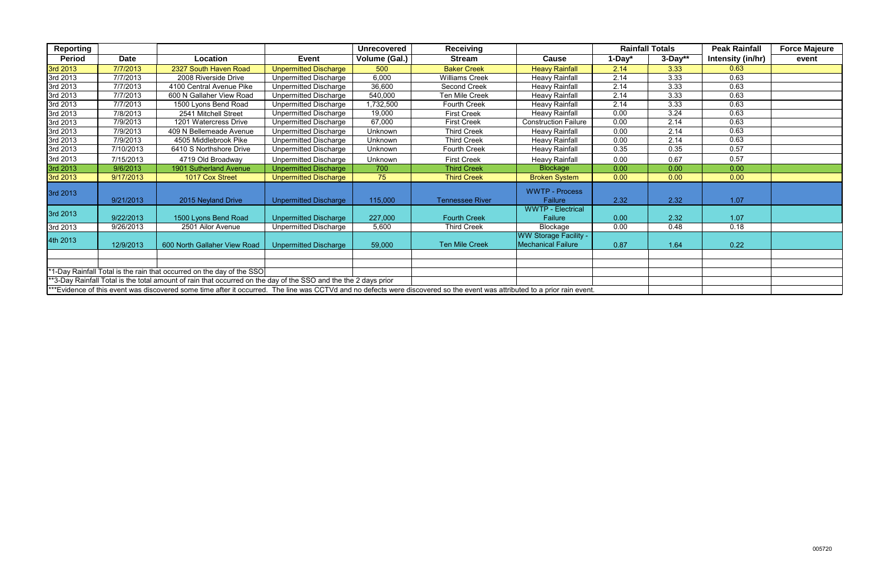| Reporting | | | | Unrecovered | Receiving | | Rainfall Totals | | Peak Rainfall | Force Majeure |
|---|---|---|---|---|---|---|---|---|---|---|
| Period | Date | Location | Event | Volume (Gal.) | Stream | Cause | 1-Day* | 3-Day** | Intensity (in/hr) | event |
| 3rd 2013 | 7/7/2013 | 2327 South Haven Road | Unpermitted Discharge | 500 | Baker Creek | Heavy Rainfall | 2.14 | 3.33 | 0.63 | |
| 3rd 2013 | 7/7/2013 | 2008 Riverside Drive | Unpermitted Discharge | 6,000 | Williams Creek | Heavy Rainfall | 2.14 | 3.33 | 0.63 | |
| 3rd 2013 | 7/7/2013 | 4100 Central Avenue Pike | Unpermitted Discharge | 36,600 | Second Creek | Heavy Rainfall | 2.14 | 3.33 | 0.63 | |
| 3rd 2013 | 7/7/2013 | 600 N Gallaher View Road | Unpermitted Discharge | 540,000 | Ten Mile Creek | Heavy Rainfall | 2.14 | 3.33 | 0.63 | |
| 3rd 2013 | 7/7/2013 | 1500 Lyons Bend Road | Unpermitted Discharge | 1,732,500 | Fourth Creek | Heavy Rainfall | 2.14 | 3.33 | 0.63 | |
| 3rd 2013 | 7/8/2013 | 2541 Mitchell Street | Unpermitted Discharge | 19,000 | First Creek | Heavy Rainfall | 0.00 | 3.24 | 0.63 | |
| 3rd 2013 | 7/9/2013 | 1201 Watercress Drive | Unpermitted Discharge | 67,000 | First Creek | Construction Failure | 0.00 | 2.14 | 0.63 | |
| 3rd 2013 | 7/9/2013 | 409 N Bellemeade Avenue | Unpermitted Discharge | Unknown | Third Creek | Heavy Rainfall | 0.00 | 2.14 | 0.63 | |
| 3rd 2013 | 7/9/2013 | 4505 Middlebrook Pike | Unpermitted Discharge | Unknown | Third Creek | Heavy Rainfall | 0.00 | 2.14 | 0.63 | |
| 3rd 2013 | 7/10/2013 | 6410 S Northshore Drive | Unpermitted Discharge | Unknown | Fourth Creek | Heavy Rainfall | 0.35 | 0.35 | 0.57 | |
| 3rd 2013 | 7/15/2013 | 4719 Old Broadway | Unpermitted Discharge | Unknown | First Creek | Heavy Rainfall | 0.00 | 0.67 | 0.57 | |
| 3rd 2013 | 9/6/2013 | 1901 Sutherland Avenue | Unpermitted Discharge | 700 | Third Creek | Blockage | 0.00 | 0.00 | 0.00 | |
| 3rd 2013 | 9/17/2013 | 1017 Cox Street | Unpermitted Discharge | 75 | Third Creek | Broken System | 0.00 | 0.00 | 0.00 | |
| 3rd 2013 | 9/21/2013 | 2015 Neyland Drive | Unpermitted Discharge | 115,000 | Tennessee River | WWTP - Process Failure | 2.32 | 2.32 | 1.07 | |
| 3rd 2013 | 9/22/2013 | 1500 Lyons Bend Road | Unpermitted Discharge | 227,000 | Fourth Creek | WWTP - Electrical Failure | 0.00 | 2.32 | 1.07 | |
| 3rd 2013 | 9/26/2013 | 2501 Ailor Avenue | Unpermitted Discharge | 5,600 | Third Creek | Blockage | 0.00 | 0.48 | 0.18 | |
| 4th 2013 | 12/9/2013 | 600 North Gallaher View Road | Unpermitted Discharge | 59,000 | Ten Mile Creek | WW Storage Facility - Mechanical Failure | 0.87 | 1.64 | 0.22 | |

*1-Day Rainfall Total is the rain that occurred on the day of the SSO

**3-Day Rainfall Total is the total amount of rain that occurred on the day of the SSO and the the 2 days prior

***Evidence of this event was discovered some time after it occurred. The line was CCTVd and no defects were discovered so the event was attributed to a prior rain event.

005720